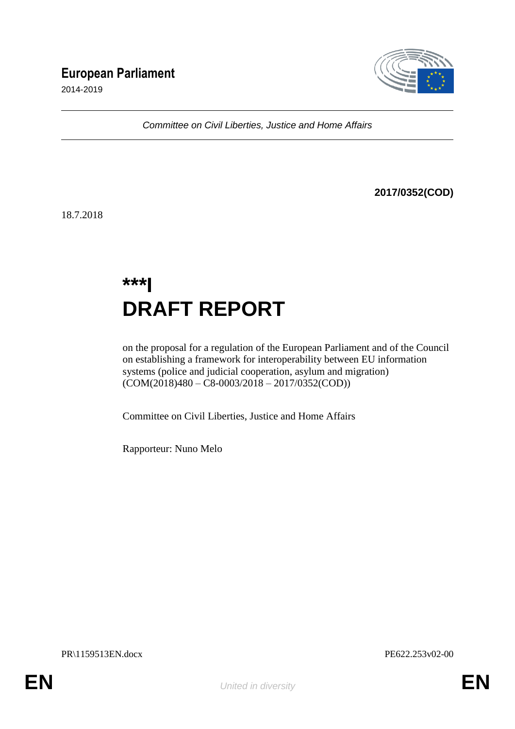**European Parliament**

2014-2019

*Committee on Civil Liberties, Justice and Home Affairs*

**2017/0352(COD)**

18.7.2018

# ***I
# DRAFT REPORT

on the proposal for a regulation of the European Parliament and of the Council on establishing a framework for interoperability between EU information systems (police and judicial cooperation, asylum and migration) (COM(2018)480 – C8-0003/2018 – 2017/0352(COD))

Committee on Civil Liberties, Justice and Home Affairs

Rapporteur: Nuno Melo

PR\1159513EN.docx PE622.253v02-00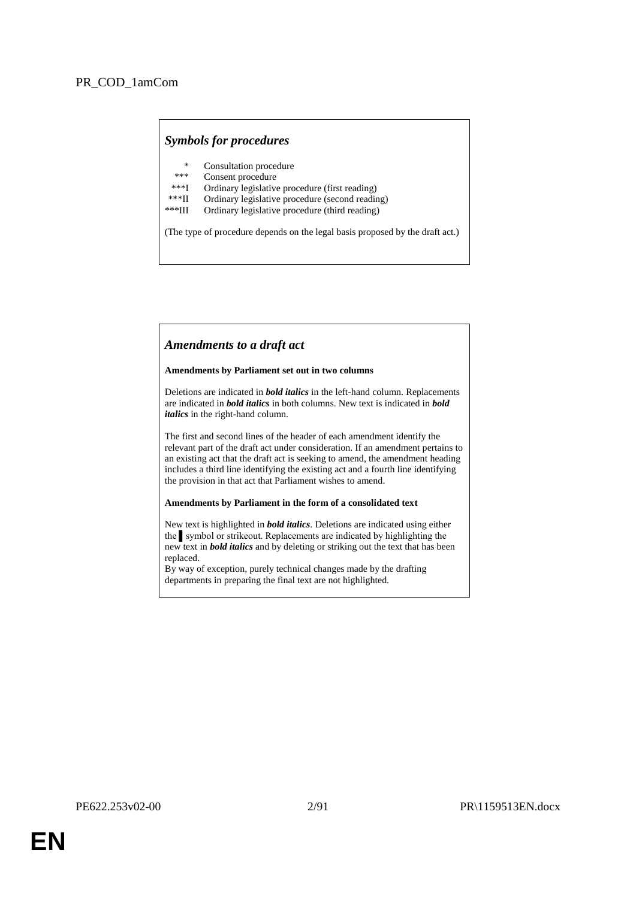PR_COD_1amCom

## *Symbols for procedures*

| | |
|---|---|
| * | Consultation procedure |
| *** | Consent procedure |
| ***I | Ordinary legislative procedure (first reading) |
| ***II | Ordinary legislative procedure (second reading) |
| ***III | Ordinary legislative procedure (third reading) |

(The type of procedure depends on the legal basis proposed by the draft act.)

## *Amendments to a draft act*

**Amendments by Parliament set out in two columns**

Deletions are indicated in ***bold italics*** in the left-hand column. Replacements are indicated in ***bold italics*** in both columns. New text is indicated in ***bold italics*** in the right-hand column.

The first and second lines of the header of each amendment identify the relevant part of the draft act under consideration. If an amendment pertains to an existing act that the draft act is seeking to amend, the amendment heading includes a third line identifying the existing act and a fourth line identifying the provision in that act that Parliament wishes to amend.

**Amendments by Parliament in the form of a consolidated text**

New text is highlighted in ***bold italics***. Deletions are indicated using either the ▌symbol or strikeout. Replacements are indicated by highlighting the new text in ***bold italics*** and by deleting or striking out the text that has been replaced.
By way of exception, purely technical changes made by the drafting departments in preparing the final text are not highlighted.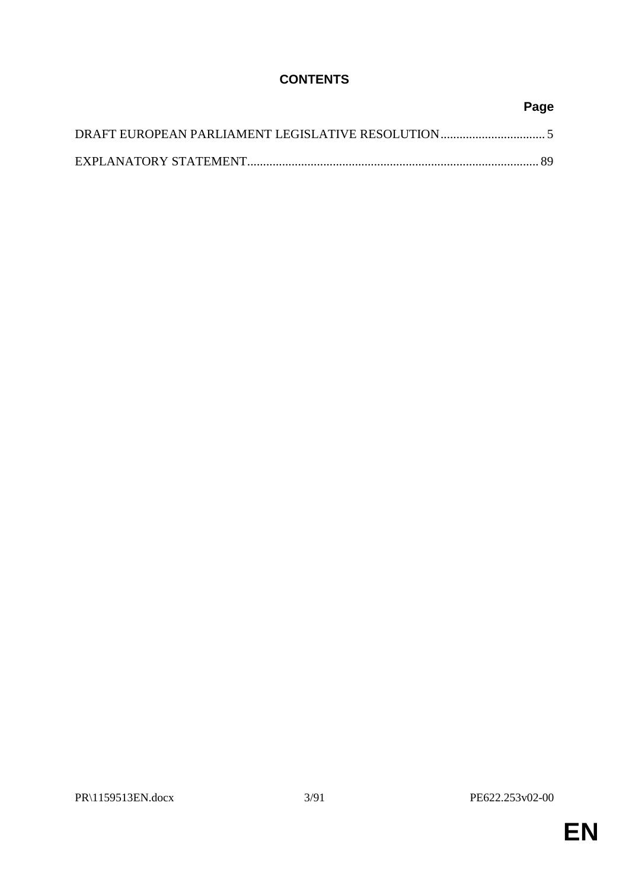# CONTENTS

| | Page |
|---|---|
| DRAFT EUROPEAN PARLIAMENT LEGISLATIVE RESOLUTION | 5 |
| EXPLANATORY STATEMENT | 89 |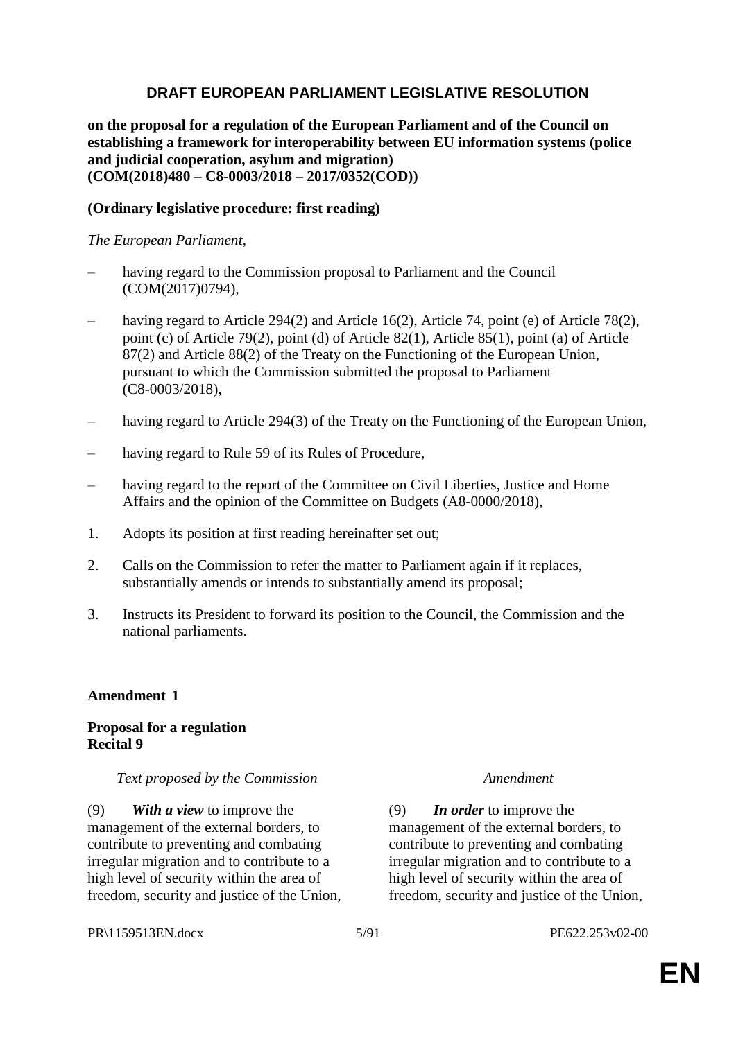## DRAFT EUROPEAN PARLIAMENT LEGISLATIVE RESOLUTION

**on the proposal for a regulation of the European Parliament and of the Council on establishing a framework for interoperability between EU information systems (police and judicial cooperation, asylum and migration)**
**(COM(2018)480 – C8-0003/2018 – 2017/0352(COD))**

**(Ordinary legislative procedure: first reading)**

*The European Parliament*,

– having regard to the Commission proposal to Parliament and the Council (COM(2017)0794),

– having regard to Article 294(2) and Article 16(2), Article 74, point (e) of Article 78(2), point (c) of Article 79(2), point (d) of Article 82(1), Article 85(1), point (a) of Article 87(2) and Article 88(2) of the Treaty on the Functioning of the European Union, pursuant to which the Commission submitted the proposal to Parliament (C8-0003/2018),

– having regard to Article 294(3) of the Treaty on the Functioning of the European Union,

– having regard to Rule 59 of its Rules of Procedure,

– having regard to the report of the Committee on Civil Liberties, Justice and Home Affairs and the opinion of the Committee on Budgets (A8-0000/2018),

1. Adopts its position at first reading hereinafter set out;

2. Calls on the Commission to refer the matter to Parliament again if it replaces, substantially amends or intends to substantially amend its proposal;

3. Instructs its President to forward its position to the Council, the Commission and the national parliaments.

**Amendment 1**

**Proposal for a regulation**
**Recital 9**

| *Text proposed by the Commission* | *Amendment* |
|---|---|
| (9) ***With a view*** to improve the management of the external borders, to contribute to preventing and combating irregular migration and to contribute to a high level of security within the area of freedom, security and justice of the Union, | (9) ***In order*** to improve the management of the external borders, to contribute to preventing and combating irregular migration and to contribute to a high level of security within the area of freedom, security and justice of the Union, |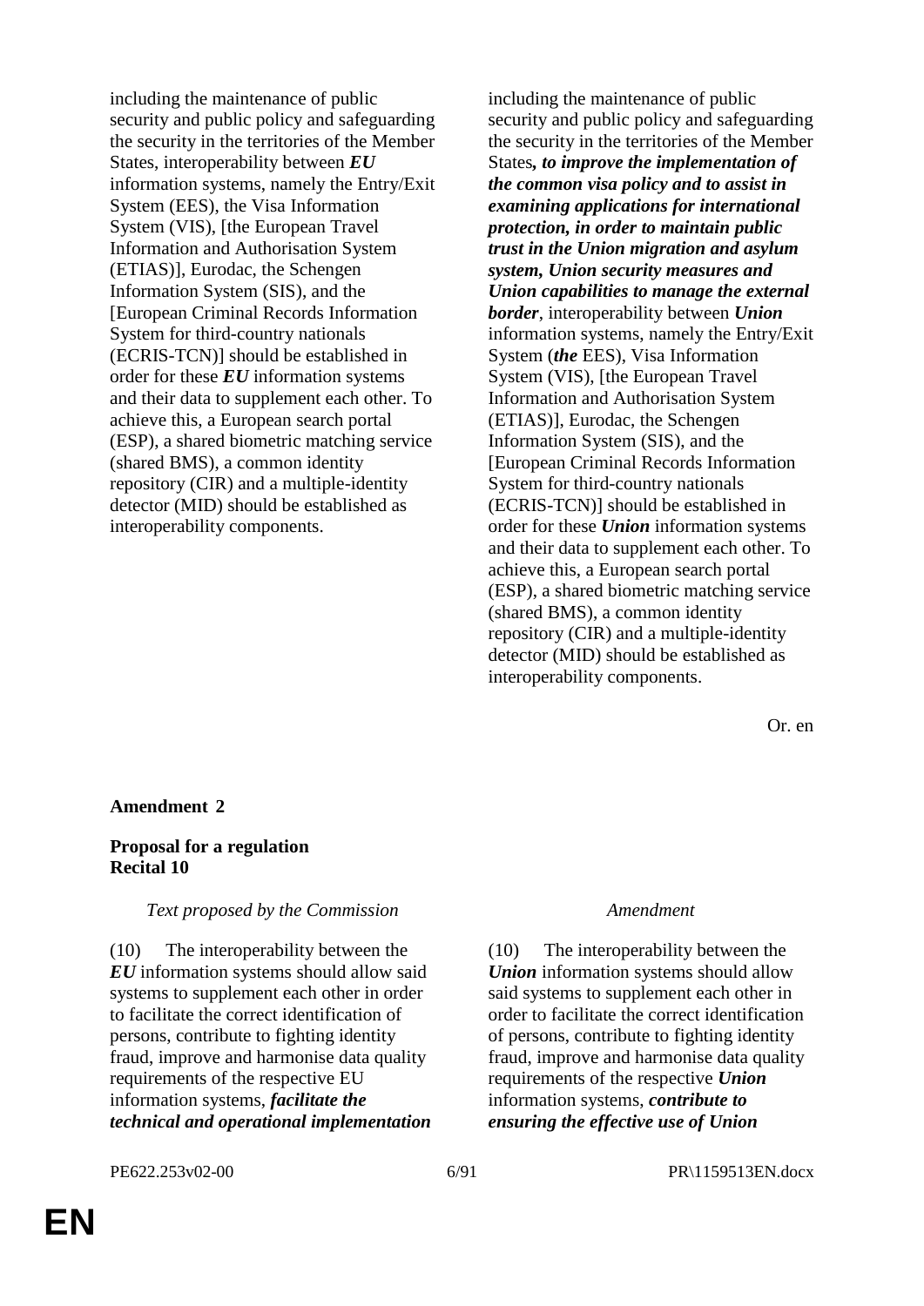| | |
|---|---|
| including the maintenance of public security and public policy and safeguarding the security in the territories of the Member States, interoperability between ***EU*** information systems, namely the Entry/Exit System (EES), the Visa Information System (VIS), [the European Travel Information and Authorisation System (ETIAS)], Eurodac, the Schengen Information System (SIS), and the [European Criminal Records Information System for third-country nationals (ECRIS-TCN)] should be established in order for these ***EU*** information systems and their data to supplement each other. To achieve this, a European search portal (ESP), a shared biometric matching service (shared BMS), a common identity repository (CIR) and a multiple-identity detector (MID) should be established as interoperability components. | including the maintenance of public security and public policy and safeguarding the security in the territories of the Member States***, to improve the implementation of the common visa policy and to assist in examining applications for international protection, in order to maintain public trust in the Union migration and asylum system, Union security measures and Union capabilities to manage the external border***, interoperability between ***Union*** information systems, namely the Entry/Exit System (***the*** EES), Visa Information System (VIS), [the European Travel Information and Authorisation System (ETIAS)], Eurodac, the Schengen Information System (SIS), and the [European Criminal Records Information System for third-country nationals (ECRIS-TCN)] should be established in order for these ***Union*** information systems and their data to supplement each other. To achieve this, a European search portal (ESP), a shared biometric matching service (shared BMS), a common identity repository (CIR) and a multiple-identity detector (MID) should be established as interoperability components. |

Or. en

**Amendment 2**

**Proposal for a regulation**
**Recital 10**

| *Text proposed by the Commission* | *Amendment* |
|---|---|
| (10) The interoperability between the ***EU*** information systems should allow said systems to supplement each other in order to facilitate the correct identification of persons, contribute to fighting identity fraud, improve and harmonise data quality requirements of the respective EU information systems, ***facilitate the technical and operational implementation*** | (10) The interoperability between the ***Union*** information systems should allow said systems to supplement each other in order to facilitate the correct identification of persons, contribute to fighting identity fraud, improve and harmonise data quality requirements of the respective ***Union*** information systems, ***contribute to ensuring the effective use of Union*** |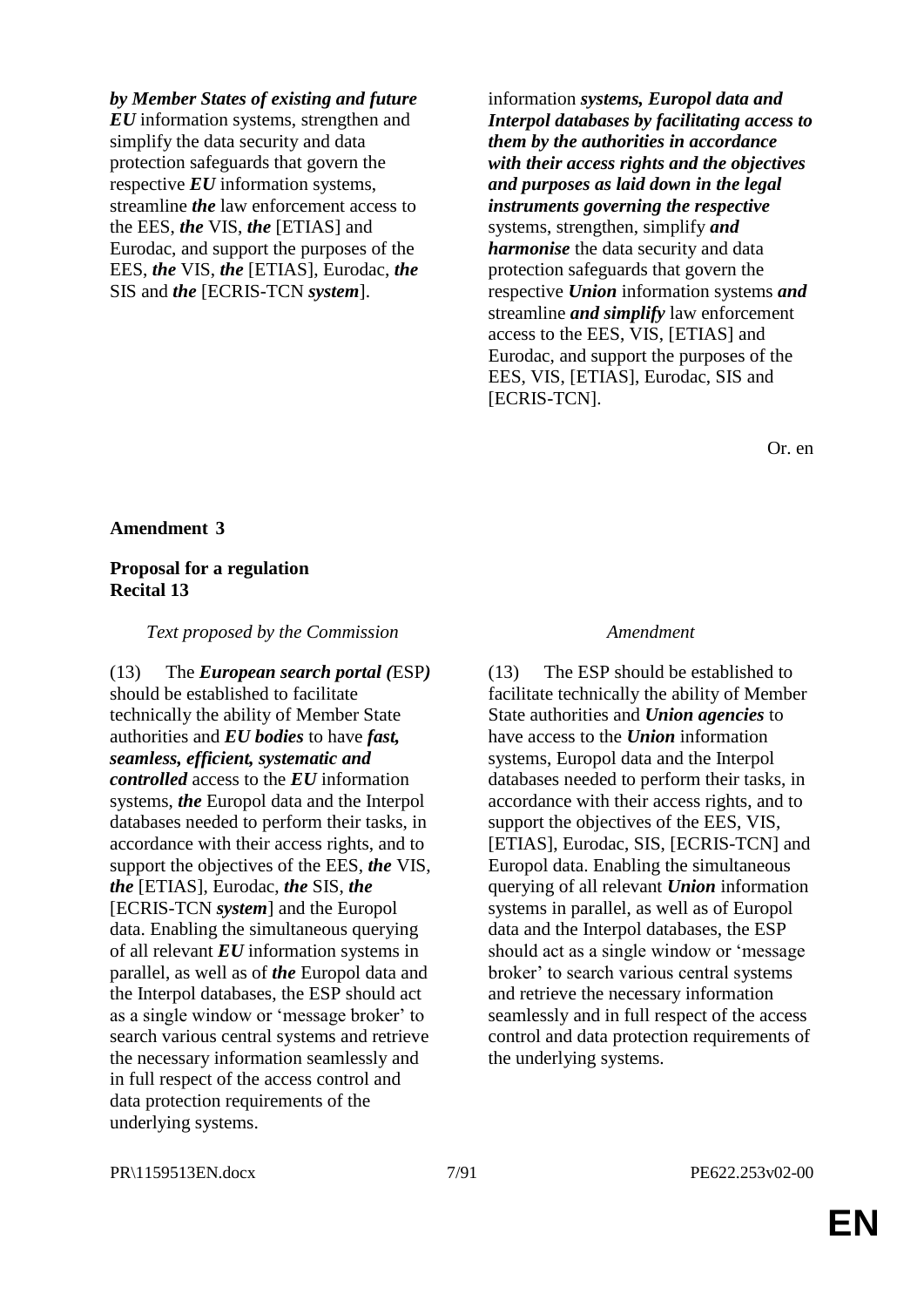| | |
|---|---|
| ***by Member States of existing and future EU*** information systems, strengthen and simplify the data security and data protection safeguards that govern the respective ***EU*** information systems, streamline ***the*** law enforcement access to the EES, ***the*** VIS, ***the*** [ETIAS] and Eurodac, and support the purposes of the EES, ***the*** VIS, ***the*** [ETIAS], Eurodac, ***the*** SIS and ***the*** [ECRIS-TCN ***system***]. | information ***systems, Europol data and Interpol databases by facilitating access to them by the authorities in accordance with their access rights and the objectives and purposes as laid down in the legal instruments governing the respective*** systems, strengthen, simplify ***and harmonise*** the data security and data protection safeguards that govern the respective ***Union*** information systems ***and*** streamline ***and simplify*** law enforcement access to the EES, VIS, [ETIAS] and Eurodac, and support the purposes of the EES, VIS, [ETIAS], Eurodac, SIS and [ECRIS-TCN]. |

Or. en

**Amendment 3**

**Proposal for a regulation**
**Recital 13**

| *Text proposed by the Commission* | *Amendment* |
|---|---|
| (13) The ***European search portal (***ESP***)*** should be established to facilitate technically the ability of Member State authorities and ***EU bodies*** to have ***fast, seamless, efficient, systematic and controlled*** access to the ***EU*** information systems, ***the*** Europol data and the Interpol databases needed to perform their tasks, in accordance with their access rights, and to support the objectives of the EES, ***the*** VIS, ***the*** [ETIAS], Eurodac, ***the*** SIS, ***the*** [ECRIS-TCN ***system***] and the Europol data. Enabling the simultaneous querying of all relevant ***EU*** information systems in parallel, as well as of ***the*** Europol data and the Interpol databases, the ESP should act as a single window or 'message broker' to search various central systems and retrieve the necessary information seamlessly and in full respect of the access control and data protection requirements of the underlying systems. | (13) The ESP should be established to facilitate technically the ability of Member State authorities and ***Union agencies*** to have access to the ***Union*** information systems, Europol data and the Interpol databases needed to perform their tasks, in accordance with their access rights, and to support the objectives of the EES, VIS, [ETIAS], Eurodac, SIS, [ECRIS-TCN] and Europol data. Enabling the simultaneous querying of all relevant ***Union*** information systems in parallel, as well as of Europol data and the Interpol databases, the ESP should act as a single window or 'message broker' to search various central systems and retrieve the necessary information seamlessly and in full respect of the access control and data protection requirements of the underlying systems. |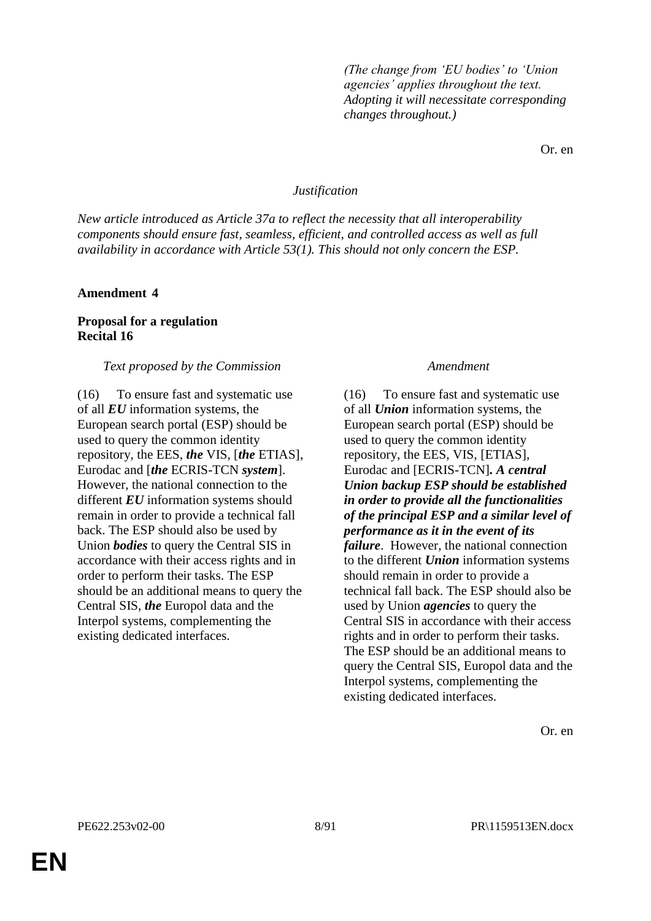*(The change from 'EU bodies' to 'Union agencies' applies throughout the text. Adopting it will necessitate corresponding changes throughout.)*

Or. en

*Justification*

*New article introduced as Article 37a to reflect the necessity that all interoperability components should ensure fast, seamless, efficient, and controlled access as well as full availability in accordance with Article 53(1). This should not only concern the ESP.*

**Amendment 4**

**Proposal for a regulation**
**Recital 16**

| *Text proposed by the Commission* | *Amendment* |
|---|---|
| (16) To ensure fast and systematic use of all ***EU*** information systems, the European search portal (ESP) should be used to query the common identity repository, the EES, ***the*** VIS, [***the*** ETIAS], Eurodac and [***the*** ECRIS-TCN ***system***]. However, the national connection to the different ***EU*** information systems should remain in order to provide a technical fall back. The ESP should also be used by Union ***bodies*** to query the Central SIS in accordance with their access rights and in order to perform their tasks. The ESP should be an additional means to query the Central SIS, ***the*** Europol data and the Interpol systems, complementing the existing dedicated interfaces. | (16) To ensure fast and systematic use of all ***Union*** information systems, the European search portal (ESP) should be used to query the common identity repository, the EES, VIS, [ETIAS], Eurodac and [ECRIS-TCN]***. A central Union backup ESP should be established in order to provide all the functionalities of the principal ESP and a similar level of performance as it in the event of its failure***. However, the national connection to the different ***Union*** information systems should remain in order to provide a technical fall back. The ESP should also be used by Union ***agencies*** to query the Central SIS in accordance with their access rights and in order to perform their tasks. The ESP should be an additional means to query the Central SIS, Europol data and the Interpol systems, complementing the existing dedicated interfaces. |

Or. en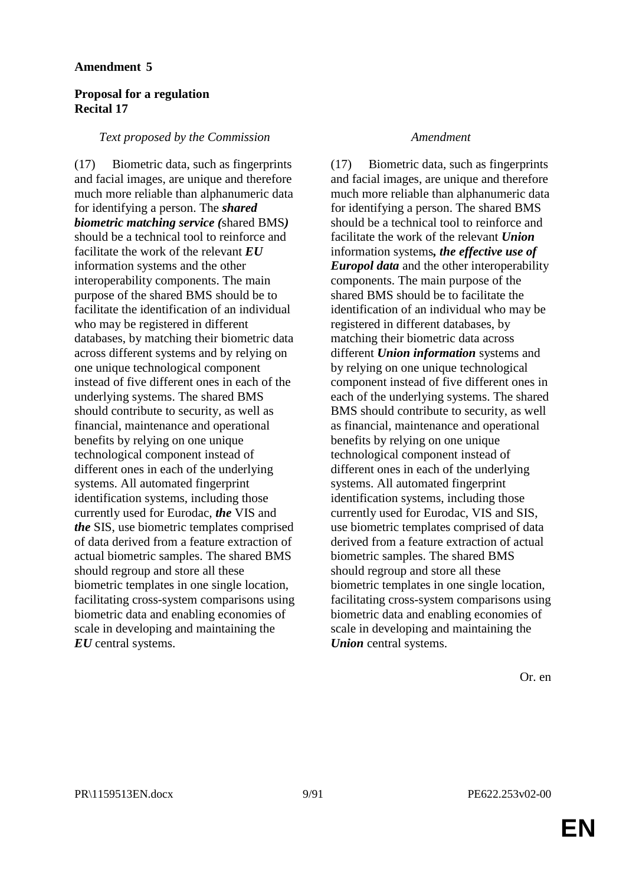**Amendment 5**

**Proposal for a regulation**
**Recital 17**

| *Text proposed by the Commission* | *Amendment* |
|---|---|
| (17) Biometric data, such as fingerprints and facial images, are unique and therefore much more reliable than alphanumeric data for identifying a person. The ***shared biometric matching service (***shared BMS***)*** should be a technical tool to reinforce and facilitate the work of the relevant ***EU*** information systems and the other interoperability components. The main purpose of the shared BMS should be to facilitate the identification of an individual who may be registered in different databases, by matching their biometric data across different systems and by relying on one unique technological component instead of five different ones in each of the underlying systems. The shared BMS should contribute to security, as well as financial, maintenance and operational benefits by relying on one unique technological component instead of different ones in each of the underlying systems. All automated fingerprint identification systems, including those currently used for Eurodac, ***the*** VIS and ***the*** SIS, use biometric templates comprised of data derived from a feature extraction of actual biometric samples. The shared BMS should regroup and store all these biometric templates in one single location, facilitating cross-system comparisons using biometric data and enabling economies of scale in developing and maintaining the ***EU*** central systems. | (17) Biometric data, such as fingerprints and facial images, are unique and therefore much more reliable than alphanumeric data for identifying a person. The shared BMS should be a technical tool to reinforce and facilitate the work of the relevant ***Union*** information systems***, the effective use of Europol data*** and the other interoperability components. The main purpose of the shared BMS should be to facilitate the identification of an individual who may be registered in different databases, by matching their biometric data across different ***Union information*** systems and by relying on one unique technological component instead of five different ones in each of the underlying systems. The shared BMS should contribute to security, as well as financial, maintenance and operational benefits by relying on one unique technological component instead of different ones in each of the underlying systems. All automated fingerprint identification systems, including those currently used for Eurodac, VIS and SIS, use biometric templates comprised of data derived from a feature extraction of actual biometric samples. The shared BMS should regroup and store all these biometric templates in one single location, facilitating cross-system comparisons using biometric data and enabling economies of scale in developing and maintaining the ***Union*** central systems. |

Or. en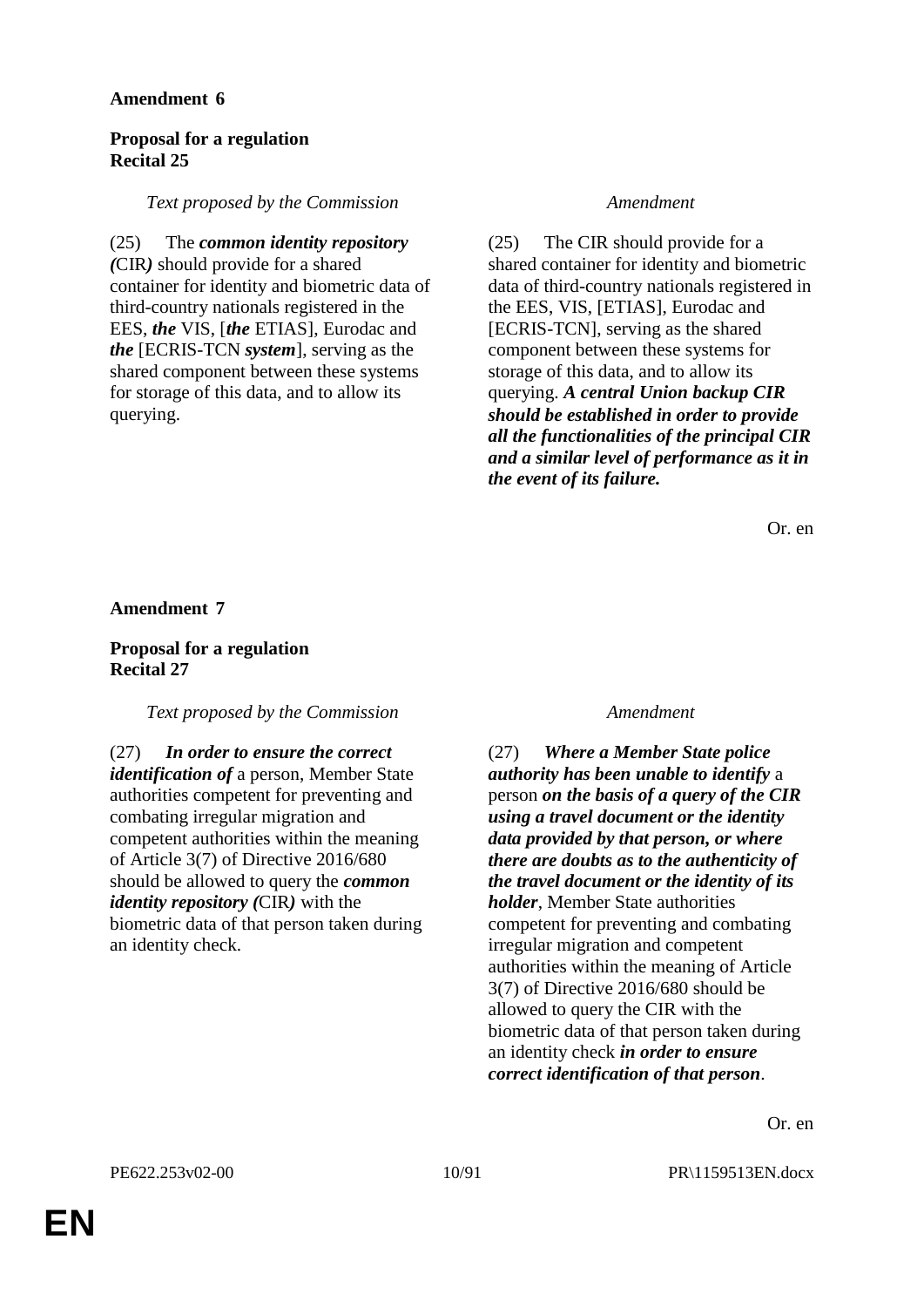**Amendment 6**

**Proposal for a regulation**
**Recital 25**

| *Text proposed by the Commission* | *Amendment* |
|---|---|
| (25) The ***common identity repository (***CIR***)*** should provide for a shared container for identity and biometric data of third-country nationals registered in the EES, ***the*** VIS, [***the*** ETIAS], Eurodac and ***the*** [ECRIS-TCN ***system***], serving as the shared component between these systems for storage of this data, and to allow its querying. | (25) The CIR should provide for a shared container for identity and biometric data of third-country nationals registered in the EES, VIS, [ETIAS], Eurodac and [ECRIS-TCN], serving as the shared component between these systems for storage of this data, and to allow its querying. ***A central Union backup CIR should be established in order to provide all the functionalities of the principal CIR and a similar level of performance as it in the event of its failure.*** |

Or. en

**Amendment 7**

**Proposal for a regulation**
**Recital 27**

| *Text proposed by the Commission* | *Amendment* |
|---|---|
| (27) ***In order to ensure the correct identification of*** a person, Member State authorities competent for preventing and combating irregular migration and competent authorities within the meaning of Article 3(7) of Directive 2016/680 should be allowed to query the ***common identity repository (***CIR***)*** with the biometric data of that person taken during an identity check. | (27) ***Where a Member State police authority has been unable to identify*** a person ***on the basis of a query of the CIR using a travel document or the identity data provided by that person, or where there are doubts as to the authenticity of the travel document or the identity of its holder***, Member State authorities competent for preventing and combating irregular migration and competent authorities within the meaning of Article 3(7) of Directive 2016/680 should be allowed to query the CIR with the biometric data of that person taken during an identity check ***in order to ensure correct identification of that person***. |

Or. en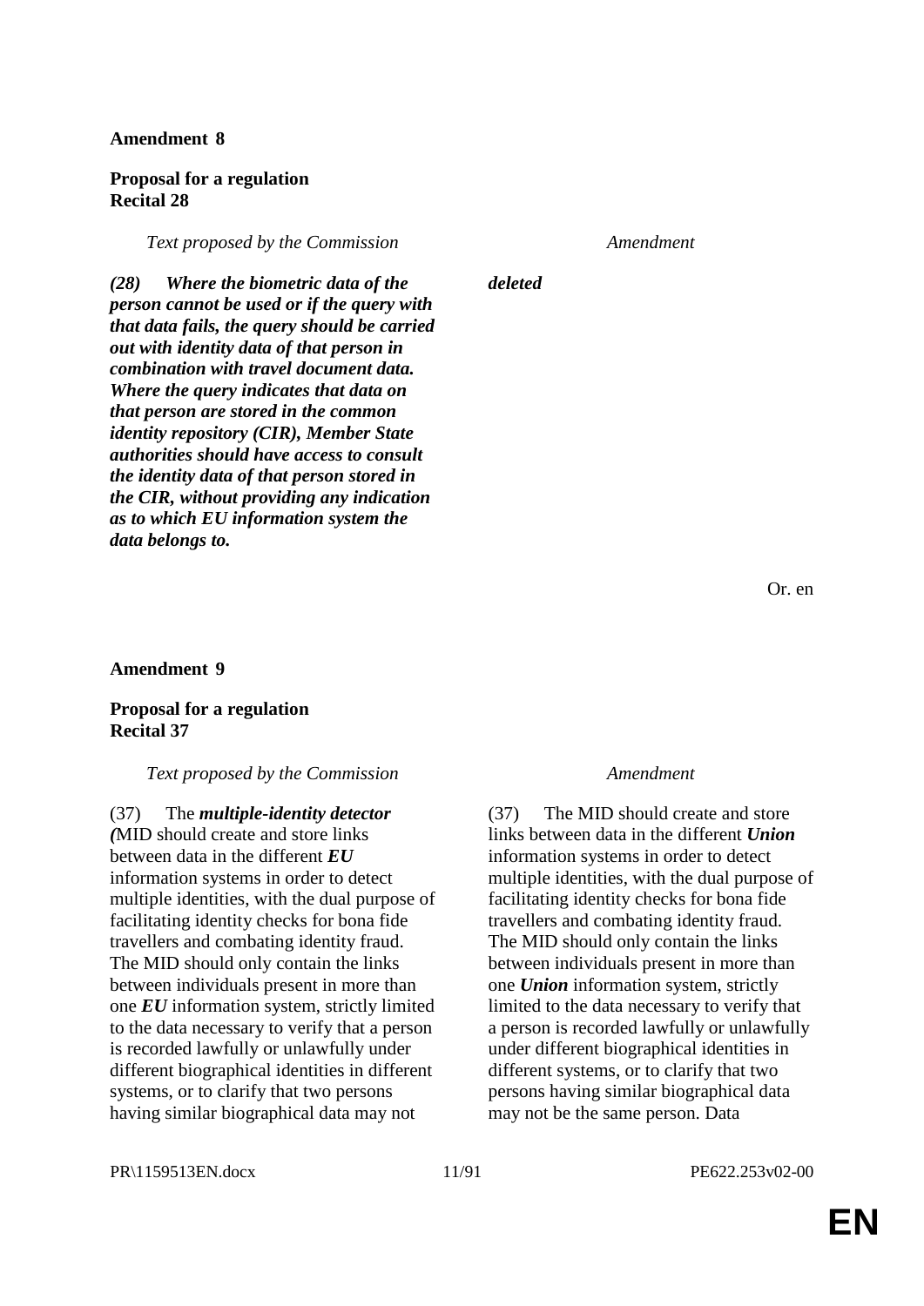**Amendment 8**

**Proposal for a regulation**
**Recital 28**

| *Text proposed by the Commission* | *Amendment* |
|---|---|
| ***(28) Where the biometric data of the person cannot be used or if the query with that data fails, the query should be carried out with identity data of that person in combination with travel document data. Where the query indicates that data on that person are stored in the common identity repository (CIR), Member State authorities should have access to consult the identity data of that person stored in the CIR, without providing any indication as to which EU information system the data belongs to.*** | ***deleted*** |

Or. en

**Amendment 9**

**Proposal for a regulation**
**Recital 37**

| *Text proposed by the Commission* | *Amendment* |
|---|---|
| (37) The ***multiple-identity detector (***MID should create and store links between data in the different ***EU*** information systems in order to detect multiple identities, with the dual purpose of facilitating identity checks for bona fide travellers and combating identity fraud. The MID should only contain the links between individuals present in more than one ***EU*** information system, strictly limited to the data necessary to verify that a person is recorded lawfully or unlawfully under different biographical identities in different systems, or to clarify that two persons having similar biographical data may not | (37) The MID should create and store links between data in the different ***Union*** information systems in order to detect multiple identities, with the dual purpose of facilitating identity checks for bona fide travellers and combating identity fraud. The MID should only contain the links between individuals present in more than one ***Union*** information system, strictly limited to the data necessary to verify that a person is recorded lawfully or unlawfully under different biographical identities in different systems, or to clarify that two persons having similar biographical data may not be the same person. Data |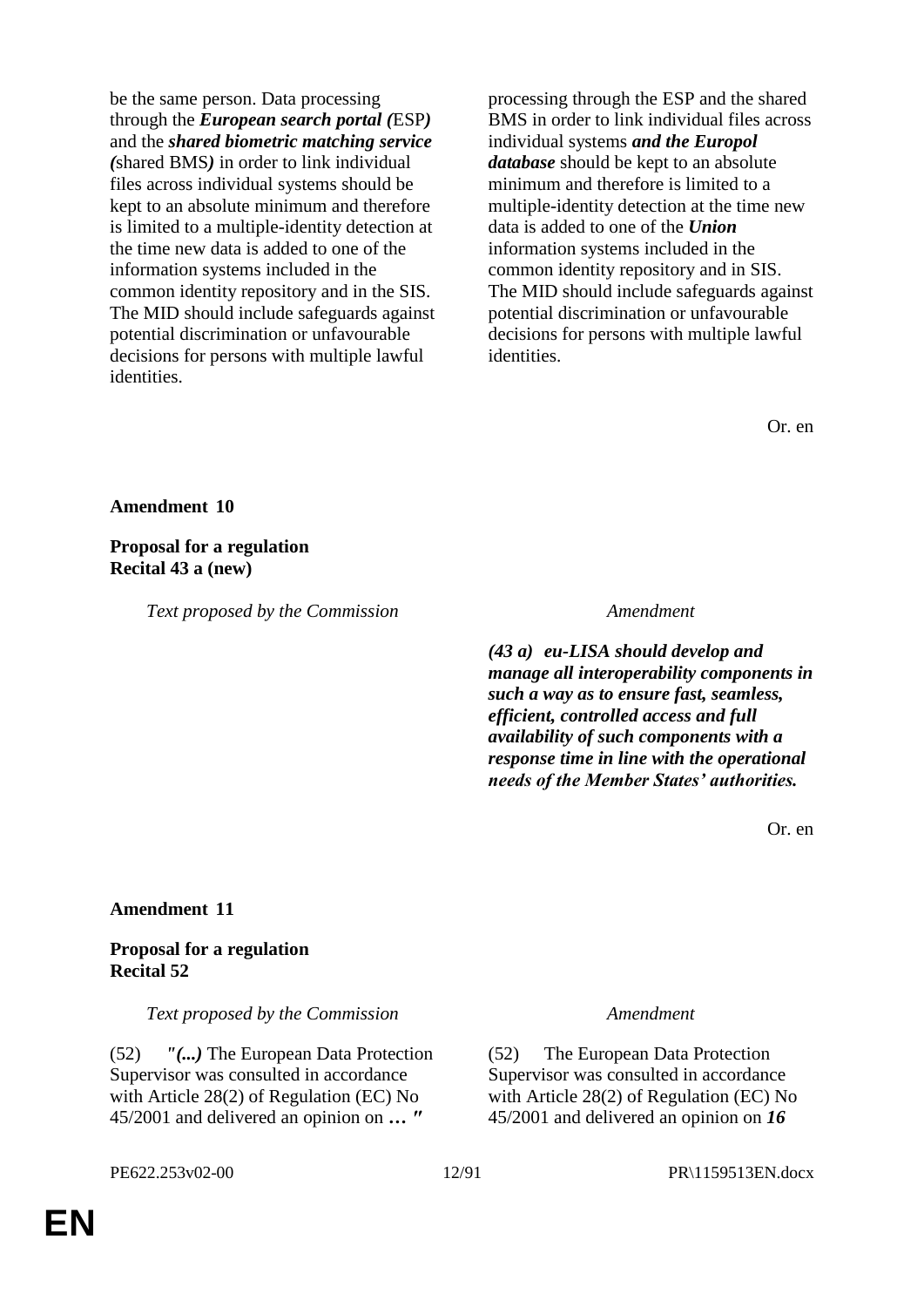| | |
|---|---|
| be the same person. Data processing through the ***European search portal (***ESP***)*** and the ***shared biometric matching service (***shared BMS***)*** in order to link individual files across individual systems should be kept to an absolute minimum and therefore is limited to a multiple-identity detection at the time new data is added to one of the information systems included in the common identity repository and in the SIS. The MID should include safeguards against potential discrimination or unfavourable decisions for persons with multiple lawful identities. | processing through the ESP and the shared BMS in order to link individual files across individual systems ***and the Europol database*** should be kept to an absolute minimum and therefore is limited to a multiple-identity detection at the time new data is added to one of the ***Union*** information systems included in the common identity repository and in SIS. The MID should include safeguards against potential discrimination or unfavourable decisions for persons with multiple lawful identities. |

Or. en

**Amendment 10**

**Proposal for a regulation**
**Recital 43 a (new)**

| *Text proposed by the Commission* | *Amendment* |
|---|---|
| | ***(43 a) eu-LISA should develop and manage all interoperability components in such a way as to ensure fast, seamless, efficient, controlled access and full availability of such components with a response time in line with the operational needs of the Member States' authorities.*** |

Or. en

**Amendment 11**

**Proposal for a regulation**
**Recital 52**

| *Text proposed by the Commission* | *Amendment* |
|---|---|
| (52) ***"(...)*** The European Data Protection Supervisor was consulted in accordance with Article 28(2) of Regulation (EC) No 45/2001 and delivered an opinion on ***… "*** | (52) The European Data Protection Supervisor was consulted in accordance with Article 28(2) of Regulation (EC) No 45/2001 and delivered an opinion on ***16*** |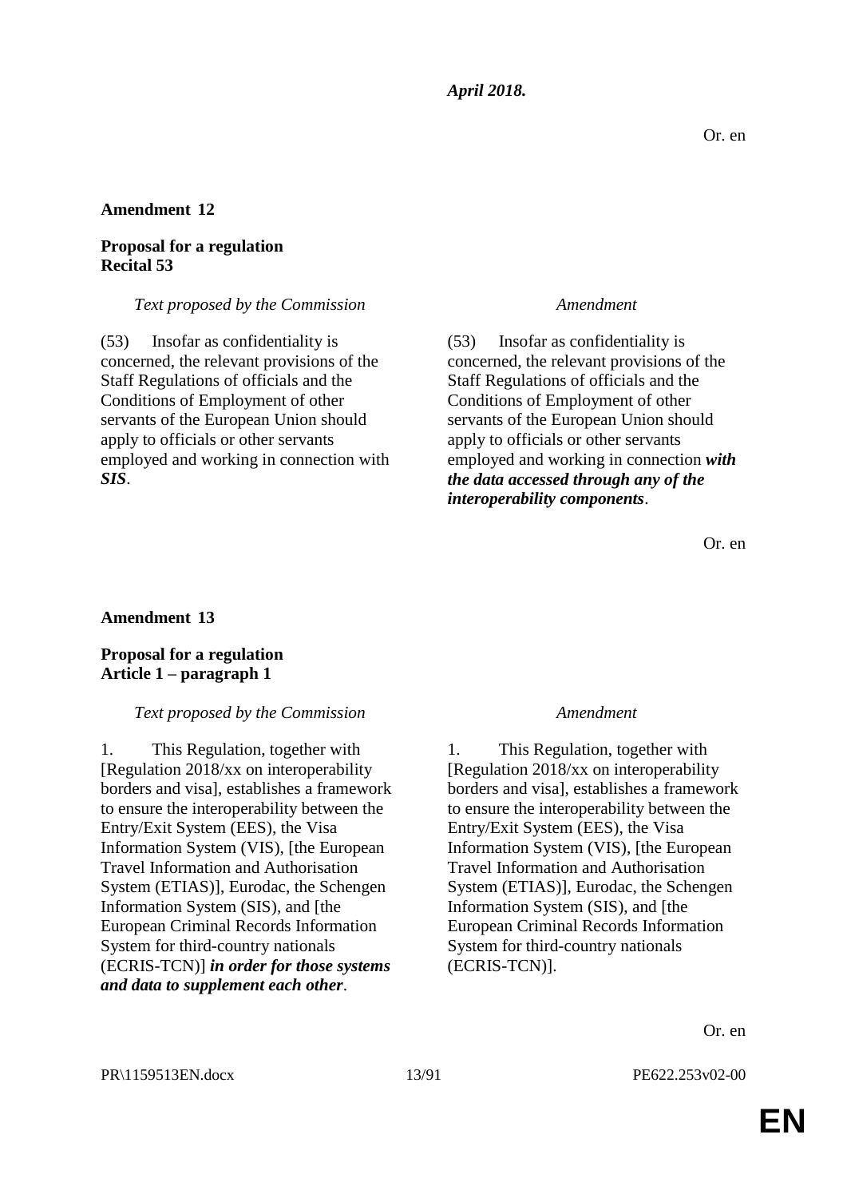*April 2018.*

Or. en

**Amendment 12**

**Proposal for a regulation**
**Recital 53**

| *Text proposed by the Commission* | *Amendment* |
| --- | --- |
| (53) Insofar as confidentiality is concerned, the relevant provisions of the Staff Regulations of officials and the Conditions of Employment of other servants of the European Union should apply to officials or other servants employed and working in connection with ***SIS***. | (53) Insofar as confidentiality is concerned, the relevant provisions of the Staff Regulations of officials and the Conditions of Employment of other servants of the European Union should apply to officials or other servants employed and working in connection ***with the data accessed through any of the interoperability components***. |

Or. en

**Amendment 13**

**Proposal for a regulation**
**Article 1 – paragraph 1**

| *Text proposed by the Commission* | *Amendment* |
| --- | --- |
| 1. This Regulation, together with [Regulation 2018/xx on interoperability borders and visa], establishes a framework to ensure the interoperability between the Entry/Exit System (EES), the Visa Information System (VIS), [the European Travel Information and Authorisation System (ETIAS)], Eurodac, the Schengen Information System (SIS), and [the European Criminal Records Information System for third-country nationals (ECRIS-TCN)] ***in order for those systems and data to supplement each other***. | 1. This Regulation, together with [Regulation 2018/xx on interoperability borders and visa], establishes a framework to ensure the interoperability between the Entry/Exit System (EES), the Visa Information System (VIS), [the European Travel Information and Authorisation System (ETIAS)], Eurodac, the Schengen Information System (SIS), and [the European Criminal Records Information System for third-country nationals (ECRIS-TCN)]. |

Or. en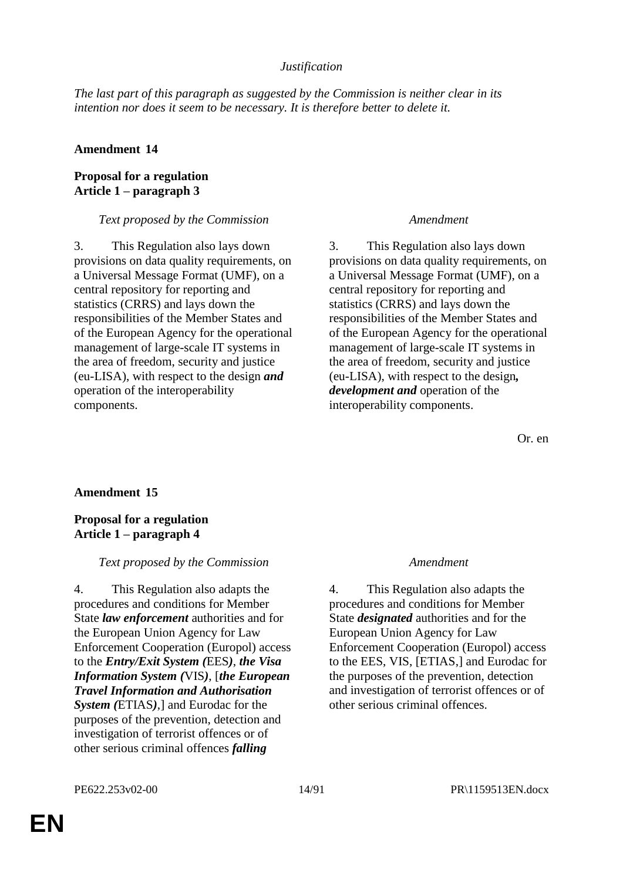*Justification*

*The last part of this paragraph as suggested by the Commission is neither clear in its intention nor does it seem to be necessary. It is therefore better to delete it.*

**Amendment 14**

**Proposal for a regulation**
**Article 1 – paragraph 3**

| *Text proposed by the Commission* | *Amendment* |
| --- | --- |
| 3. This Regulation also lays down provisions on data quality requirements, on a Universal Message Format (UMF), on a central repository for reporting and statistics (CRRS) and lays down the responsibilities of the Member States and of the European Agency for the operational management of large-scale IT systems in the area of freedom, security and justice (eu-LISA), with respect to the design ***and*** operation of the interoperability components. | 3. This Regulation also lays down provisions on data quality requirements, on a Universal Message Format (UMF), on a central repository for reporting and statistics (CRRS) and lays down the responsibilities of the Member States and of the European Agency for the operational management of large-scale IT systems in the area of freedom, security and justice (eu-LISA), with respect to the design***, development and*** operation of the interoperability components. |

Or. en

**Amendment 15**

**Proposal for a regulation**
**Article 1 – paragraph 4**

| *Text proposed by the Commission* | *Amendment* |
| --- | --- |
| 4. This Regulation also adapts the procedures and conditions for Member State ***law enforcement*** authorities and for the European Union Agency for Law Enforcement Cooperation (Europol) access to the ***Entry/Exit System (***EES***)***, ***the Visa Information System (***VIS***)***, [***the European Travel Information and Authorisation System (***ETIAS***)***,] and Eurodac for the purposes of the prevention, detection and investigation of terrorist offences or of other serious criminal offences ***falling*** | 4. This Regulation also adapts the procedures and conditions for Member State ***designated*** authorities and for the European Union Agency for Law Enforcement Cooperation (Europol) access to the EES, VIS, [ETIAS,] and Eurodac for the purposes of the prevention, detection and investigation of terrorist offences or of other serious criminal offences. |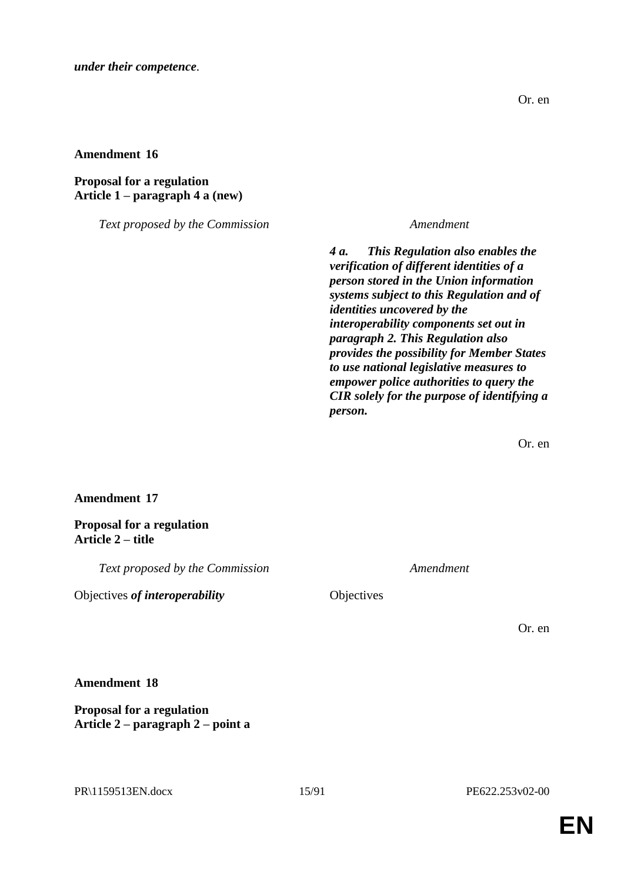***under their competence***.

Or. en

**Amendment 16**

**Proposal for a regulation**
**Article 1 – paragraph 4 a (new)**

| *Text proposed by the Commission* | *Amendment* |
|---|---|
| | ***4 a. This Regulation also enables the verification of different identities of a person stored in the Union information systems subject to this Regulation and of identities uncovered by the interoperability components set out in paragraph 2. This Regulation also provides the possibility for Member States to use national legislative measures to empower police authorities to query the CIR solely for the purpose of identifying a person.*** |

Or. en

**Amendment 17**

**Proposal for a regulation**
**Article 2 – title**

| *Text proposed by the Commission* | *Amendment* |
|---|---|
| Objectives ***of interoperability*** | Objectives |

Or. en

**Amendment 18**

**Proposal for a regulation**
**Article 2 – paragraph 2 – point a**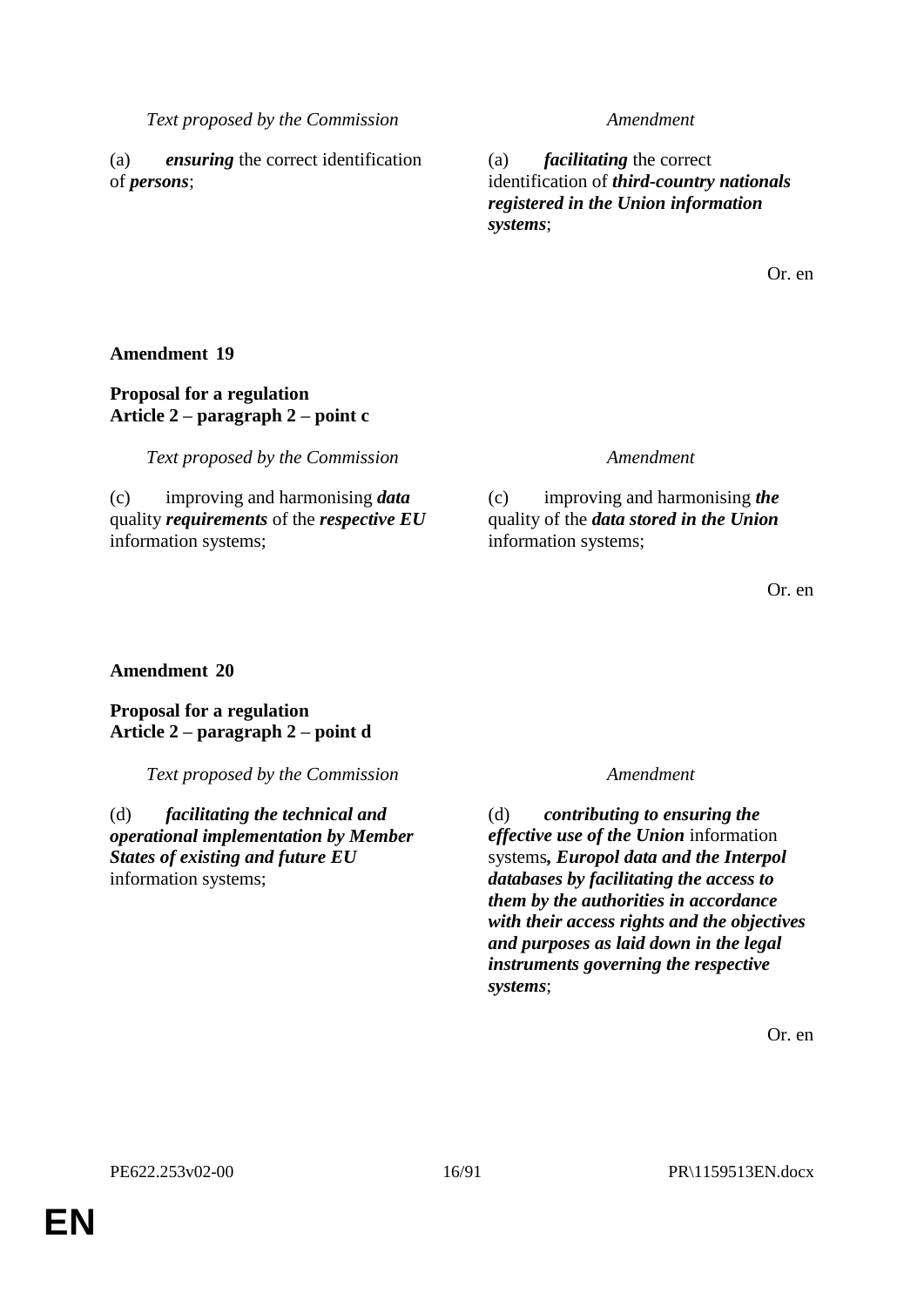| *Text proposed by the Commission* | *Amendment* |
|---|---|
| (a) ***ensuring*** the correct identification of ***persons***; | (a) ***facilitating*** the correct identification of ***third-country nationals registered in the Union information systems***; |

Or. en

**Amendment 19**

**Proposal for a regulation**
**Article 2 – paragraph 2 – point c**

| *Text proposed by the Commission* | *Amendment* |
|---|---|
| (c) improving and harmonising ***data*** quality ***requirements*** of the ***respective EU*** information systems; | (c) improving and harmonising ***the*** quality of the ***data stored in the Union*** information systems; |

Or. en

**Amendment 20**

**Proposal for a regulation**
**Article 2 – paragraph 2 – point d**

| *Text proposed by the Commission* | *Amendment* |
|---|---|
| (d) ***facilitating the technical and operational implementation by Member States of existing and future EU*** information systems; | (d) ***contributing to ensuring the effective use of the Union*** information systems***, Europol data and the Interpol databases by facilitating the access to them by the authorities in accordance with their access rights and the objectives and purposes as laid down in the legal instruments governing the respective systems***; |

Or. en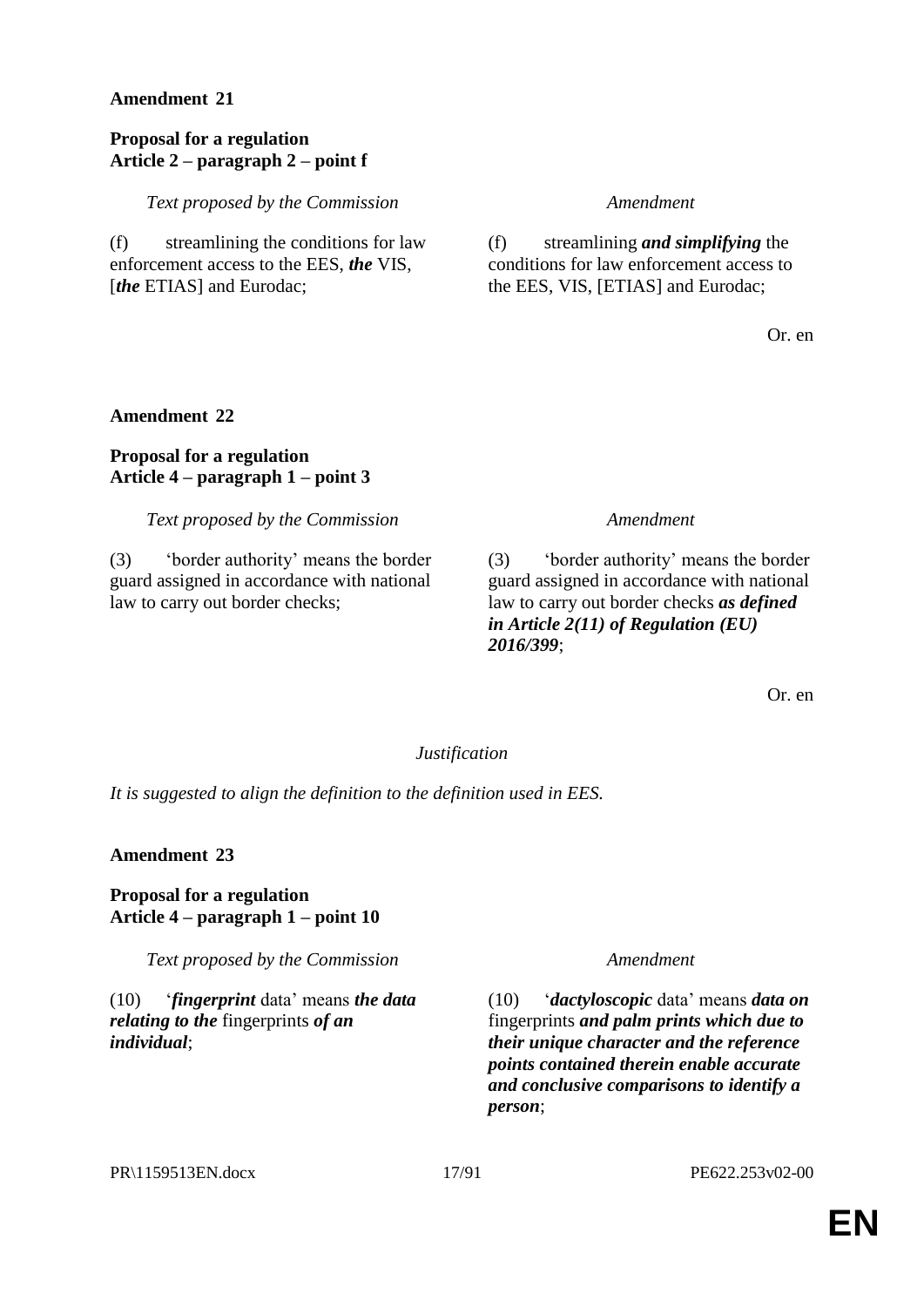**Amendment 21**

**Proposal for a regulation**
**Article 2 – paragraph 2 – point f**

| *Text proposed by the Commission* | *Amendment* |
|---|---|
| (f) streamlining the conditions for law enforcement access to the EES, ***the*** VIS, [***the*** ETIAS] and Eurodac; | (f) streamlining ***and simplifying*** the conditions for law enforcement access to the EES, VIS, [ETIAS] and Eurodac; |

Or. en

**Amendment 22**

**Proposal for a regulation**
**Article 4 – paragraph 1 – point 3**

| *Text proposed by the Commission* | *Amendment* |
|---|---|
| (3) 'border authority' means the border guard assigned in accordance with national law to carry out border checks; | (3) 'border authority' means the border guard assigned in accordance with national law to carry out border checks ***as defined in Article 2(11) of Regulation (EU) 2016/399***; |

Or. en

*Justification*

*It is suggested to align the definition to the definition used in EES.*

**Amendment 23**

**Proposal for a regulation**
**Article 4 – paragraph 1 – point 10**

| *Text proposed by the Commission* | *Amendment* |
|---|---|
| (10) '***fingerprint*** data' means ***the data relating to the*** fingerprints ***of an individual***; | (10) '***dactyloscopic*** data' means ***data on*** fingerprints ***and palm prints which due to their unique character and the reference points contained therein enable accurate and conclusive comparisons to identify a person***; |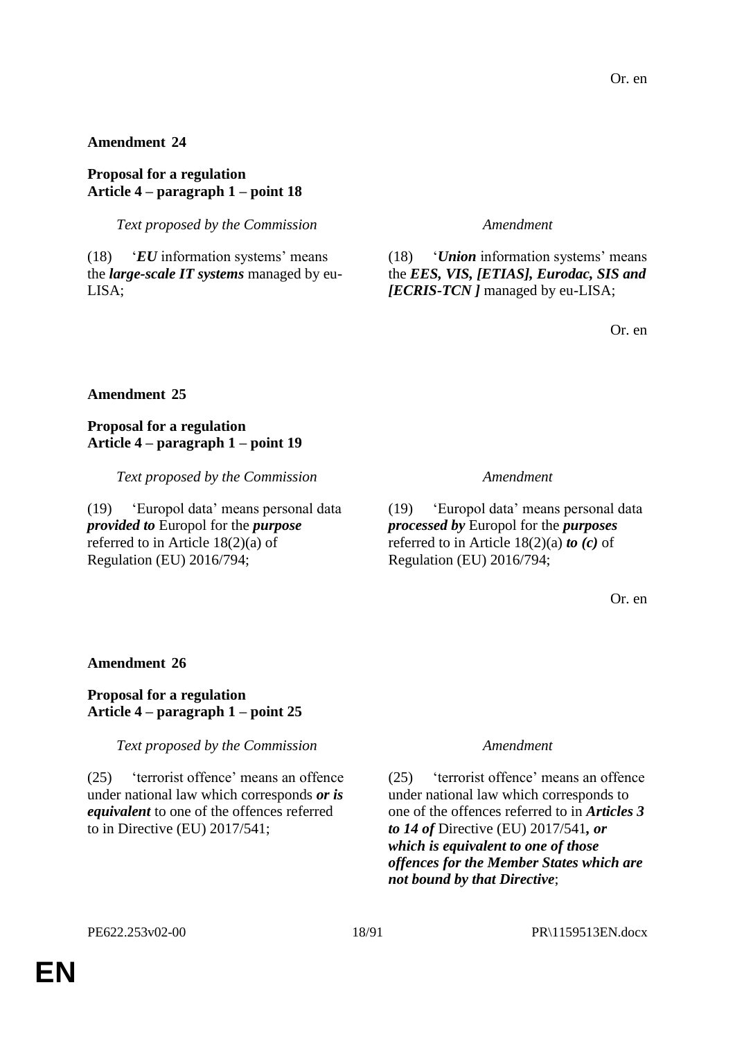Or. en

**Amendment 24**

**Proposal for a regulation**
**Article 4 – paragraph 1 – point 18**

| *Text proposed by the Commission* | *Amendment* |
|---|---|
| (18) '***EU*** information systems' means the ***large-scale IT systems*** managed by eu-LISA; | (18) '***Union*** information systems' means the ***EES, VIS, [ETIAS], Eurodac, SIS and [ECRIS-TCN ]*** managed by eu-LISA; |

Or. en

**Amendment 25**

**Proposal for a regulation**
**Article 4 – paragraph 1 – point 19**

| *Text proposed by the Commission* | *Amendment* |
|---|---|
| (19) 'Europol data' means personal data ***provided to*** Europol for the ***purpose*** referred to in Article 18(2)(a) of Regulation (EU) 2016/794; | (19) 'Europol data' means personal data ***processed by*** Europol for the ***purposes*** referred to in Article 18(2)(a) ***to (c)*** of Regulation (EU) 2016/794; |

Or. en

**Amendment 26**

**Proposal for a regulation**
**Article 4 – paragraph 1 – point 25**

| *Text proposed by the Commission* | *Amendment* |
|---|---|
| (25) 'terrorist offence' means an offence under national law which corresponds ***or is equivalent*** to one of the offences referred to in Directive (EU) 2017/541; | (25) 'terrorist offence' means an offence under national law which corresponds to one of the offences referred to in ***Articles 3 to 14 of*** Directive (EU) 2017/541***, or which is equivalent to one of those offences for the Member States which are not bound by that Directive***; |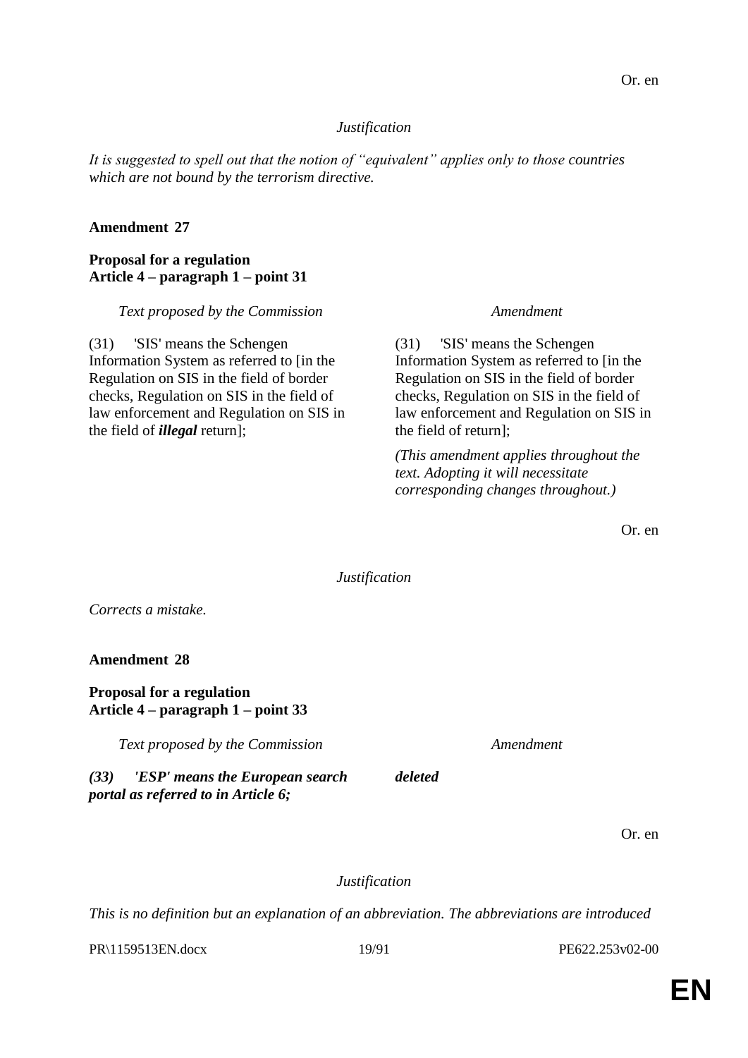Or. en

*Justification*

*It is suggested to spell out that the notion of "equivalent" applies only to those countries which are not bound by the terrorism directive.*

**Amendment 27**

**Proposal for a regulation**
**Article 4 – paragraph 1 – point 31**

| *Text proposed by the Commission* | *Amendment* |
|---|---|
| (31) 'SIS' means the Schengen Information System as referred to [in the Regulation on SIS in the field of border checks, Regulation on SIS in the field of law enforcement and Regulation on SIS in the field of ***illegal*** return]; | (31) 'SIS' means the Schengen Information System as referred to [in the Regulation on SIS in the field of border checks, Regulation on SIS in the field of law enforcement and Regulation on SIS in the field of return]; |
| | *(This amendment applies throughout the text. Adopting it will necessitate corresponding changes throughout.)* |

Or. en

*Justification*

*Corrects a mistake.*

**Amendment 28**

**Proposal for a regulation**
**Article 4 – paragraph 1 – point 33**

| *Text proposed by the Commission* | *Amendment* |
|---|---|
| ***(33) 'ESP' means the European search portal as referred to in Article 6;*** | ***deleted*** |

Or. en

*Justification*

*This is no definition but an explanation of an abbreviation. The abbreviations are introduced*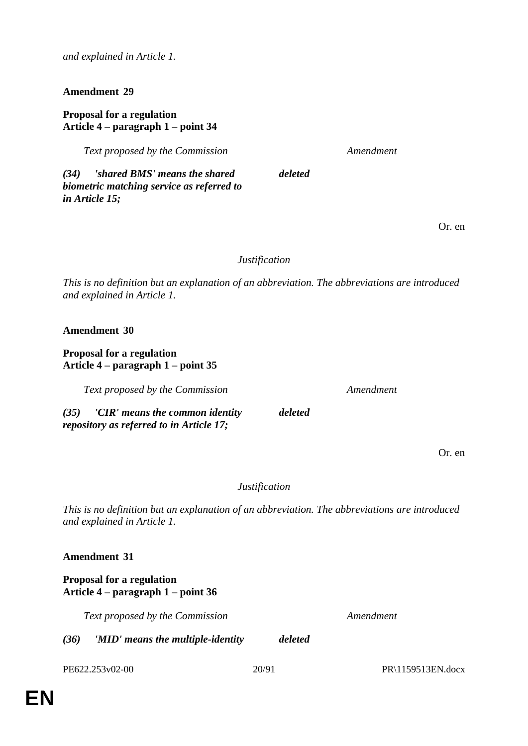*and explained in Article 1.*

**Amendment 29**

**Proposal for a regulation**
**Article 4 – paragraph 1 – point 34**

| *Text proposed by the Commission* | *Amendment* |
|---|---|
| ***(34) 'shared BMS' means the shared biometric matching service as referred to in Article 15;*** | ***deleted*** |

Or. en

*Justification*

*This is no definition but an explanation of an abbreviation. The abbreviations are introduced and explained in Article 1.*

**Amendment 30**

**Proposal for a regulation**
**Article 4 – paragraph 1 – point 35**

| *Text proposed by the Commission* | *Amendment* |
|---|---|
| ***(35) 'CIR' means the common identity repository as referred to in Article 17;*** | ***deleted*** |

Or. en

*Justification*

*This is no definition but an explanation of an abbreviation. The abbreviations are introduced and explained in Article 1.*

**Amendment 31**

**Proposal for a regulation**
**Article 4 – paragraph 1 – point 36**

| *Text proposed by the Commission* | *Amendment* |
|---|---|
| ***(36) 'MID' means the multiple-identity*** | ***deleted*** |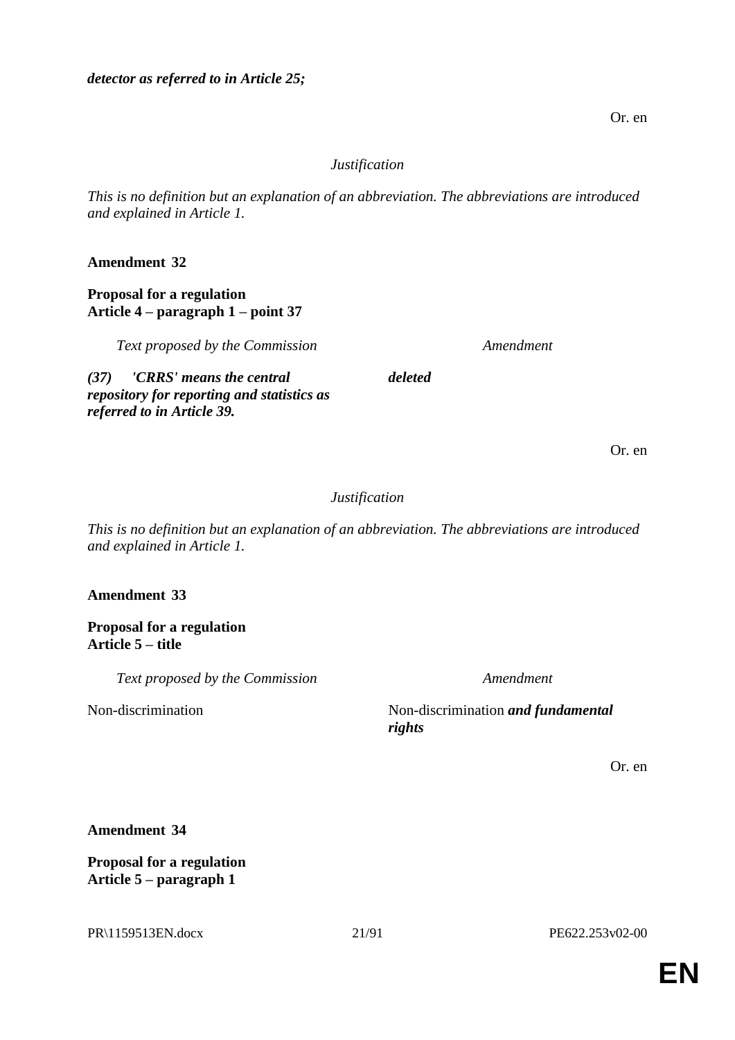***detector as referred to in Article 25;***

Or. en

*Justification*

*This is no definition but an explanation of an abbreviation. The abbreviations are introduced and explained in Article 1.*

**Amendment 32**

**Proposal for a regulation**
**Article 4 – paragraph 1 – point 37**

| *Text proposed by the Commission* | *Amendment* |
|---|---|
| ***(37) 'CRRS' means the central repository for reporting and statistics as referred to in Article 39.*** | ***deleted*** |

Or. en

*Justification*

*This is no definition but an explanation of an abbreviation. The abbreviations are introduced and explained in Article 1.*

**Amendment 33**

**Proposal for a regulation**
**Article 5 – title**

| *Text proposed by the Commission* | *Amendment* |
|---|---|
| Non-discrimination | Non-discrimination ***and fundamental rights*** |

Or. en

**Amendment 34**

**Proposal for a regulation**
**Article 5 – paragraph 1**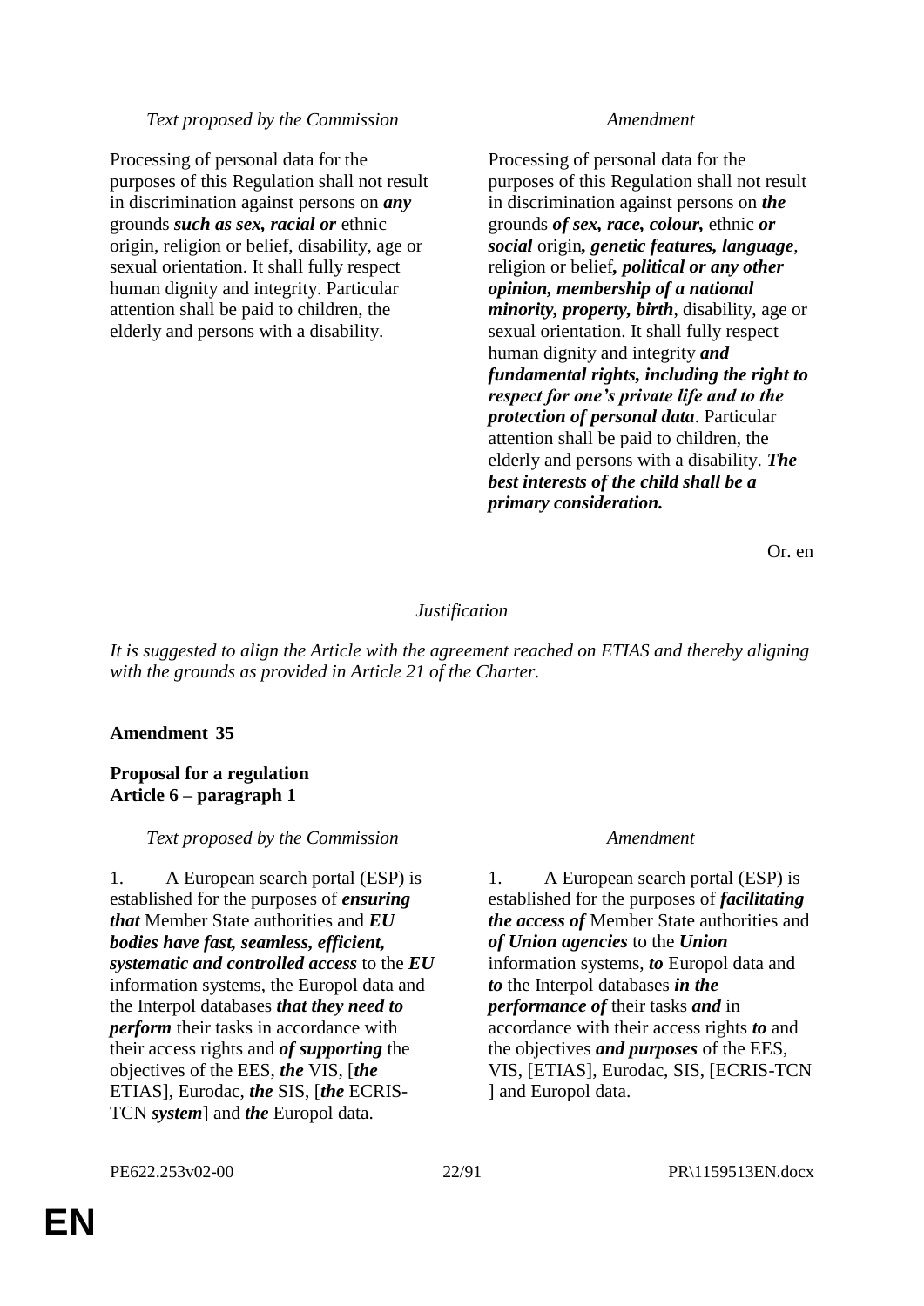| *Text proposed by the Commission* | *Amendment* |
|---|---|
| Processing of personal data for the purposes of this Regulation shall not result in discrimination against persons on ***any*** grounds ***such as sex, racial or*** ethnic origin, religion or belief, disability, age or sexual orientation. It shall fully respect human dignity and integrity. Particular attention shall be paid to children, the elderly and persons with a disability. | Processing of personal data for the purposes of this Regulation shall not result in discrimination against persons on ***the*** grounds ***of sex, race, colour,*** ethnic ***or social*** origin***, genetic features, language***, religion or belief***, political or any other opinion, membership of a national minority, property, birth***, disability, age or sexual orientation. It shall fully respect human dignity and integrity ***and fundamental rights, including the right to respect for one's private life and to the protection of personal data***. Particular attention shall be paid to children, the elderly and persons with a disability. ***The best interests of the child shall be a primary consideration.*** |

Or. en

*Justification*

*It is suggested to align the Article with the agreement reached on ETIAS and thereby aligning with the grounds as provided in Article 21 of the Charter.*

**Amendment 35**

**Proposal for a regulation**
**Article 6 – paragraph 1**

| *Text proposed by the Commission* | *Amendment* |
|---|---|
| 1. A European search portal (ESP) is established for the purposes of ***ensuring that*** Member State authorities and ***EU bodies have fast, seamless, efficient, systematic and controlled access*** to the ***EU*** information systems, the Europol data and the Interpol databases ***that they need to perform*** their tasks in accordance with their access rights and ***of supporting*** the objectives of the EES, ***the*** VIS, [***the*** ETIAS], Eurodac, ***the*** SIS, [***the*** ECRIS-TCN ***system***] and ***the*** Europol data. | 1. A European search portal (ESP) is established for the purposes of ***facilitating the access of*** Member State authorities and ***of Union agencies*** to the ***Union*** information systems, ***to*** Europol data and ***to*** the Interpol databases ***in the performance of*** their tasks ***and*** in accordance with their access rights ***to*** and the objectives ***and purposes*** of the EES, VIS, [ETIAS], Eurodac, SIS, [ECRIS-TCN ] and Europol data. |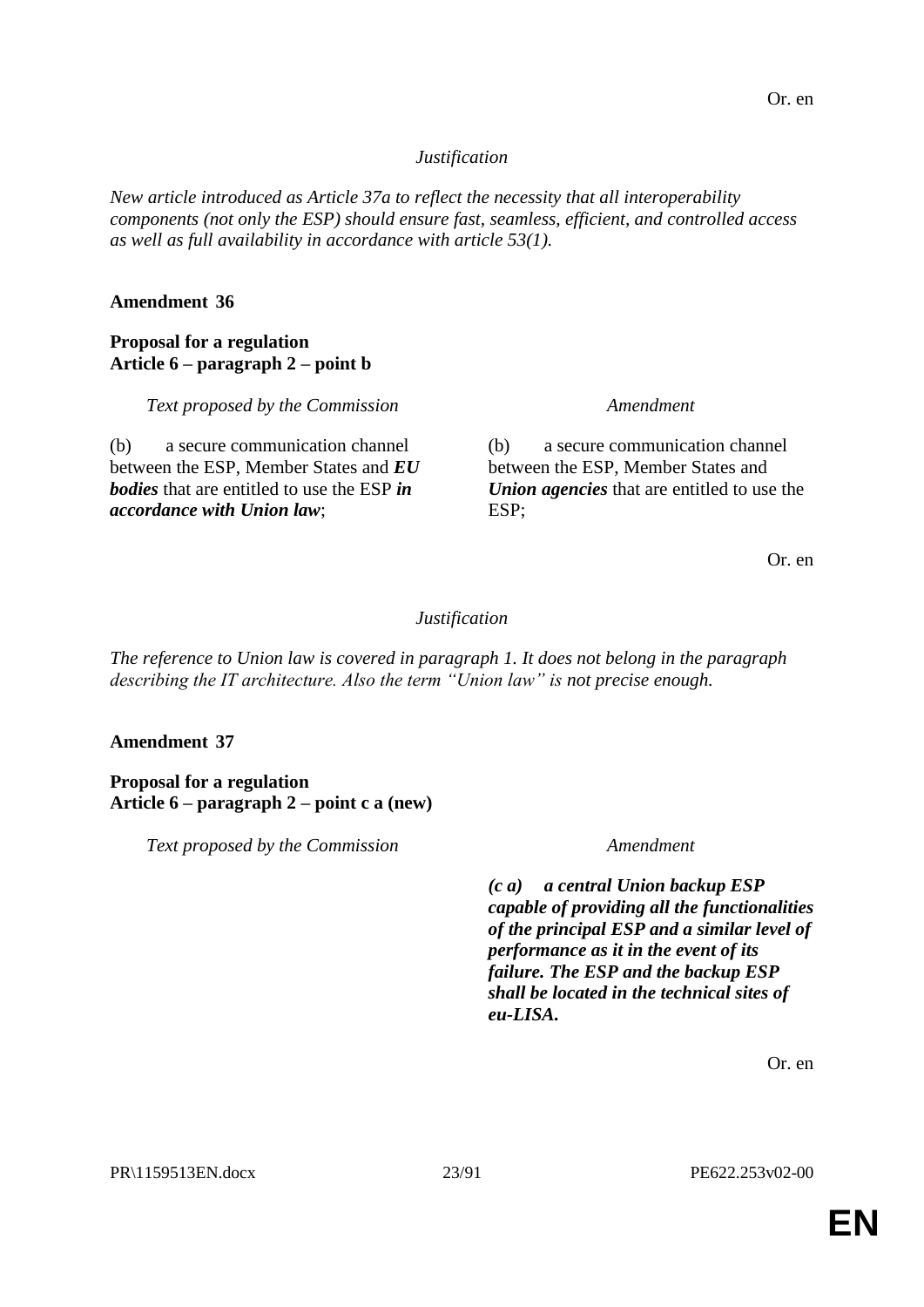Or. en

*Justification*

*New article introduced as Article 37a to reflect the necessity that all interoperability components (not only the ESP) should ensure fast, seamless, efficient, and controlled access as well as full availability in accordance with article 53(1).*

**Amendment 36**

**Proposal for a regulation**
**Article 6 – paragraph 2 – point b**

| *Text proposed by the Commission* | *Amendment* |
| --- | --- |
| (b) a secure communication channel between the ESP, Member States and ***EU bodies*** that are entitled to use the ESP ***in accordance with Union law***; | (b) a secure communication channel between the ESP, Member States and ***Union agencies*** that are entitled to use the ESP; |

Or. en

*Justification*

*The reference to Union law is covered in paragraph 1. It does not belong in the paragraph describing the IT architecture. Also the term "Union law" is not precise enough.*

**Amendment 37**

**Proposal for a regulation**
**Article 6 – paragraph 2 – point c a (new)**

| *Text proposed by the Commission* | *Amendment* |
| --- | --- |
| | ***(c a) a central Union backup ESP capable of providing all the functionalities of the principal ESP and a similar level of performance as it in the event of its failure. The ESP and the backup ESP shall be located in the technical sites of eu-LISA.*** |

Or. en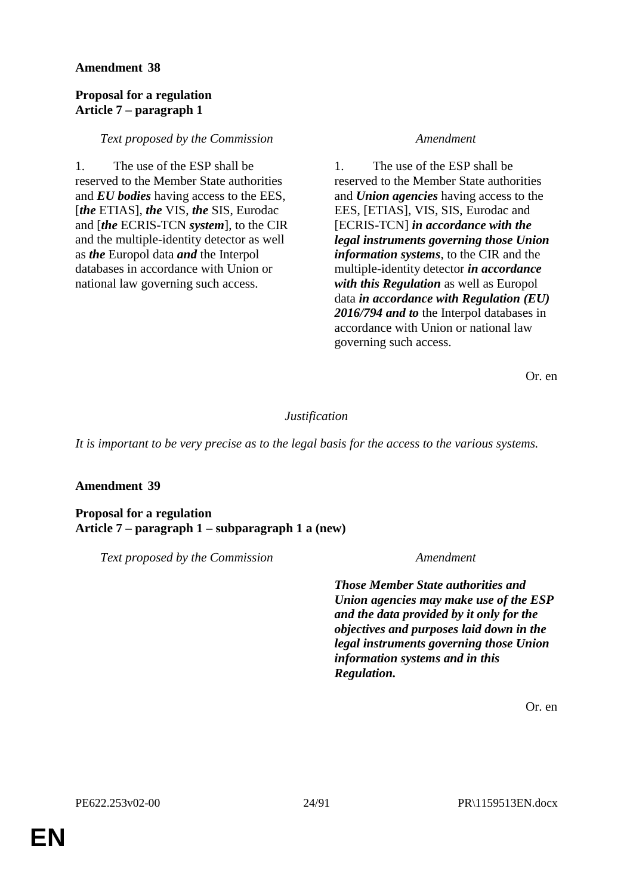**Amendment 38**

**Proposal for a regulation**
**Article 7 – paragraph 1**

| *Text proposed by the Commission* | *Amendment* |
|---|---|
| 1. The use of the ESP shall be reserved to the Member State authorities and ***EU bodies*** having access to the EES, [***the*** ETIAS], ***the*** VIS, ***the*** SIS, Eurodac and [***the*** ECRIS-TCN ***system***], to the CIR and the multiple-identity detector as well as ***the*** Europol data ***and*** the Interpol databases in accordance with Union or national law governing such access. | 1. The use of the ESP shall be reserved to the Member State authorities and ***Union agencies*** having access to the EES, [ETIAS], VIS, SIS, Eurodac and [ECRIS-TCN] ***in accordance with the legal instruments governing those Union information systems***, to the CIR and the multiple-identity detector ***in accordance with this Regulation*** as well as Europol data ***in accordance with Regulation (EU) 2016/794 and to*** the Interpol databases in accordance with Union or national law governing such access. |

Or. en

*Justification*

*It is important to be very precise as to the legal basis for the access to the various systems.*

**Amendment 39**

**Proposal for a regulation**
**Article 7 – paragraph 1 – subparagraph 1 a (new)**

| *Text proposed by the Commission* | *Amendment* |
|---|---|
| | ***Those Member State authorities and Union agencies may make use of the ESP and the data provided by it only for the objectives and purposes laid down in the legal instruments governing those Union information systems and in this Regulation.*** |

Or. en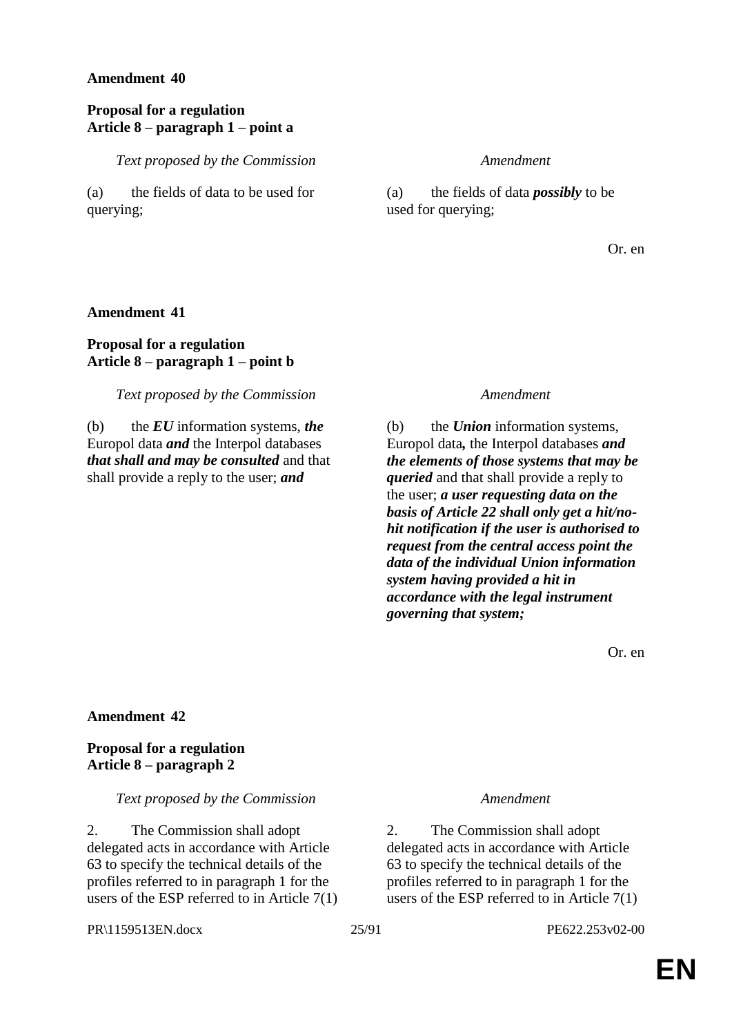**Amendment 40**

**Proposal for a regulation**
**Article 8 – paragraph 1 – point a**

| *Text proposed by the Commission* | *Amendment* |
|---|---|
| (a) the fields of data to be used for querying; | (a) the fields of data ***possibly*** to be used for querying; |

Or. en

**Amendment 41**

**Proposal for a regulation**
**Article 8 – paragraph 1 – point b**

| *Text proposed by the Commission* | *Amendment* |
|---|---|
| (b) the ***EU*** information systems, ***the*** Europol data ***and*** the Interpol databases ***that shall and may be consulted*** and that shall provide a reply to the user; ***and*** | (b) the ***Union*** information systems, Europol data***,*** the Interpol databases ***and the elements of those systems that may be queried*** and that shall provide a reply to the user; ***a user requesting data on the basis of Article 22 shall only get a hit/no-hit notification if the user is authorised to request from the central access point the data of the individual Union information system having provided a hit in accordance with the legal instrument governing that system;*** |

Or. en

**Amendment 42**

**Proposal for a regulation**
**Article 8 – paragraph 2**

| *Text proposed by the Commission* | *Amendment* |
|---|---|
| 2. The Commission shall adopt delegated acts in accordance with Article 63 to specify the technical details of the profiles referred to in paragraph 1 for the users of the ESP referred to in Article 7(1) | 2. The Commission shall adopt delegated acts in accordance with Article 63 to specify the technical details of the profiles referred to in paragraph 1 for the users of the ESP referred to in Article 7(1) |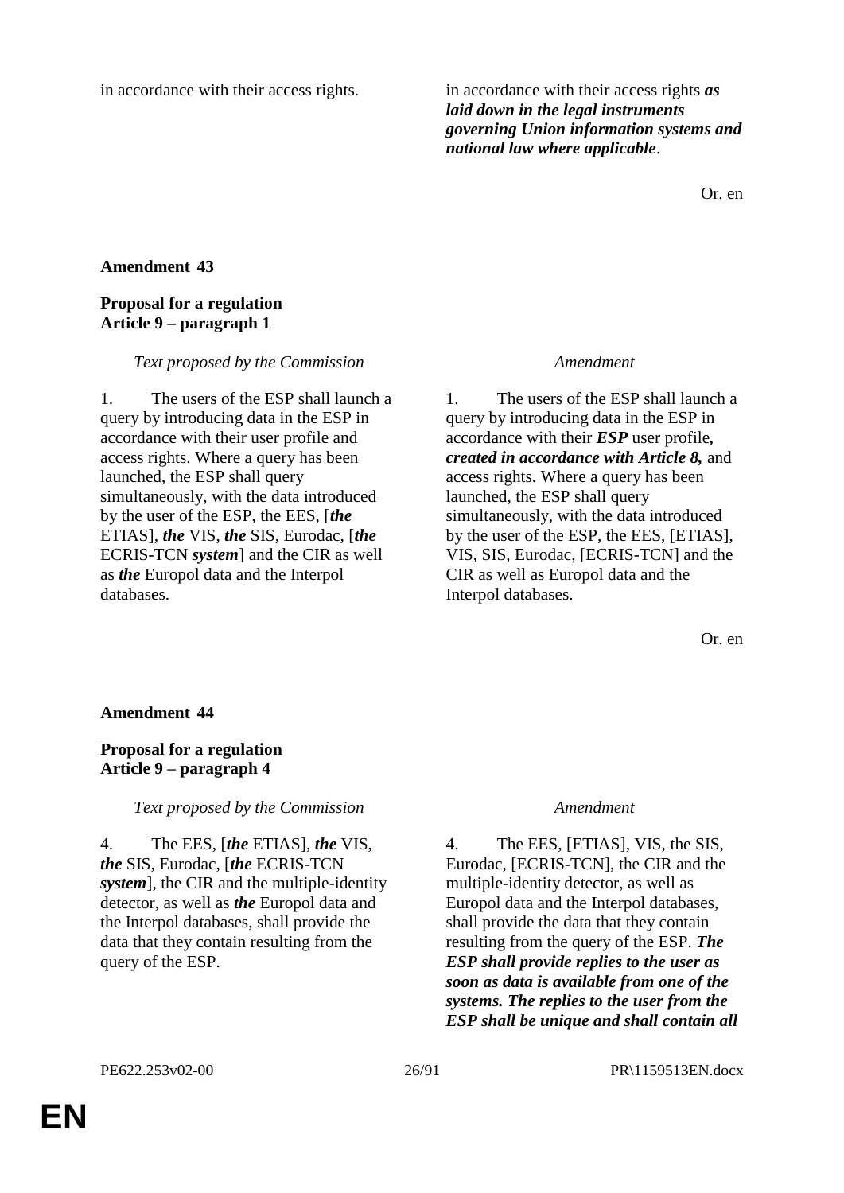| | |
|---|---|
| in accordance with their access rights. | in accordance with their access rights ***as laid down in the legal instruments governing Union information systems and national law where applicable***. |

Or. en

**Amendment 43**

**Proposal for a regulation**
**Article 9 – paragraph 1**

| *Text proposed by the Commission* | *Amendment* |
|---|---|
| 1. The users of the ESP shall launch a query by introducing data in the ESP in accordance with their user profile and access rights. Where a query has been launched, the ESP shall query simultaneously, with the data introduced by the user of the ESP, the EES, [***the*** ETIAS], ***the*** VIS, ***the*** SIS, Eurodac, [***the*** ECRIS-TCN ***system***] and the CIR as well as ***the*** Europol data and the Interpol databases. | 1. The users of the ESP shall launch a query by introducing data in the ESP in accordance with their ***ESP*** user profile***, created in accordance with Article 8,*** and access rights. Where a query has been launched, the ESP shall query simultaneously, with the data introduced by the user of the ESP, the EES, [ETIAS], VIS, SIS, Eurodac, [ECRIS-TCN] and the CIR as well as Europol data and the Interpol databases. |

Or. en

**Amendment 44**

**Proposal for a regulation**
**Article 9 – paragraph 4**

| *Text proposed by the Commission* | *Amendment* |
|---|---|
| 4. The EES, [***the*** ETIAS], ***the*** VIS, ***the*** SIS, Eurodac, [***the*** ECRIS-TCN ***system***], the CIR and the multiple-identity detector, as well as ***the*** Europol data and the Interpol databases, shall provide the data that they contain resulting from the query of the ESP. | 4. The EES, [ETIAS], VIS, the SIS, Eurodac, [ECRIS-TCN], the CIR and the multiple-identity detector, as well as Europol data and the Interpol databases, shall provide the data that they contain resulting from the query of the ESP. ***The ESP shall provide replies to the user as soon as data is available from one of the systems. The replies to the user from the ESP shall be unique and shall contain all*** |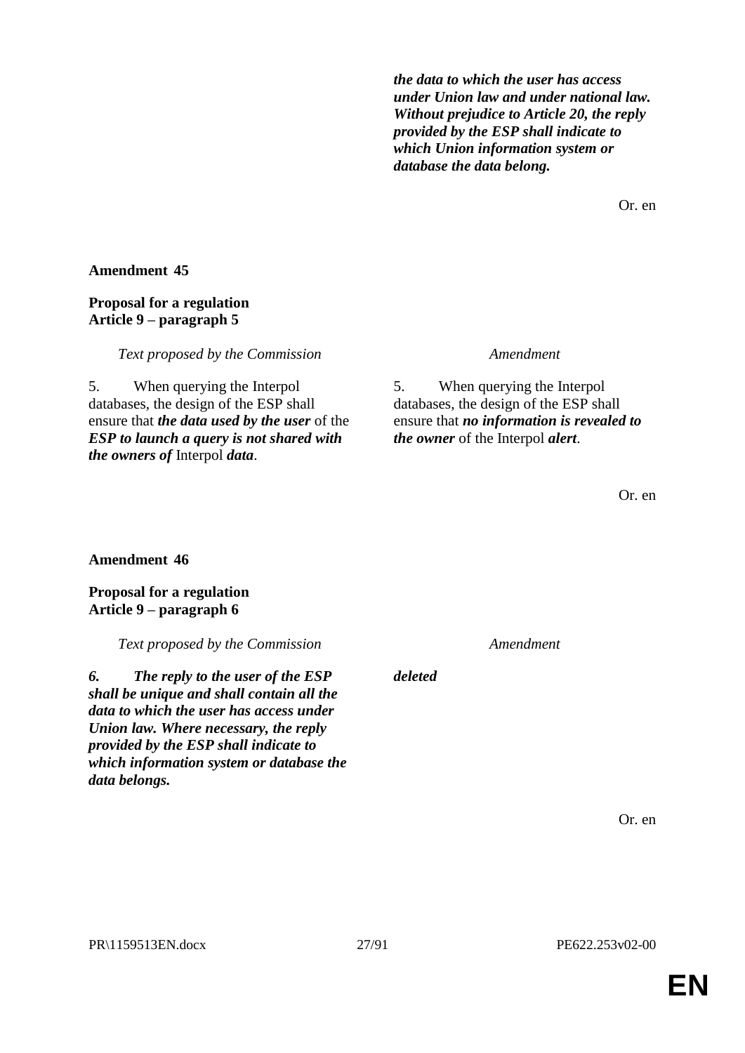| | |
|---|---|
| | ***the data to which the user has access under Union law and under national law. Without prejudice to Article 20, the reply provided by the ESP shall indicate to which Union information system or database the data belong.*** |

Or. en

**Amendment 45**

**Proposal for a regulation**
**Article 9 – paragraph 5**

| *Text proposed by the Commission* | *Amendment* |
|---|---|
| 5. When querying the Interpol databases, the design of the ESP shall ensure that ***the data used by the user*** of the ***ESP to launch a query is not shared with the owners of*** Interpol ***data***. | 5. When querying the Interpol databases, the design of the ESP shall ensure that ***no information is revealed to the owner*** of the Interpol ***alert***. |

Or. en

**Amendment 46**

**Proposal for a regulation**
**Article 9 – paragraph 6**

| *Text proposed by the Commission* | *Amendment* |
|---|---|
| ***6. The reply to the user of the ESP shall be unique and shall contain all the data to which the user has access under Union law. Where necessary, the reply provided by the ESP shall indicate to which information system or database the data belongs.*** | ***deleted*** |

Or. en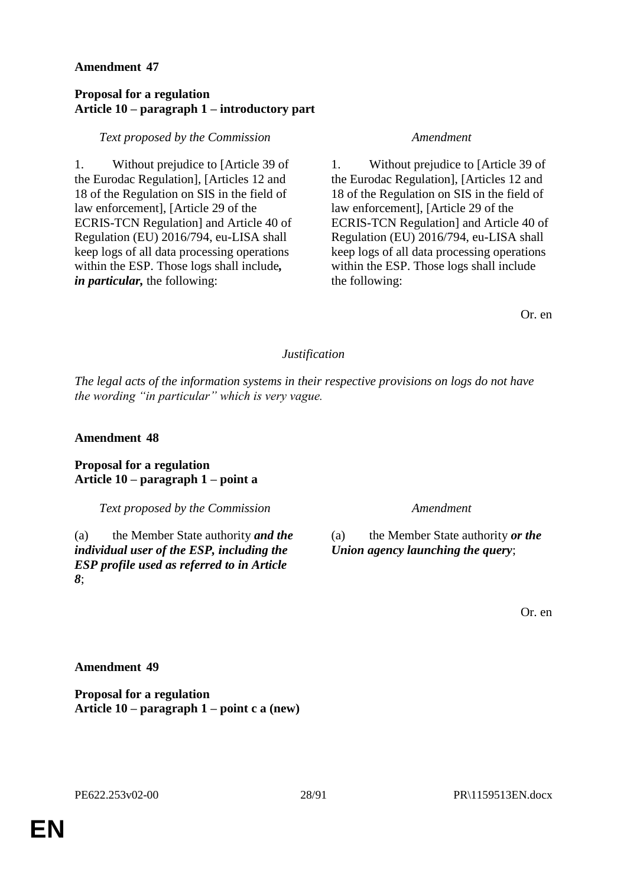**Amendment 47**

**Proposal for a regulation**
**Article 10 – paragraph 1 – introductory part**

| *Text proposed by the Commission* | *Amendment* |
|---|---|
| 1. Without prejudice to [Article 39 of the Eurodac Regulation], [Articles 12 and 18 of the Regulation on SIS in the field of law enforcement], [Article 29 of the ECRIS-TCN Regulation] and Article 40 of Regulation (EU) 2016/794, eu-LISA shall keep logs of all data processing operations within the ESP. Those logs shall include***, in particular,*** the following: | 1. Without prejudice to [Article 39 of the Eurodac Regulation], [Articles 12 and 18 of the Regulation on SIS in the field of law enforcement], [Article 29 of the ECRIS-TCN Regulation] and Article 40 of Regulation (EU) 2016/794, eu-LISA shall keep logs of all data processing operations within the ESP. Those logs shall include the following: |

Or. en

*Justification*

*The legal acts of the information systems in their respective provisions on logs do not have the wording "in particular" which is very vague.*

**Amendment 48**

**Proposal for a regulation**
**Article 10 – paragraph 1 – point a**

| *Text proposed by the Commission* | *Amendment* |
|---|---|
| (a) the Member State authority ***and the individual user of the ESP, including the ESP profile used as referred to in Article 8***; | (a) the Member State authority ***or the Union agency launching the query***; |

Or. en

**Amendment 49**

**Proposal for a regulation**
**Article 10 – paragraph 1 – point c a (new)**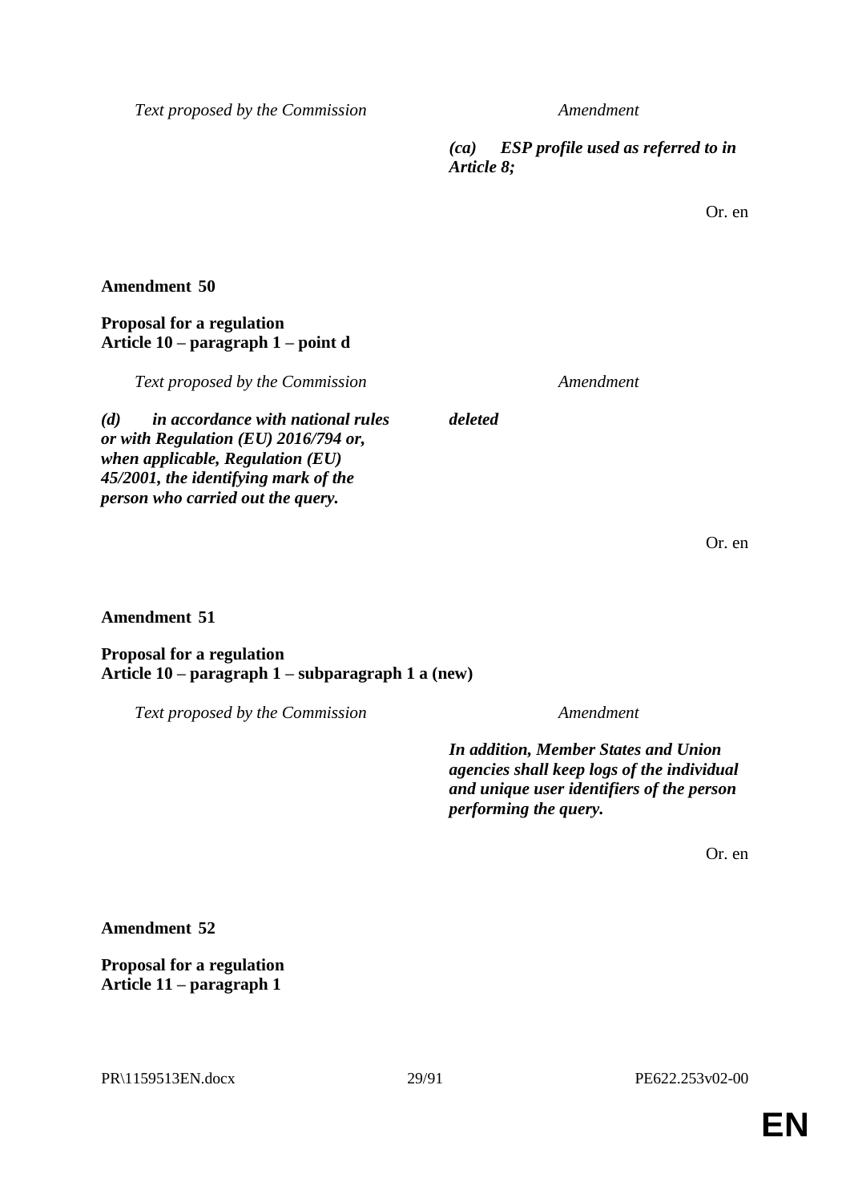| Text proposed by the Commission | Amendment |
|---|---|
| | ***(ca) ESP profile used as referred to in Article 8;*** |

Or. en

**Amendment 50**

**Proposal for a regulation**
**Article 10 – paragraph 1 – point d**

| Text proposed by the Commission | Amendment |
|---|---|
| ***(d) in accordance with national rules or with Regulation (EU) 2016/794 or, when applicable, Regulation (EU) 45/2001, the identifying mark of the person who carried out the query.*** | ***deleted*** |

Or. en

**Amendment 51**

**Proposal for a regulation**
**Article 10 – paragraph 1 – subparagraph 1 a (new)**

| Text proposed by the Commission | Amendment |
|---|---|
| | ***In addition, Member States and Union agencies shall keep logs of the individual and unique user identifiers of the person performing the query.*** |

Or. en

**Amendment 52**

**Proposal for a regulation**
**Article 11 – paragraph 1**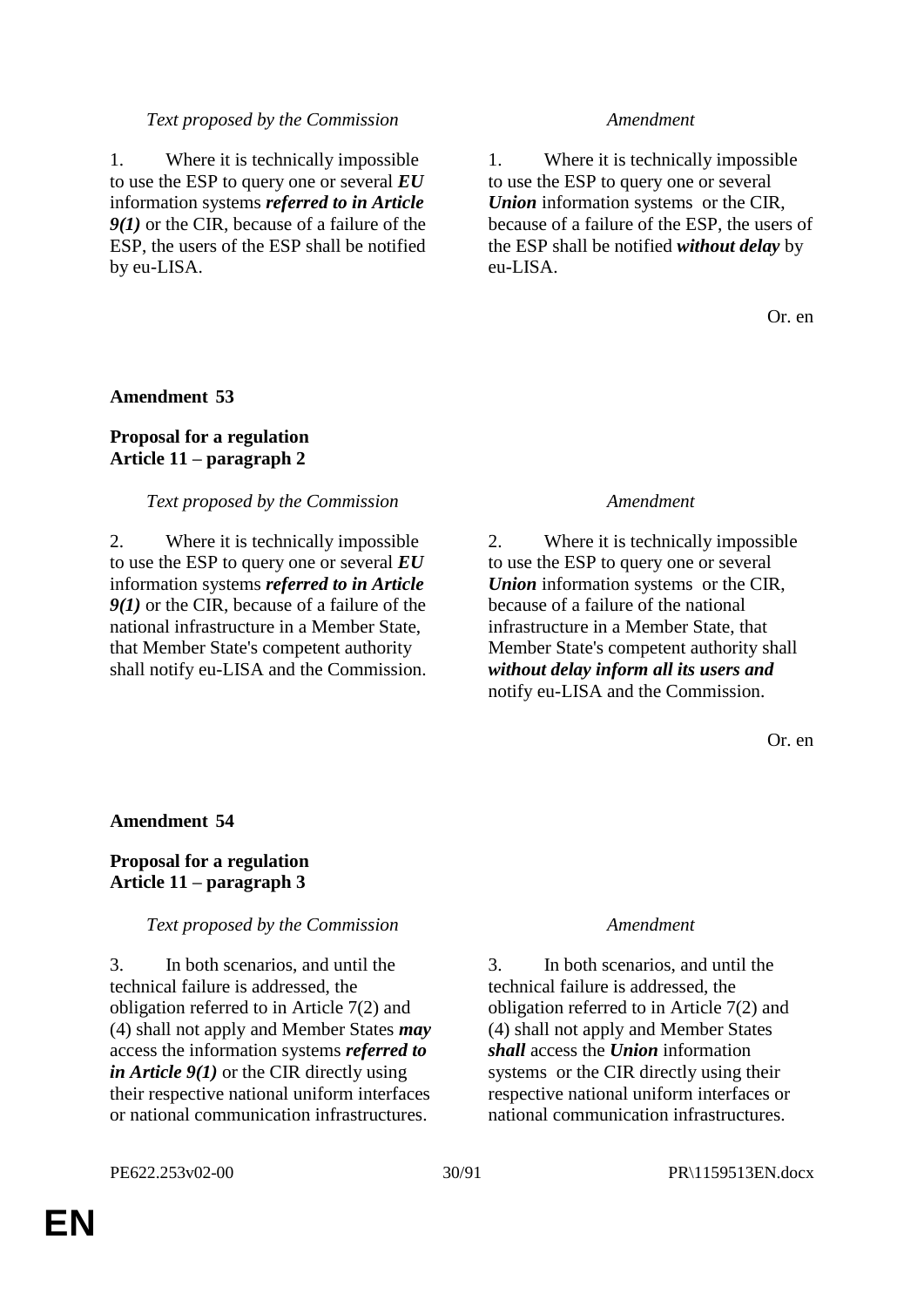| *Text proposed by the Commission* | *Amendment* |
|---|---|
| 1. Where it is technically impossible to use the ESP to query one or several ***EU*** information systems ***referred to in Article 9(1)*** or the CIR, because of a failure of the ESP, the users of the ESP shall be notified by eu-LISA. | 1. Where it is technically impossible to use the ESP to query one or several ***Union*** information systems or the CIR, because of a failure of the ESP, the users of the ESP shall be notified ***without delay*** by eu-LISA. |

Or. en

**Amendment 53**

**Proposal for a regulation**
**Article 11 – paragraph 2**

| *Text proposed by the Commission* | *Amendment* |
|---|---|
| 2. Where it is technically impossible to use the ESP to query one or several ***EU*** information systems ***referred to in Article 9(1)*** or the CIR, because of a failure of the national infrastructure in a Member State, that Member State's competent authority shall notify eu-LISA and the Commission. | 2. Where it is technically impossible to use the ESP to query one or several ***Union*** information systems or the CIR, because of a failure of the national infrastructure in a Member State, that Member State's competent authority shall ***without delay inform all its users and*** notify eu-LISA and the Commission. |

Or. en

**Amendment 54**

**Proposal for a regulation**
**Article 11 – paragraph 3**

| *Text proposed by the Commission* | *Amendment* |
|---|---|
| 3. In both scenarios, and until the technical failure is addressed, the obligation referred to in Article 7(2) and (4) shall not apply and Member States ***may*** access the information systems ***referred to in Article 9(1)*** or the CIR directly using their respective national uniform interfaces or national communication infrastructures. | 3. In both scenarios, and until the technical failure is addressed, the obligation referred to in Article 7(2) and (4) shall not apply and Member States ***shall*** access the ***Union*** information systems or the CIR directly using their respective national uniform interfaces or national communication infrastructures. |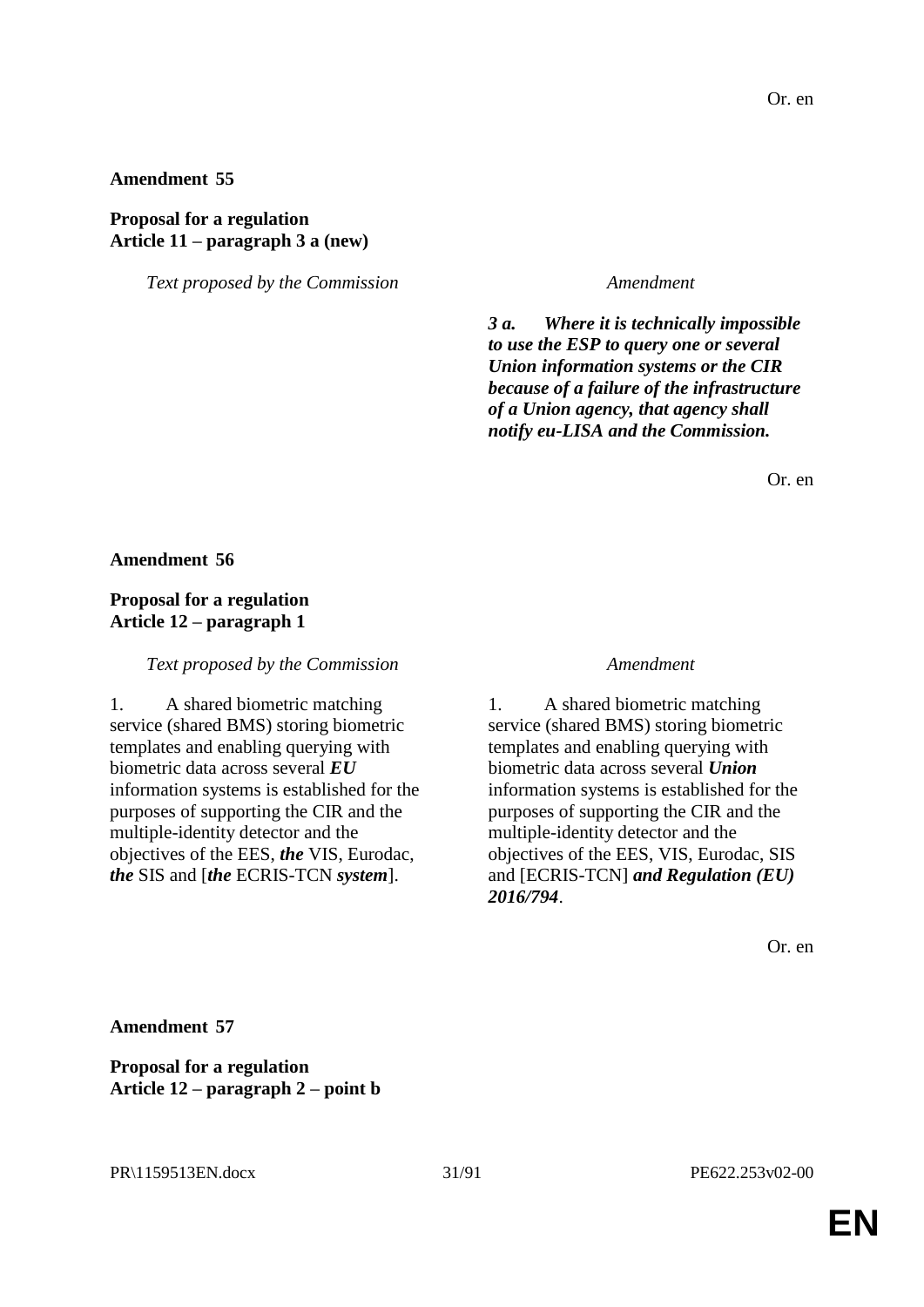Or. en

**Amendment 55**

**Proposal for a regulation**
**Article 11 – paragraph 3 a (new)**

| *Text proposed by the Commission* | *Amendment* |
|---|---|
| | ***3 a. Where it is technically impossible to use the ESP to query one or several Union information systems or the CIR because of a failure of the infrastructure of a Union agency, that agency shall notify eu-LISA and the Commission.*** |

Or. en

**Amendment 56**

**Proposal for a regulation**
**Article 12 – paragraph 1**

| *Text proposed by the Commission* | *Amendment* |
|---|---|
| 1. A shared biometric matching service (shared BMS) storing biometric templates and enabling querying with biometric data across several ***EU*** information systems is established for the purposes of supporting the CIR and the multiple-identity detector and the objectives of the EES, ***the*** VIS, Eurodac, ***the*** SIS and [***the*** ECRIS-TCN ***system***]. | 1. A shared biometric matching service (shared BMS) storing biometric templates and enabling querying with biometric data across several ***Union*** information systems is established for the purposes of supporting the CIR and the multiple-identity detector and the objectives of the EES, VIS, Eurodac, SIS and [ECRIS-TCN] ***and Regulation (EU) 2016/794***. |

Or. en

**Amendment 57**

**Proposal for a regulation**
**Article 12 – paragraph 2 – point b**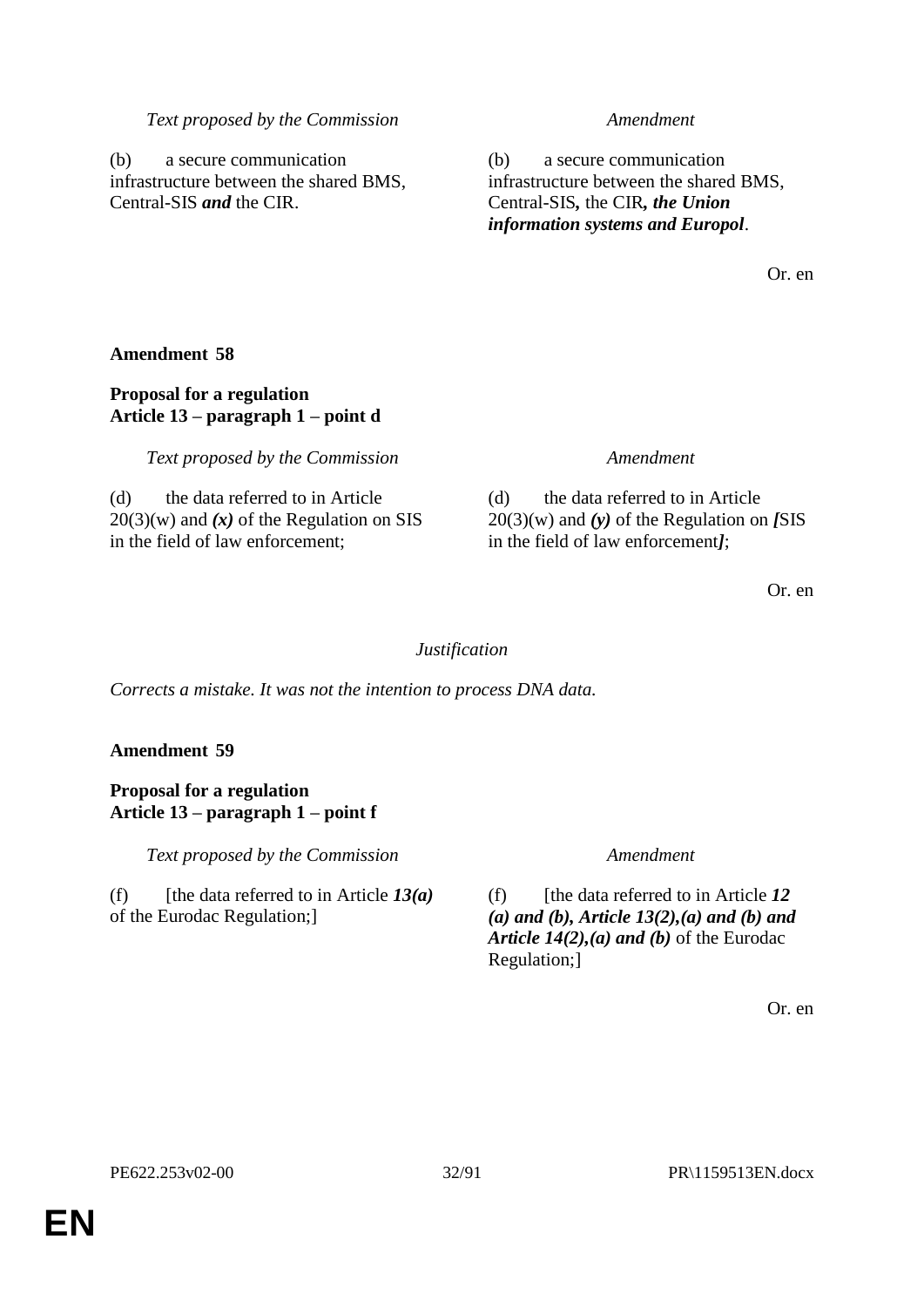| *Text proposed by the Commission* | *Amendment* |
|---|---|
| (b) a secure communication infrastructure between the shared BMS, Central-SIS ***and*** the CIR. | (b) a secure communication infrastructure between the shared BMS, Central-SIS***,*** the CIR***, the Union information systems and Europol***. |

Or. en

**Amendment 58**

**Proposal for a regulation**
**Article 13 – paragraph 1 – point d**

| *Text proposed by the Commission* | *Amendment* |
|---|---|
| (d) the data referred to in Article 20(3)(w) and ***(x)*** of the Regulation on SIS in the field of law enforcement; | (d) the data referred to in Article 20(3)(w) and ***(y)*** of the Regulation on ***[***SIS in the field of law enforcement***]***; |

Or. en

*Justification*

*Corrects a mistake. It was not the intention to process DNA data.*

**Amendment 59**

**Proposal for a regulation**
**Article 13 – paragraph 1 – point f**

| *Text proposed by the Commission* | *Amendment* |
|---|---|
| (f) [the data referred to in Article ***13(a)*** of the Eurodac Regulation;] | (f) [the data referred to in Article ***12 (a) and (b), Article 13(2),(a) and (b) and Article 14(2),(a) and (b)*** of the Eurodac Regulation;] |

Or. en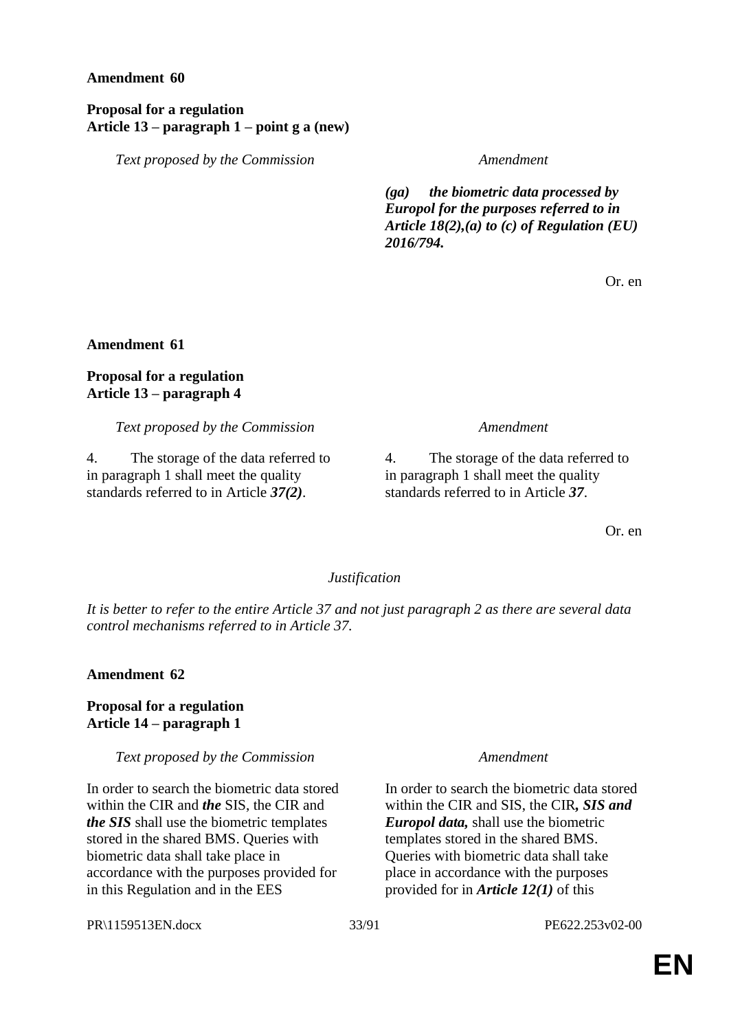**Amendment 60**

**Proposal for a regulation**
**Article 13 – paragraph 1 – point g a (new)**

| *Text proposed by the Commission* | *Amendment* |
|---|---|
| | ***(ga) the biometric data processed by Europol for the purposes referred to in Article 18(2),(a) to (c) of Regulation (EU) 2016/794.*** |

Or. en

**Amendment 61**

**Proposal for a regulation**
**Article 13 – paragraph 4**

| *Text proposed by the Commission* | *Amendment* |
|---|---|
| 4. The storage of the data referred to in paragraph 1 shall meet the quality standards referred to in Article ***37(2)***. | 4. The storage of the data referred to in paragraph 1 shall meet the quality standards referred to in Article ***37***. |

Or. en

*Justification*

*It is better to refer to the entire Article 37 and not just paragraph 2 as there are several data control mechanisms referred to in Article 37.*

**Amendment 62**

**Proposal for a regulation**
**Article 14 – paragraph 1**

| *Text proposed by the Commission* | *Amendment* |
|---|---|
| In order to search the biometric data stored within the CIR and ***the*** SIS, the CIR and ***the SIS*** shall use the biometric templates stored in the shared BMS. Queries with biometric data shall take place in accordance with the purposes provided for in this Regulation and in the EES | In order to search the biometric data stored within the CIR and SIS, the CIR***, SIS and Europol data,*** shall use the biometric templates stored in the shared BMS. Queries with biometric data shall take place in accordance with the purposes provided for in ***Article 12(1)*** of this |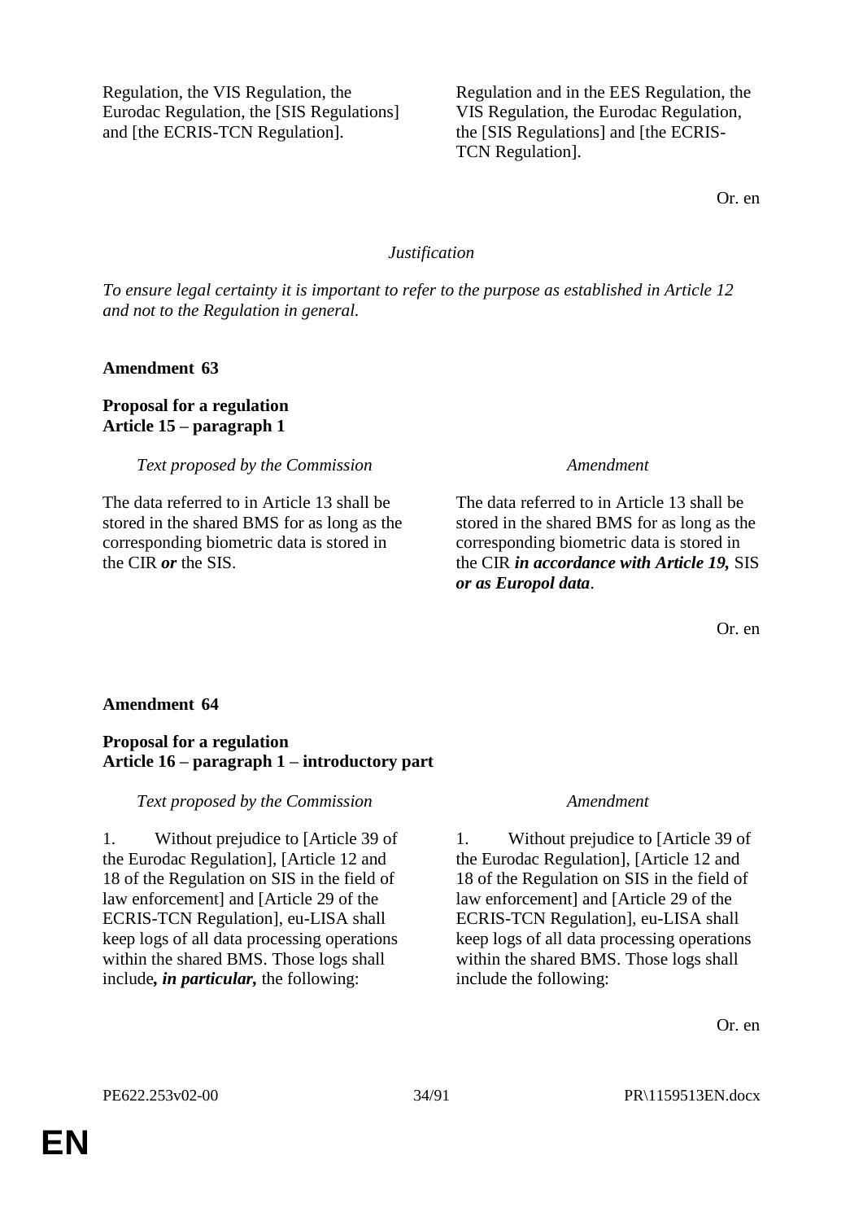| | |
|---|---|
| Regulation, the VIS Regulation, the Eurodac Regulation, the [SIS Regulations] and [the ECRIS-TCN Regulation]. | Regulation and in the EES Regulation, the VIS Regulation, the Eurodac Regulation, the [SIS Regulations] and [the ECRIS-TCN Regulation]. |

Or. en

*Justification*

*To ensure legal certainty it is important to refer to the purpose as established in Article 12 and not to the Regulation in general.*

**Amendment 63**

**Proposal for a regulation**
**Article 15 – paragraph 1**

| *Text proposed by the Commission* | *Amendment* |
|---|---|
| The data referred to in Article 13 shall be stored in the shared BMS for as long as the corresponding biometric data is stored in the CIR ***or*** the SIS. | The data referred to in Article 13 shall be stored in the shared BMS for as long as the corresponding biometric data is stored in the CIR ***in accordance with Article 19,*** SIS ***or as Europol data***. |

Or. en

**Amendment 64**

**Proposal for a regulation**
**Article 16 – paragraph 1 – introductory part**

| *Text proposed by the Commission* | *Amendment* |
|---|---|
| 1. Without prejudice to [Article 39 of the Eurodac Regulation], [Article 12 and 18 of the Regulation on SIS in the field of law enforcement] and [Article 29 of the ECRIS-TCN Regulation], eu-LISA shall keep logs of all data processing operations within the shared BMS. Those logs shall include***, in particular,*** the following: | 1. Without prejudice to [Article 39 of the Eurodac Regulation], [Article 12 and 18 of the Regulation on SIS in the field of law enforcement] and [Article 29 of the ECRIS-TCN Regulation], eu-LISA shall keep logs of all data processing operations within the shared BMS. Those logs shall include the following: |

Or. en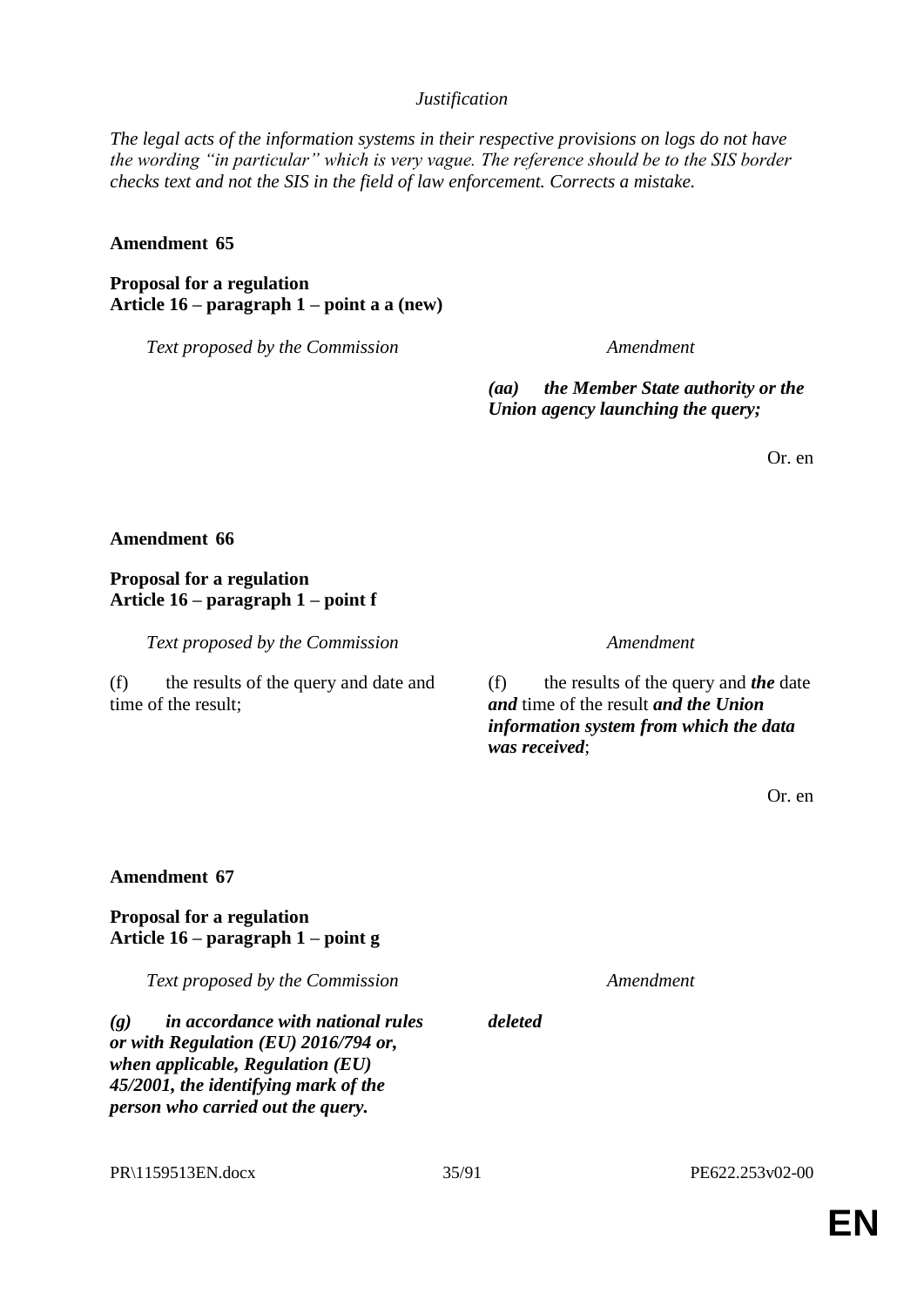*Justification*

*The legal acts of the information systems in their respective provisions on logs do not have the wording "in particular" which is very vague. The reference should be to the SIS border checks text and not the SIS in the field of law enforcement. Corrects a mistake.*

**Amendment 65**

**Proposal for a regulation**
**Article 16 – paragraph 1 – point a a (new)**

| *Text proposed by the Commission* | *Amendment* |
|---|---|
| | ***(aa) the Member State authority or the Union agency launching the query;*** |

Or. en

**Amendment 66**

**Proposal for a regulation**
**Article 16 – paragraph 1 – point f**

| *Text proposed by the Commission* | *Amendment* |
|---|---|
| (f) the results of the query and date and time of the result; | (f) the results of the query and ***the*** date ***and*** time of the result ***and the Union information system from which the data was received***; |

Or. en

**Amendment 67**

**Proposal for a regulation**
**Article 16 – paragraph 1 – point g**

| *Text proposed by the Commission* | *Amendment* |
|---|---|
| ***(g) in accordance with national rules or with Regulation (EU) 2016/794 or, when applicable, Regulation (EU) 45/2001, the identifying mark of the person who carried out the query.*** | ***deleted*** |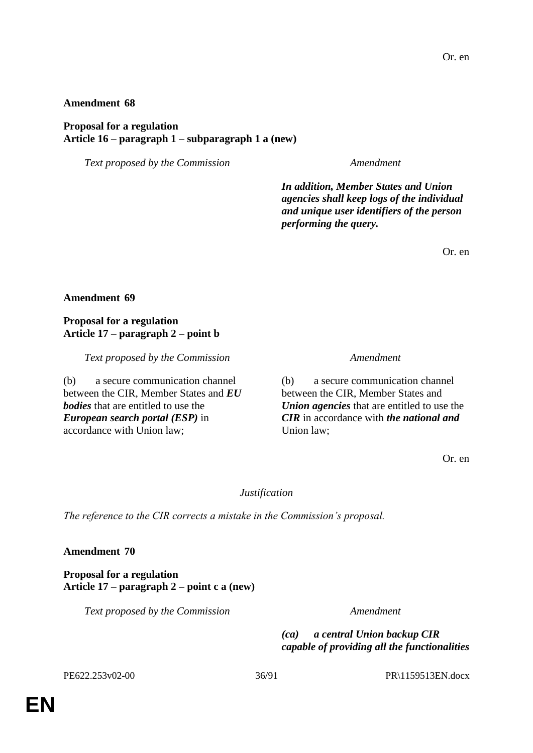Or. en

**Amendment 68**

**Proposal for a regulation**
**Article 16 – paragraph 1 – subparagraph 1 a (new)**

| *Text proposed by the Commission* | *Amendment* |
|---|---|
| | ***In addition, Member States and Union agencies shall keep logs of the individual and unique user identifiers of the person performing the query.*** |

Or. en

**Amendment 69**

**Proposal for a regulation**
**Article 17 – paragraph 2 – point b**

| *Text proposed by the Commission* | *Amendment* |
|---|---|
| (b) a secure communication channel between the CIR, Member States and ***EU bodies*** that are entitled to use the ***European search portal (ESP)*** in accordance with Union law; | (b) a secure communication channel between the CIR, Member States and ***Union agencies*** that are entitled to use the ***CIR*** in accordance with ***the national and*** Union law; |

Or. en

*Justification*

*The reference to the CIR corrects a mistake in the Commission's proposal.*

**Amendment 70**

**Proposal for a regulation**
**Article 17 – paragraph 2 – point c a (new)**

| *Text proposed by the Commission* | *Amendment* |
|---|---|
| | ***(ca) a central Union backup CIR capable of providing all the functionalities*** |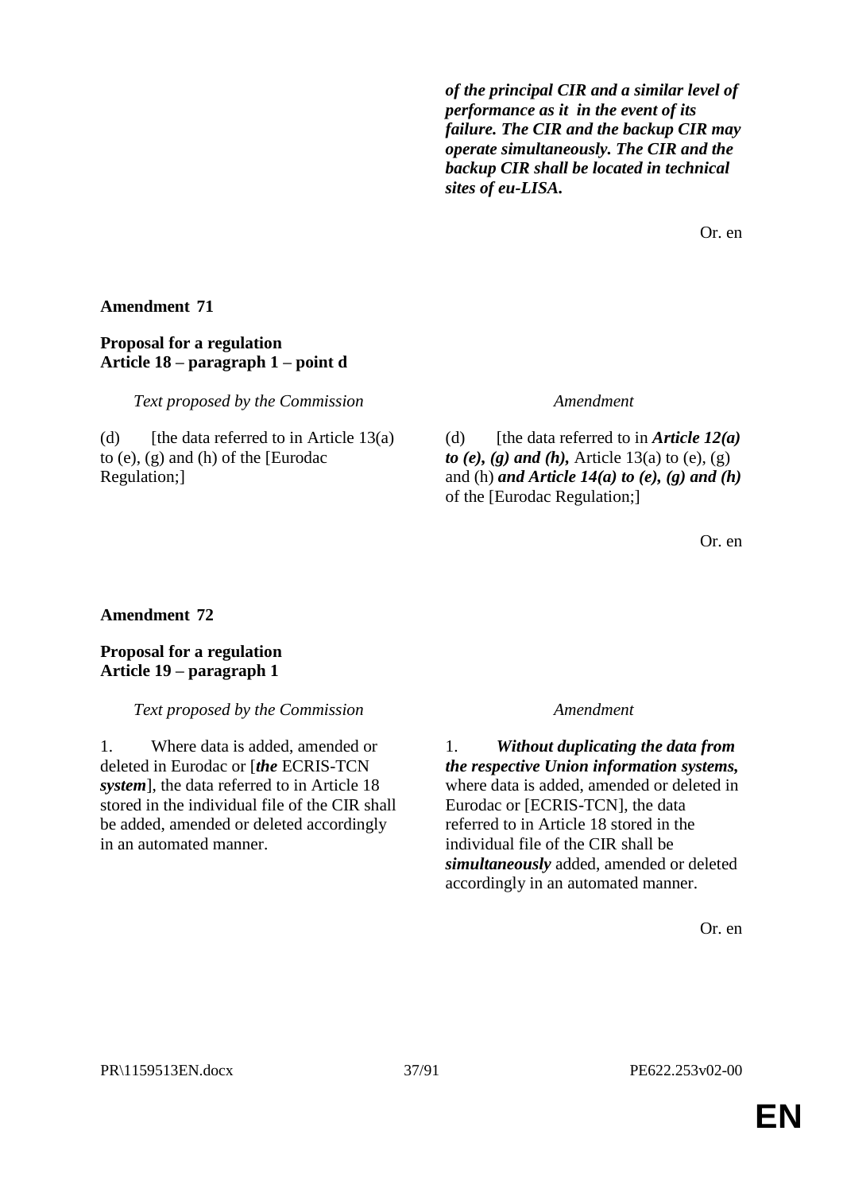| | |
|---|---|
| | ***of the principal CIR and a similar level of performance as it  in the event of its failure. The CIR and the backup CIR may operate simultaneously. The CIR and the backup CIR shall be located in technical sites of eu-LISA.*** |

Or. en

**Amendment 71**

**Proposal for a regulation**
**Article 18 – paragraph 1 – point d**

| *Text proposed by the Commission* | *Amendment* |
|---|---|
| (d) [the data referred to in Article 13(a) to (e), (g) and (h) of the [Eurodac Regulation;] | (d) [the data referred to in ***Article 12(a) to (e), (g) and (h),*** Article 13(a) to (e), (g) and (h) ***and Article 14(a) to (e), (g) and (h)*** of the [Eurodac Regulation;] |

Or. en

**Amendment 72**

**Proposal for a regulation**
**Article 19 – paragraph 1**

| *Text proposed by the Commission* | *Amendment* |
|---|---|
| 1. Where data is added, amended or deleted in Eurodac or [***the*** ECRIS-TCN ***system***], the data referred to in Article 18 stored in the individual file of the CIR shall be added, amended or deleted accordingly in an automated manner. | 1. ***Without duplicating the data from the respective Union information systems,*** where data is added, amended or deleted in Eurodac or [ECRIS-TCN], the data referred to in Article 18 stored in the individual file of the CIR shall be ***simultaneously*** added, amended or deleted accordingly in an automated manner. |

Or. en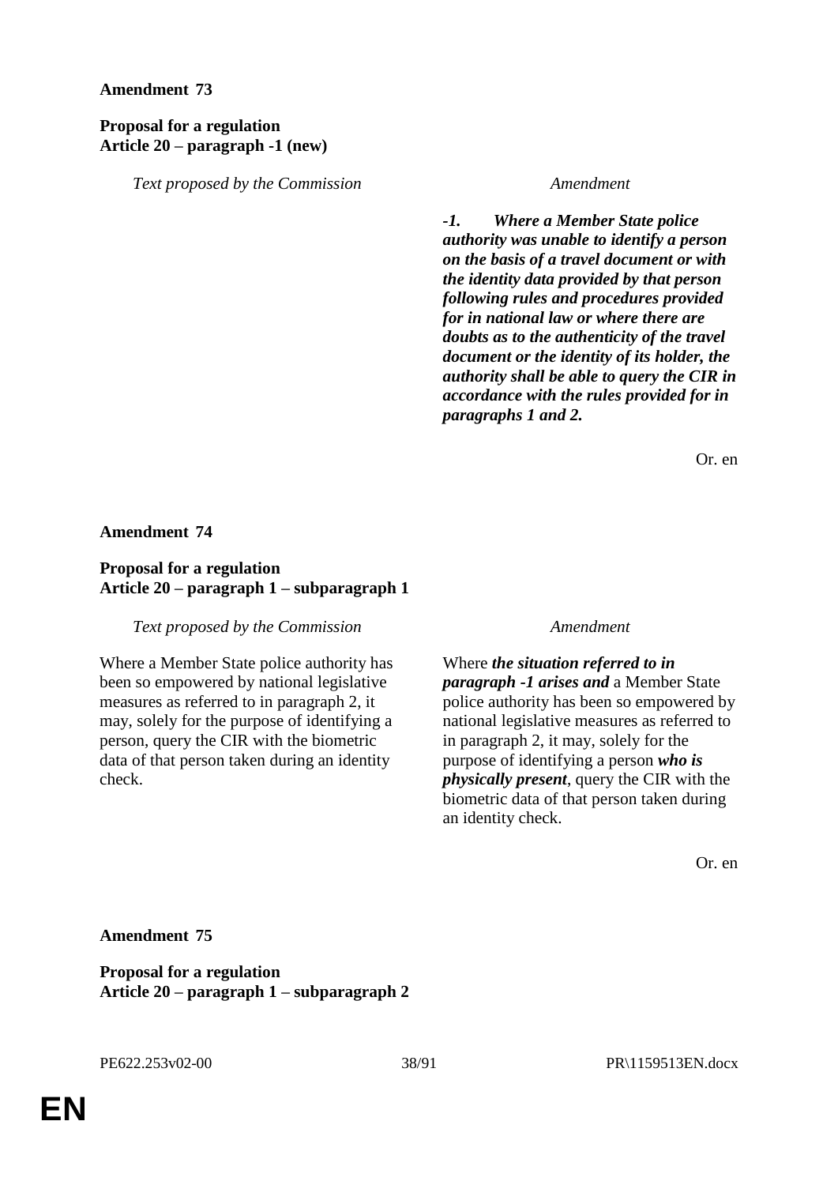**Amendment 73**

**Proposal for a regulation**
**Article 20 – paragraph -1 (new)**

| *Text proposed by the Commission* | *Amendment* |
|---|---|
| | ***-1. Where a Member State police authority was unable to identify a person on the basis of a travel document or with the identity data provided by that person following rules and procedures provided for in national law or where there are doubts as to the authenticity of the travel document or the identity of its holder, the authority shall be able to query the CIR in accordance with the rules provided for in paragraphs 1 and 2.*** |

Or. en

**Amendment 74**

**Proposal for a regulation**
**Article 20 – paragraph 1 – subparagraph 1**

| *Text proposed by the Commission* | *Amendment* |
|---|---|
| Where a Member State police authority has been so empowered by national legislative measures as referred to in paragraph 2, it may, solely for the purpose of identifying a person, query the CIR with the biometric data of that person taken during an identity check. | Where ***the situation referred to in paragraph -1 arises and*** a Member State police authority has been so empowered by national legislative measures as referred to in paragraph 2, it may, solely for the purpose of identifying a person ***who is physically present***, query the CIR with the biometric data of that person taken during an identity check. |

Or. en

**Amendment 75**

**Proposal for a regulation**
**Article 20 – paragraph 1 – subparagraph 2**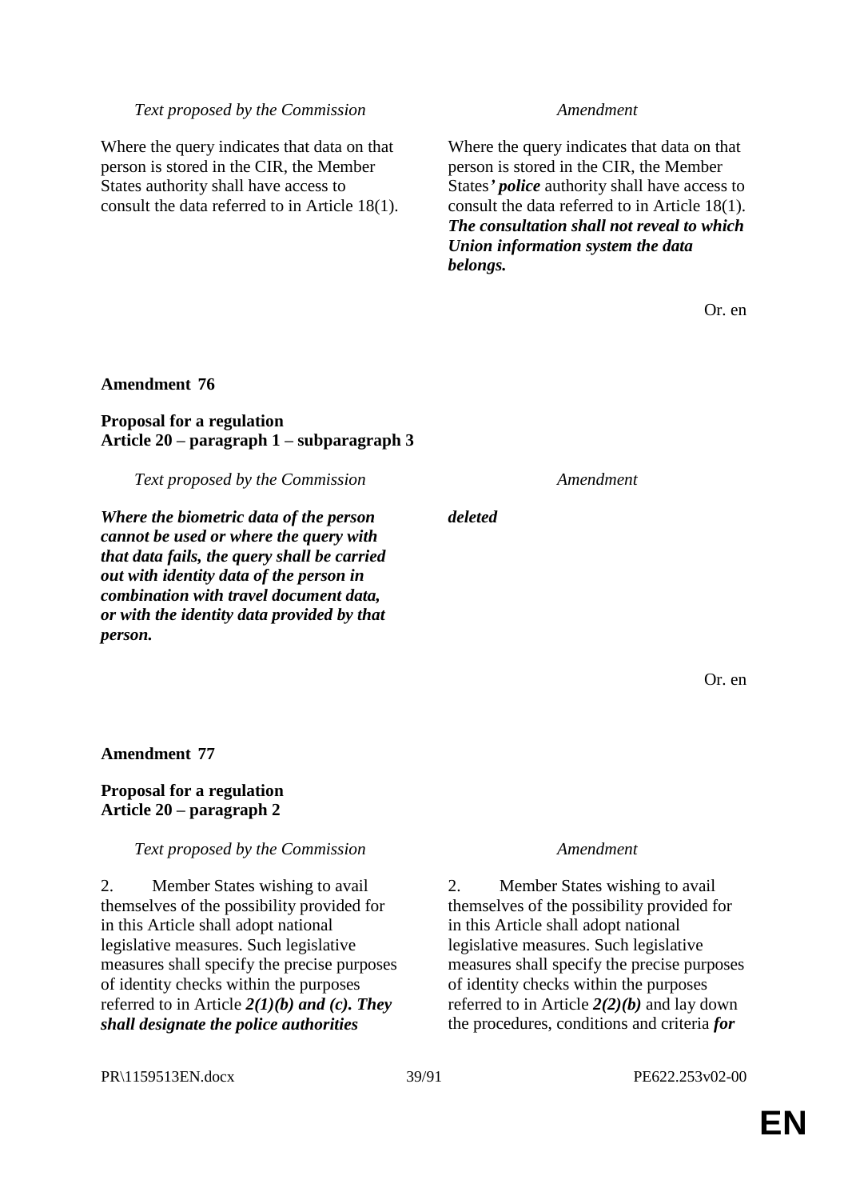| *Text proposed by the Commission* | *Amendment* |
|---|---|
| Where the query indicates that data on that person is stored in the CIR, the Member States authority shall have access to consult the data referred to in Article 18(1). | Where the query indicates that data on that person is stored in the CIR, the Member States***' police*** authority shall have access to consult the data referred to in Article 18(1). ***The consultation shall not reveal to which Union information system the data belongs.*** |

Or. en

**Amendment 76**

**Proposal for a regulation**
**Article 20 – paragraph 1 – subparagraph 3**

| *Text proposed by the Commission* | *Amendment* |
|---|---|
| ***Where the biometric data of the person cannot be used or where the query with that data fails, the query shall be carried out with identity data of the person in combination with travel document data, or with the identity data provided by that person.*** | ***deleted*** |

Or. en

**Amendment 77**

**Proposal for a regulation**
**Article 20 – paragraph 2**

| *Text proposed by the Commission* | *Amendment* |
|---|---|
| 2. Member States wishing to avail themselves of the possibility provided for in this Article shall adopt national legislative measures. Such legislative measures shall specify the precise purposes of identity checks within the purposes referred to in Article ***2(1)(b) and (c). They shall designate the police authorities*** | 2. Member States wishing to avail themselves of the possibility provided for in this Article shall adopt national legislative measures. Such legislative measures shall specify the precise purposes of identity checks within the purposes referred to in Article ***2(2)(b)*** and lay down the procedures, conditions and criteria ***for*** |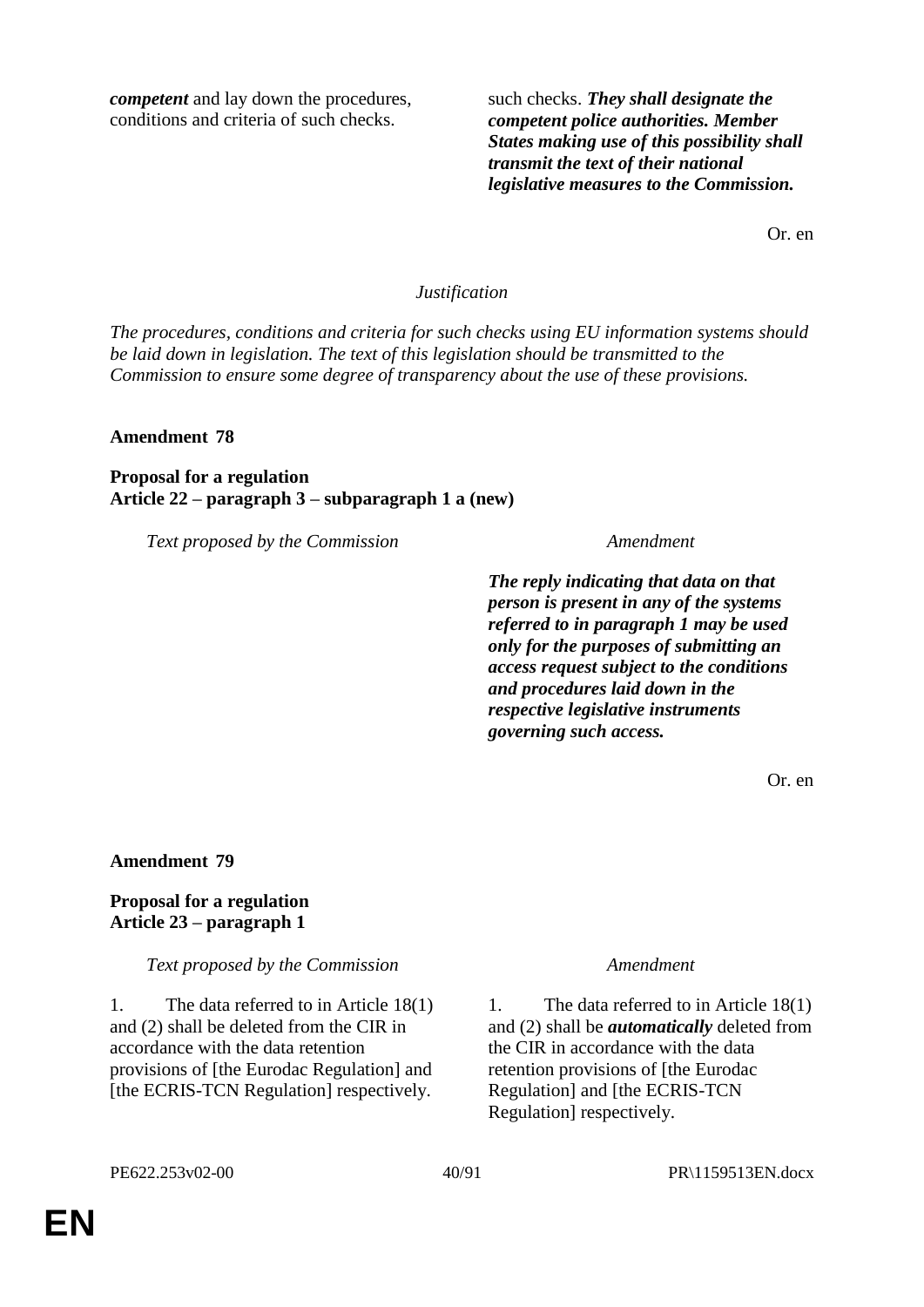| | |
|---|---|
| ***competent*** and lay down the procedures, conditions and criteria of such checks. | such checks. ***They shall designate the competent police authorities. Member States making use of this possibility shall transmit the text of their national legislative measures to the Commission.*** |

Or. en

*Justification*

*The procedures, conditions and criteria for such checks using EU information systems should be laid down in legislation. The text of this legislation should be transmitted to the Commission to ensure some degree of transparency about the use of these provisions.*

**Amendment 78**

**Proposal for a regulation**
**Article 22 – paragraph 3 – subparagraph 1 a (new)**

| *Text proposed by the Commission* | *Amendment* |
|---|---|
| | ***The reply indicating that data on that person is present in any of the systems referred to in paragraph 1 may be used only for the purposes of submitting an access request subject to the conditions and procedures laid down in the respective legislative instruments governing such access.*** |

Or. en

**Amendment 79**

**Proposal for a regulation**
**Article 23 – paragraph 1**

| *Text proposed by the Commission* | *Amendment* |
|---|---|
| 1. The data referred to in Article 18(1) and (2) shall be deleted from the CIR in accordance with the data retention provisions of [the Eurodac Regulation] and [the ECRIS-TCN Regulation] respectively. | 1. The data referred to in Article 18(1) and (2) shall be ***automatically*** deleted from the CIR in accordance with the data retention provisions of [the Eurodac Regulation] and [the ECRIS-TCN Regulation] respectively. |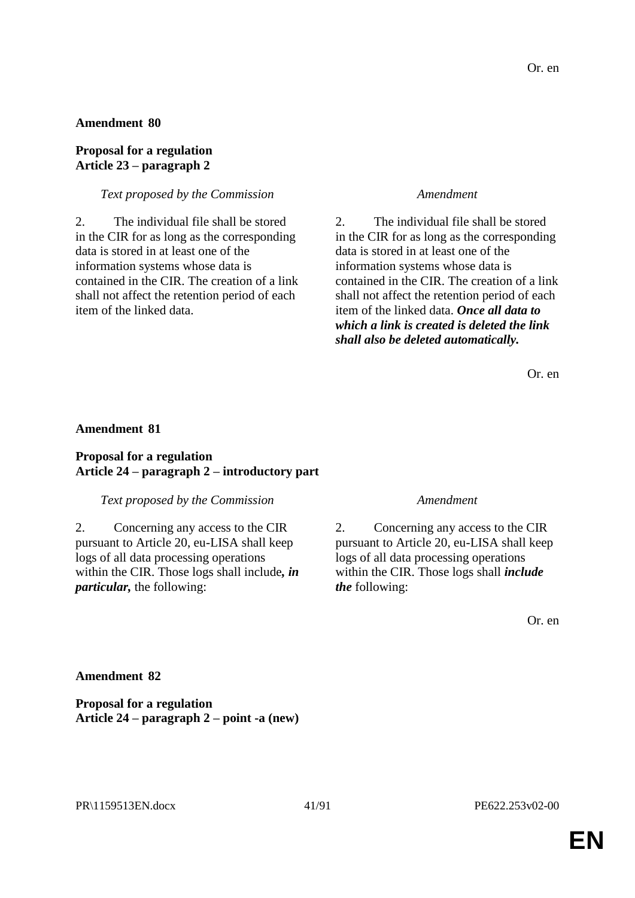Or. en

**Amendment 80**

**Proposal for a regulation**
**Article 23 – paragraph 2**

| *Text proposed by the Commission* | *Amendment* |
| --- | --- |
| 2. The individual file shall be stored in the CIR for as long as the corresponding data is stored in at least one of the information systems whose data is contained in the CIR. The creation of a link shall not affect the retention period of each item of the linked data. | 2. The individual file shall be stored in the CIR for as long as the corresponding data is stored in at least one of the information systems whose data is contained in the CIR. The creation of a link shall not affect the retention period of each item of the linked data. ***Once all data to which a link is created is deleted the link shall also be deleted automatically.*** |

Or. en

**Amendment 81**

**Proposal for a regulation**
**Article 24 – paragraph 2 – introductory part**

| *Text proposed by the Commission* | *Amendment* |
| --- | --- |
| 2. Concerning any access to the CIR pursuant to Article 20, eu-LISA shall keep logs of all data processing operations within the CIR. Those logs shall include***, in particular,*** the following: | 2. Concerning any access to the CIR pursuant to Article 20, eu-LISA shall keep logs of all data processing operations within the CIR. Those logs shall ***include the*** following: |

Or. en

**Amendment 82**

**Proposal for a regulation**
**Article 24 – paragraph 2 – point -a (new)**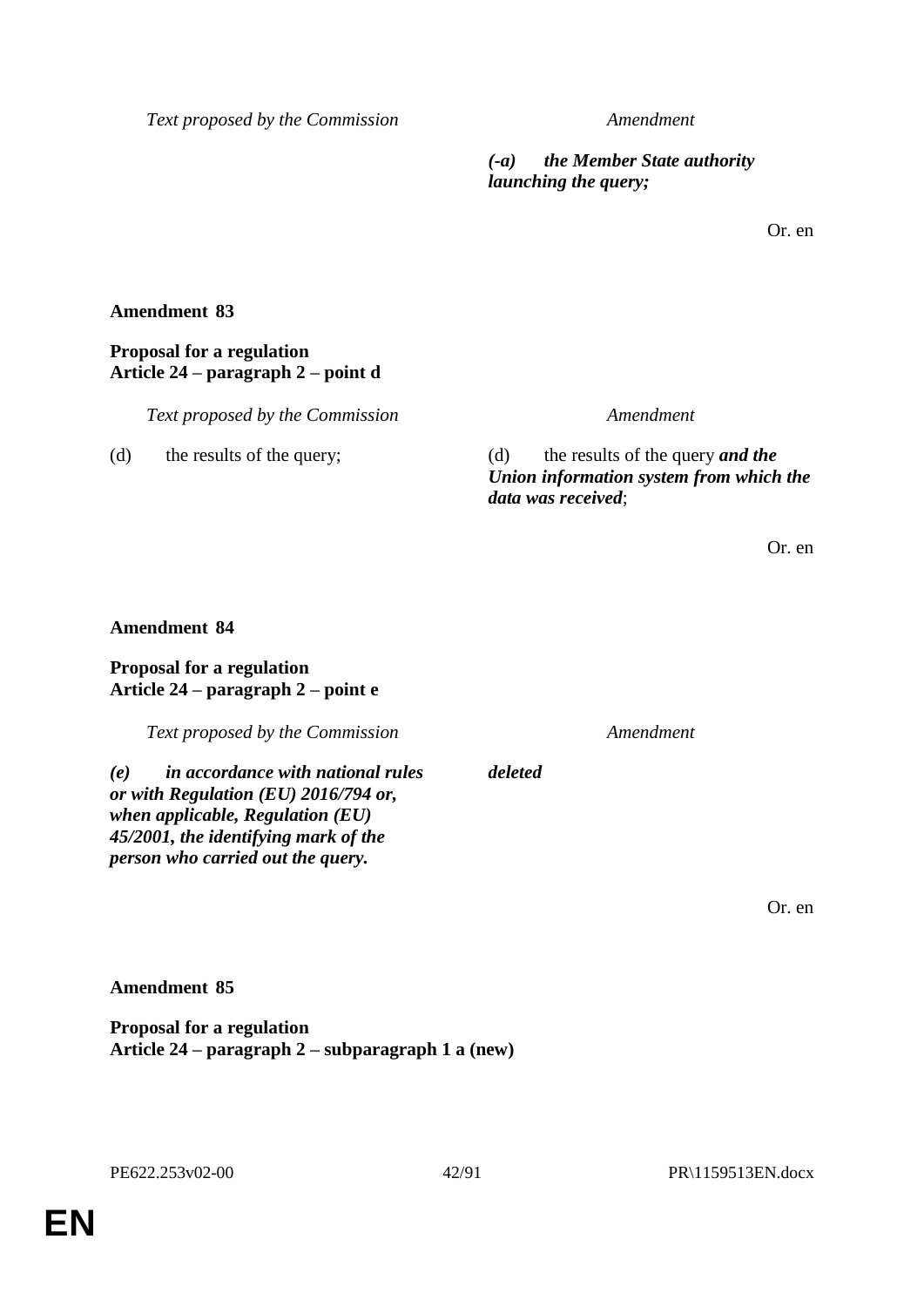| Text proposed by the Commission | Amendment |
|---|---|
| | ***(-a) the Member State authority launching the query;*** |

Or. en

**Amendment 83**

**Proposal for a regulation**
**Article 24 – paragraph 2 – point d**

| Text proposed by the Commission | Amendment |
|---|---|
| (d) the results of the query; | (d) the results of the query ***and the Union information system from which the data was received***; |

Or. en

**Amendment 84**

**Proposal for a regulation**
**Article 24 – paragraph 2 – point e**

| Text proposed by the Commission | Amendment |
|---|---|
| ***(e) in accordance with national rules or with Regulation (EU) 2016/794 or, when applicable, Regulation (EU) 45/2001, the identifying mark of the person who carried out the query.*** | ***deleted*** |

Or. en

**Amendment 85**

**Proposal for a regulation**
**Article 24 – paragraph 2 – subparagraph 1 a (new)**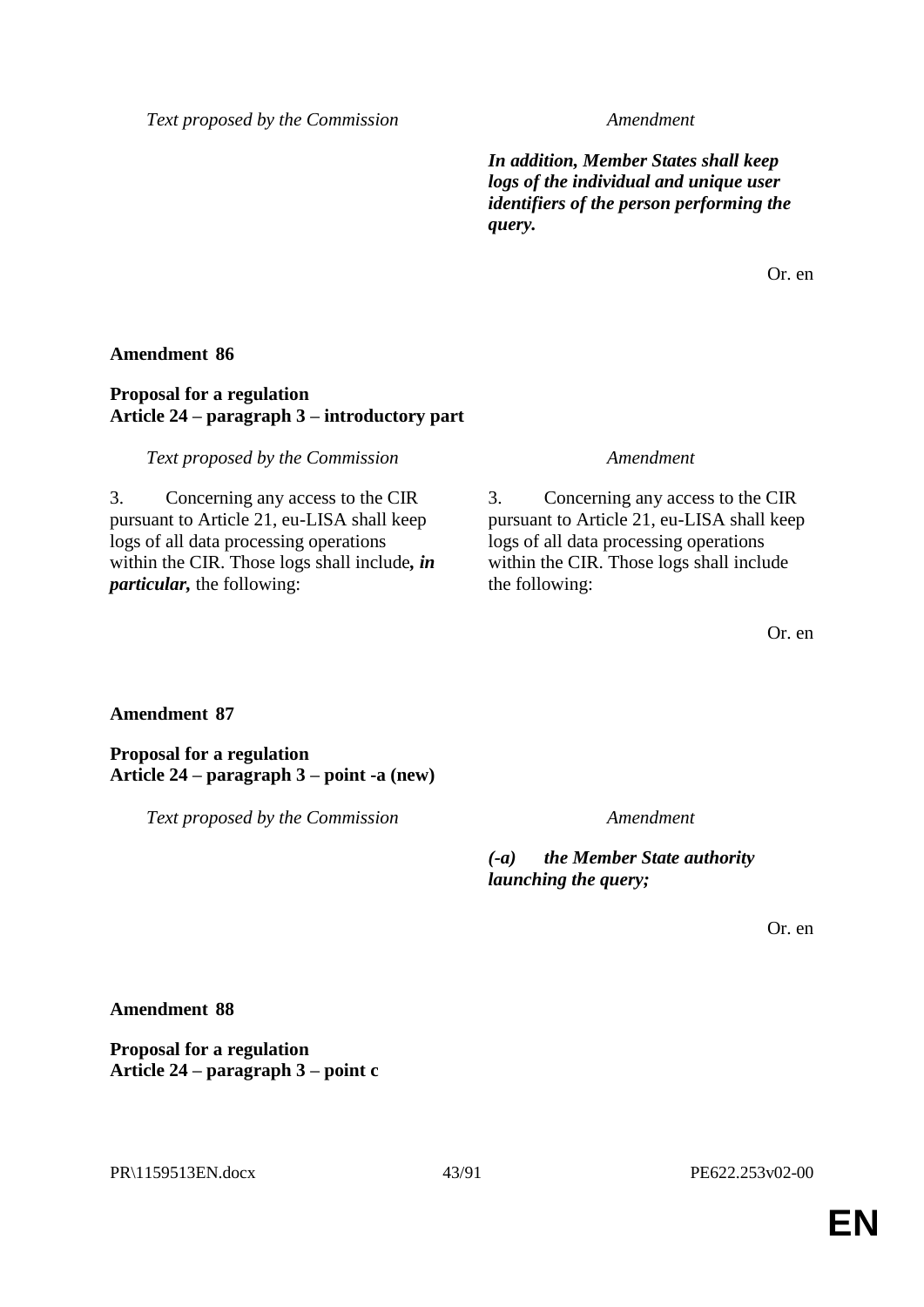| Text proposed by the Commission | Amendment |
|---|---|
| | ***In addition, Member States shall keep logs of the individual and unique user identifiers of the person performing the query.*** |

Or. en

**Amendment 86**

**Proposal for a regulation**
**Article 24 – paragraph 3 – introductory part**

| Text proposed by the Commission | Amendment |
|---|---|
| 3. Concerning any access to the CIR pursuant to Article 21, eu-LISA shall keep logs of all data processing operations within the CIR. Those logs shall include***, in particular,*** the following: | 3. Concerning any access to the CIR pursuant to Article 21, eu-LISA shall keep logs of all data processing operations within the CIR. Those logs shall include the following: |

Or. en

**Amendment 87**

**Proposal for a regulation**
**Article 24 – paragraph 3 – point -a (new)**

| Text proposed by the Commission | Amendment |
|---|---|
| | ***(-a) the Member State authority launching the query;*** |

Or. en

**Amendment 88**

**Proposal for a regulation**
**Article 24 – paragraph 3 – point c**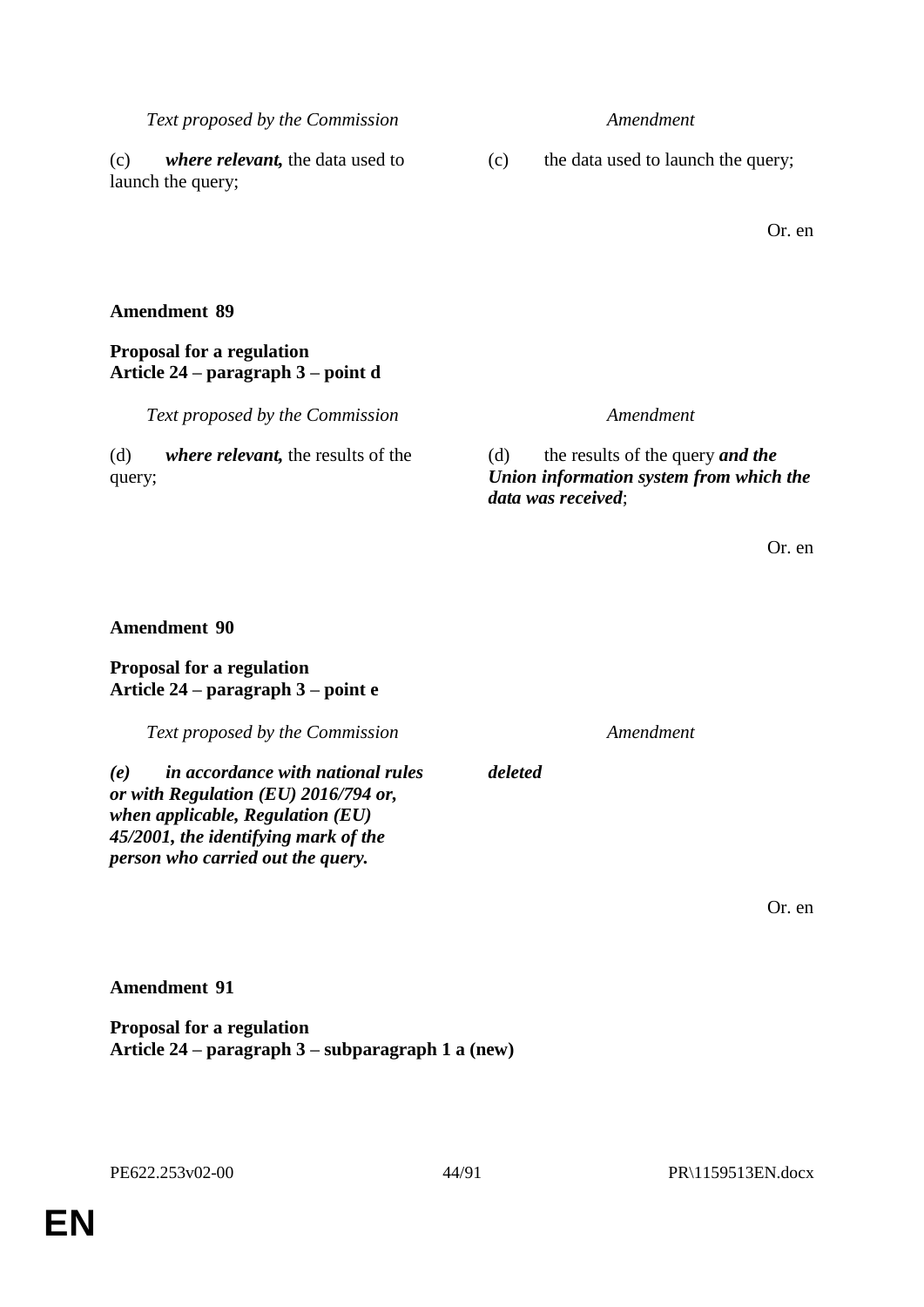| *Text proposed by the Commission* | *Amendment* |
|---|---|
| (c) ***where relevant,*** the data used to launch the query; | (c) the data used to launch the query; |

Or. en

**Amendment 89**

**Proposal for a regulation**
**Article 24 – paragraph 3 – point d**

| *Text proposed by the Commission* | *Amendment* |
|---|---|
| (d) ***where relevant,*** the results of the query; | (d) the results of the query ***and the Union information system from which the data was received***; |

Or. en

**Amendment 90**

**Proposal for a regulation**
**Article 24 – paragraph 3 – point e**

| *Text proposed by the Commission* | *Amendment* |
|---|---|
| ***(e) in accordance with national rules or with Regulation (EU) 2016/794 or, when applicable, Regulation (EU) 45/2001, the identifying mark of the person who carried out the query.*** | ***deleted*** |

Or. en

**Amendment 91**

**Proposal for a regulation**
**Article 24 – paragraph 3 – subparagraph 1 a (new)**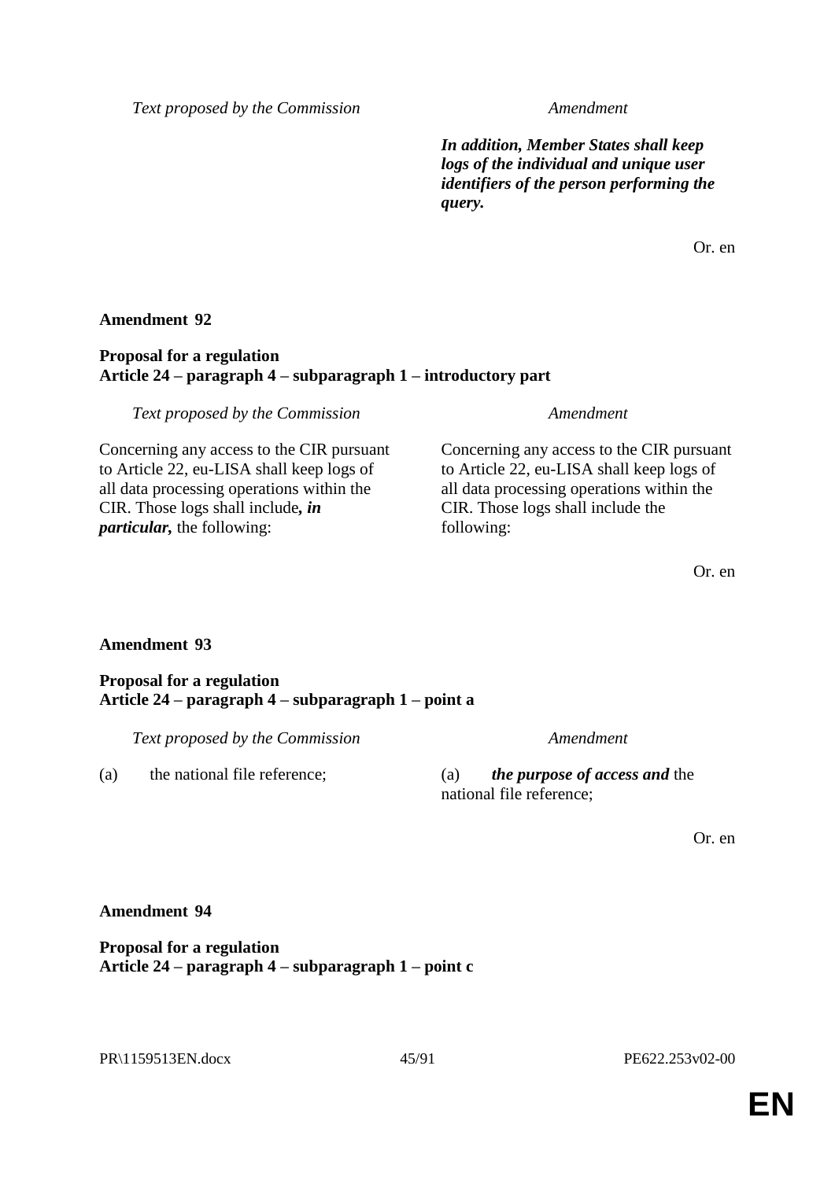| *Text proposed by the Commission* | *Amendment* |
|---|---|
| | ***In addition, Member States shall keep logs of the individual and unique user identifiers of the person performing the query.*** |

Or. en

**Amendment 92**

**Proposal for a regulation**
**Article 24 – paragraph 4 – subparagraph 1 – introductory part**

| *Text proposed by the Commission* | *Amendment* |
|---|---|
| Concerning any access to the CIR pursuant to Article 22, eu-LISA shall keep logs of all data processing operations within the CIR. Those logs shall include***, in particular,*** the following: | Concerning any access to the CIR pursuant to Article 22, eu-LISA shall keep logs of all data processing operations within the CIR. Those logs shall include the following: |

Or. en

**Amendment 93**

**Proposal for a regulation**
**Article 24 – paragraph 4 – subparagraph 1 – point a**

| *Text proposed by the Commission* | *Amendment* |
|---|---|
| (a) the national file reference; | (a) ***the purpose of access and*** the national file reference; |

Or. en

**Amendment 94**

**Proposal for a regulation**
**Article 24 – paragraph 4 – subparagraph 1 – point c**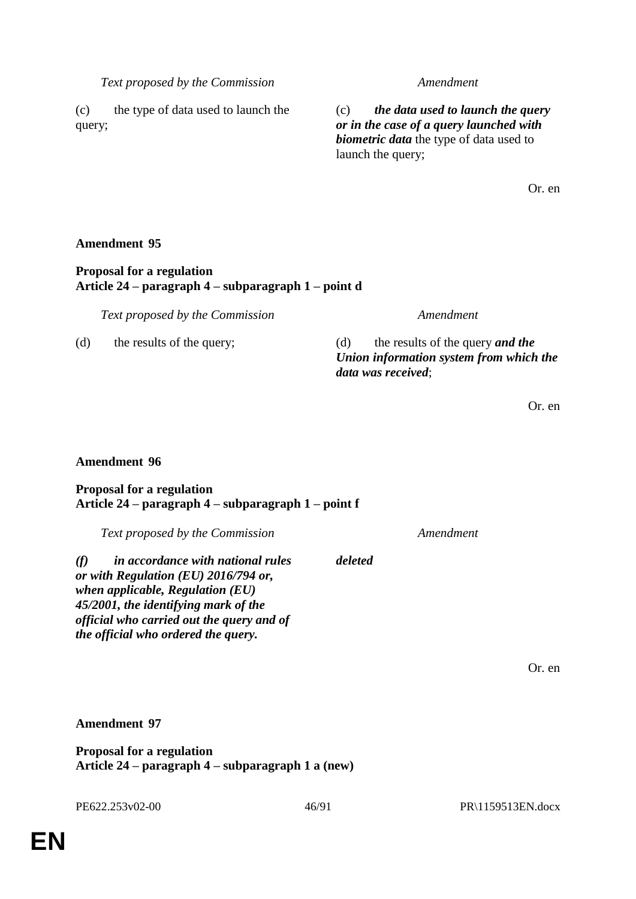| *Text proposed by the Commission* | *Amendment* |
|---|---|
| (c) the type of data used to launch the query; | (c) ***the data used to launch the query or in the case of a query launched with biometric data*** the type of data used to launch the query; |

Or. en

**Amendment 95**

**Proposal for a regulation**
**Article 24 – paragraph 4 – subparagraph 1 – point d**

| *Text proposed by the Commission* | *Amendment* |
|---|---|
| (d) the results of the query; | (d) the results of the query ***and the Union information system from which the data was received***; |

Or. en

**Amendment 96**

**Proposal for a regulation**
**Article 24 – paragraph 4 – subparagraph 1 – point f**

| *Text proposed by the Commission* | *Amendment* |
|---|---|
| ***(f) in accordance with national rules or with Regulation (EU) 2016/794 or, when applicable, Regulation (EU) 45/2001, the identifying mark of the official who carried out the query and of the official who ordered the query.*** | ***deleted*** |

Or. en

**Amendment 97**

**Proposal for a regulation**
**Article 24 – paragraph 4 – subparagraph 1 a (new)**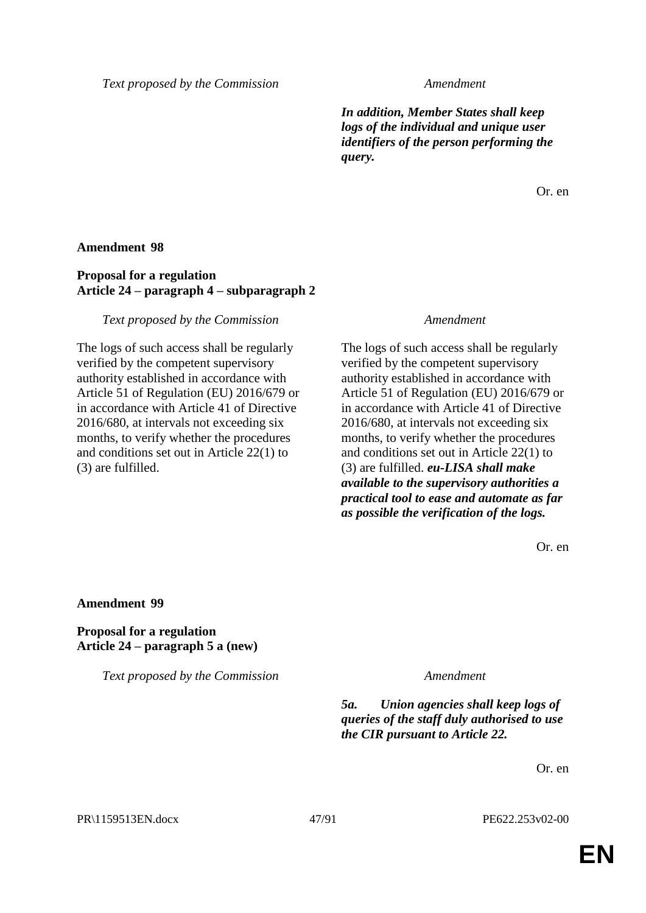| Text proposed by the Commission | Amendment |
|---|---|
| | ***In addition, Member States shall keep logs of the individual and unique user identifiers of the person performing the query.*** |

Or. en

**Amendment 98**

**Proposal for a regulation**
**Article 24 – paragraph 4 – subparagraph 2**

| Text proposed by the Commission | Amendment |
|---|---|
| The logs of such access shall be regularly verified by the competent supervisory authority established in accordance with Article 51 of Regulation (EU) 2016/679 or in accordance with Article 41 of Directive 2016/680, at intervals not exceeding six months, to verify whether the procedures and conditions set out in Article 22(1) to (3) are fulfilled. | The logs of such access shall be regularly verified by the competent supervisory authority established in accordance with Article 51 of Regulation (EU) 2016/679 or in accordance with Article 41 of Directive 2016/680, at intervals not exceeding six months, to verify whether the procedures and conditions set out in Article 22(1) to (3) are fulfilled. ***eu-LISA shall make available to the supervisory authorities a practical tool to ease and automate as far as possible the verification of the logs.*** |

Or. en

**Amendment 99**

**Proposal for a regulation**
**Article 24 – paragraph 5 a (new)**

| Text proposed by the Commission | Amendment |
|---|---|
| | ***5a. Union agencies shall keep logs of queries of the staff duly authorised to use the CIR pursuant to Article 22.*** |

Or. en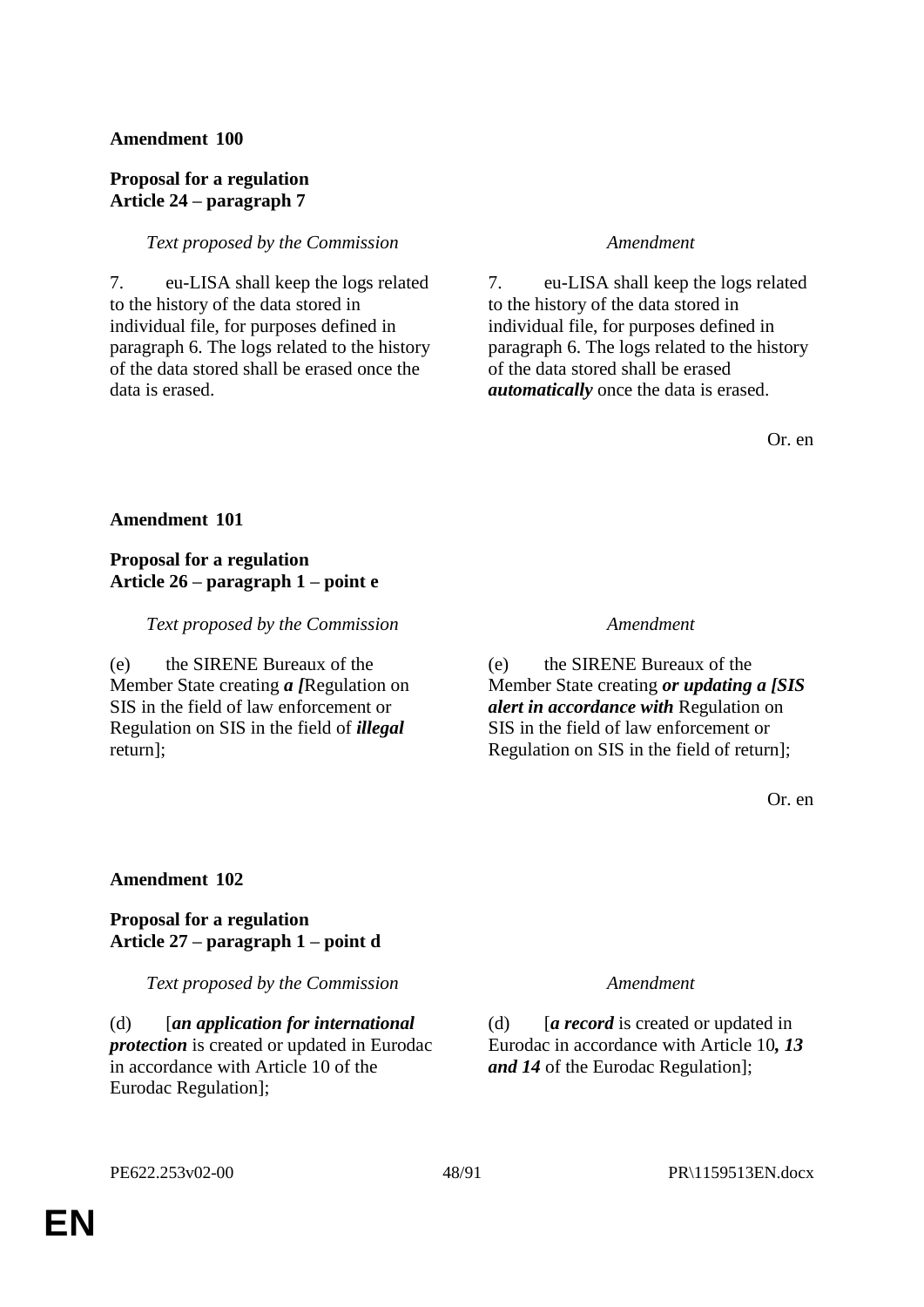**Amendment 100**

**Proposal for a regulation**
**Article 24 – paragraph 7**

| *Text proposed by the Commission* | *Amendment* |
|---|---|
| 7. eu-LISA shall keep the logs related to the history of the data stored in individual file, for purposes defined in paragraph 6. The logs related to the history of the data stored shall be erased once the data is erased. | 7. eu-LISA shall keep the logs related to the history of the data stored in individual file, for purposes defined in paragraph 6. The logs related to the history of the data stored shall be erased ***automatically*** once the data is erased. |

Or. en

**Amendment 101**

**Proposal for a regulation**
**Article 26 – paragraph 1 – point e**

| *Text proposed by the Commission* | *Amendment* |
|---|---|
| (e) the SIRENE Bureaux of the Member State creating ***a [***Regulation on SIS in the field of law enforcement or Regulation on SIS in the field of ***illegal*** return]; | (e) the SIRENE Bureaux of the Member State creating ***or updating a [SIS alert in accordance with*** Regulation on SIS in the field of law enforcement or Regulation on SIS in the field of return]; |

Or. en

**Amendment 102**

**Proposal for a regulation**
**Article 27 – paragraph 1 – point d**

| *Text proposed by the Commission* | *Amendment* |
|---|---|
| (d) [***an application for international protection*** is created or updated in Eurodac in accordance with Article 10 of the Eurodac Regulation]; | (d) [***a record*** is created or updated in Eurodac in accordance with Article 10***, 13 and 14*** of the Eurodac Regulation]; |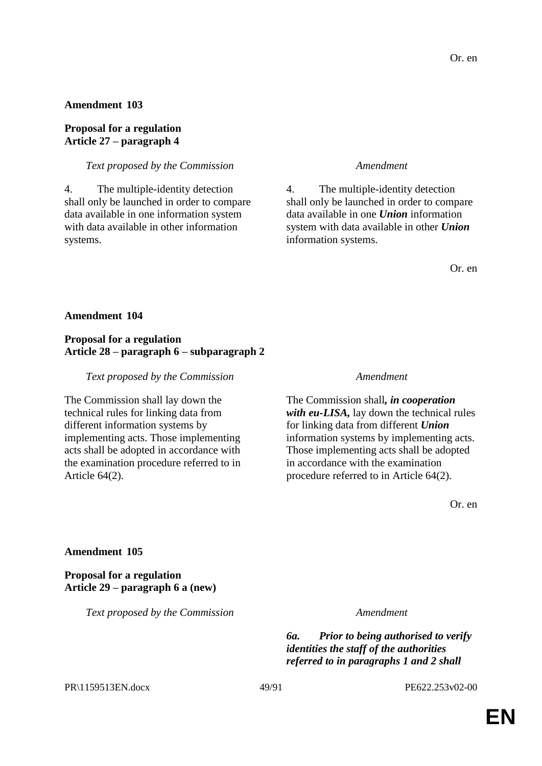Or. en

**Amendment 103**

**Proposal for a regulation**
**Article 27 – paragraph 4**

| *Text proposed by the Commission* | *Amendment* |
|---|---|
| 4. The multiple-identity detection shall only be launched in order to compare data available in one information system with data available in other information systems. | 4. The multiple-identity detection shall only be launched in order to compare data available in one ***Union*** information system with data available in other ***Union*** information systems. |

Or. en

**Amendment 104**

**Proposal for a regulation**
**Article 28 – paragraph 6 – subparagraph 2**

| *Text proposed by the Commission* | *Amendment* |
|---|---|
| The Commission shall lay down the technical rules for linking data from different information systems by implementing acts. Those implementing acts shall be adopted in accordance with the examination procedure referred to in Article 64(2). | The Commission shall***, in cooperation with eu-LISA,*** lay down the technical rules for linking data from different ***Union*** information systems by implementing acts. Those implementing acts shall be adopted in accordance with the examination procedure referred to in Article 64(2). |

Or. en

**Amendment 105**

**Proposal for a regulation**
**Article 29 – paragraph 6 a (new)**

| *Text proposed by the Commission* | *Amendment* |
|---|---|
| | ***6a. Prior to being authorised to verify identities the staff of the authorities referred to in paragraphs 1 and 2 shall*** |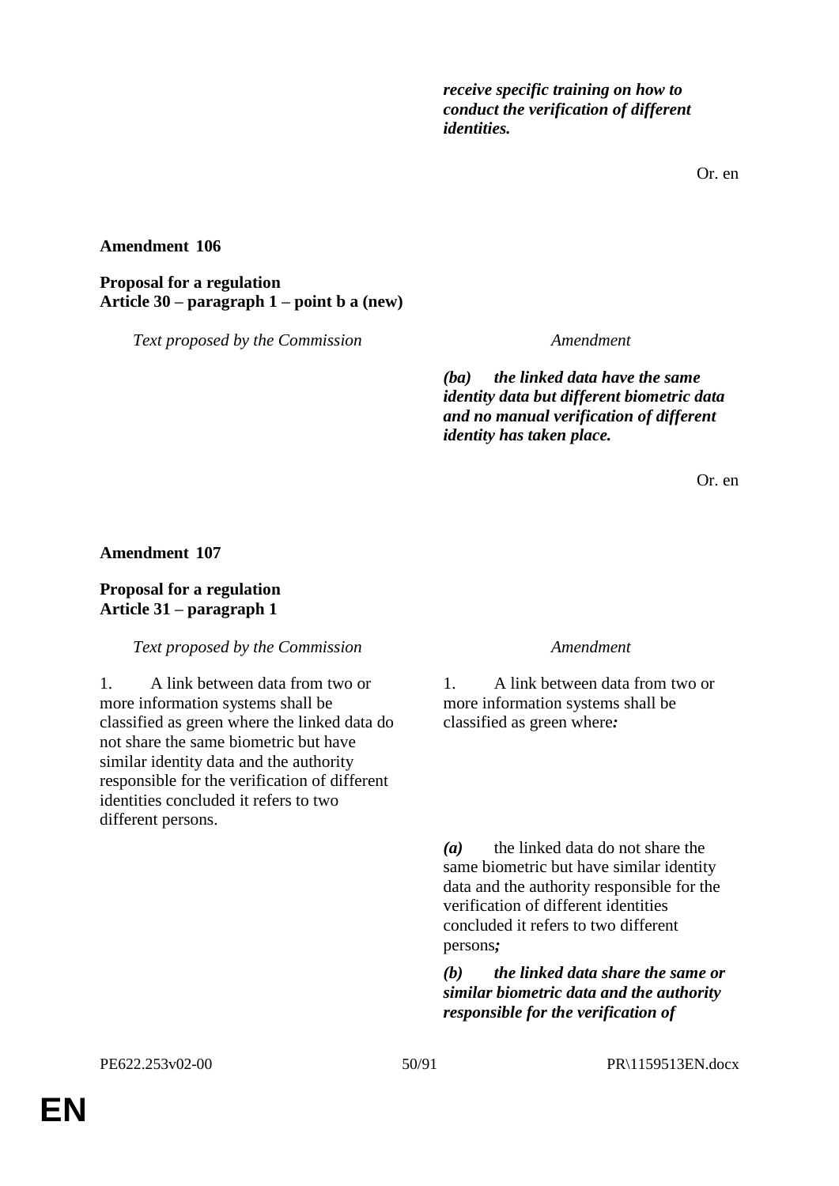*receive specific training on how to conduct the verification of different identities.*

Or. en

**Amendment 106**

**Proposal for a regulation**
**Article 30 – paragraph 1 – point b a (new)**

| *Text proposed by the Commission* | *Amendment* |
|---|---|
| | ***(ba) the linked data have the same identity data but different biometric data and no manual verification of different identity has taken place.*** |

Or. en

**Amendment 107**

**Proposal for a regulation**
**Article 31 – paragraph 1**

| *Text proposed by the Commission* | *Amendment* |
|---|---|
| 1. A link between data from two or more information systems shall be classified as green where the linked data do not share the same biometric but have similar identity data and the authority responsible for the verification of different identities concluded it refers to two different persons. | 1. A link between data from two or more information systems shall be classified as green where***:*** |
| | ***(a)*** the linked data do not share the same biometric but have similar identity data and the authority responsible for the verification of different identities concluded it refers to two different persons***;*** |
| | ***(b) the linked data share the same or similar biometric data and the authority responsible for the verification of*** |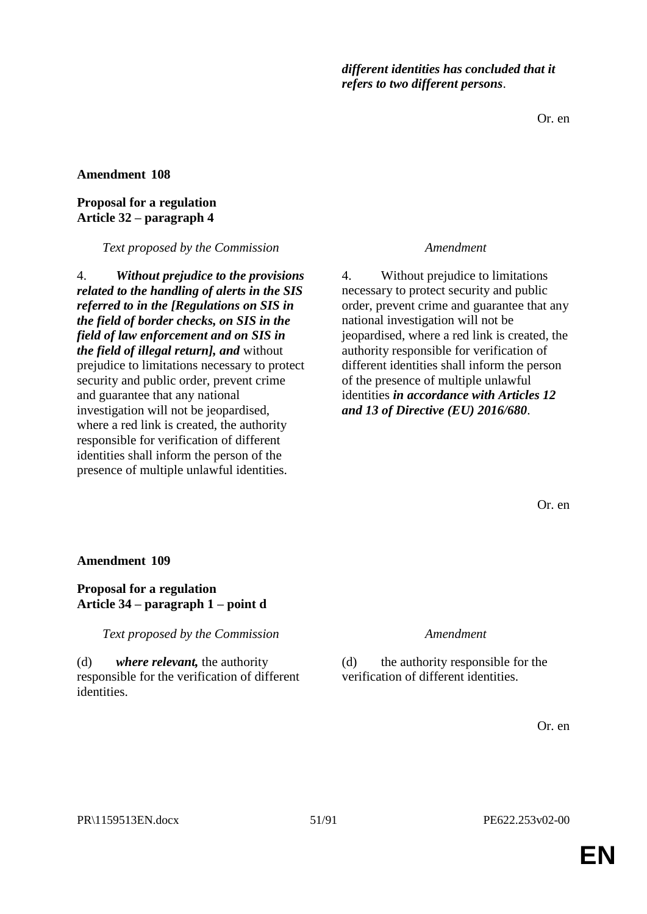| | |
|---|---|
| | ***different identities has concluded that it refers to two different persons*.** |

Or. en

**Amendment 108**

**Proposal for a regulation**
**Article 32 – paragraph 4**

| *Text proposed by the Commission* | *Amendment* |
|---|---|
| 4. ***Without prejudice to the provisions related to the handling of alerts in the SIS referred to in the [Regulations on SIS in the field of border checks, on SIS in the field of law enforcement and on SIS in the field of illegal return], and*** without prejudice to limitations necessary to protect security and public order, prevent crime and guarantee that any national investigation will not be jeopardised, where a red link is created, the authority responsible for verification of different identities shall inform the person of the presence of multiple unlawful identities. | 4. Without prejudice to limitations necessary to protect security and public order, prevent crime and guarantee that any national investigation will not be jeopardised, where a red link is created, the authority responsible for verification of different identities shall inform the person of the presence of multiple unlawful identities ***in accordance with Articles 12 and 13 of Directive (EU) 2016/680***. |

Or. en

**Amendment 109**

**Proposal for a regulation**
**Article 34 – paragraph 1 – point d**

| *Text proposed by the Commission* | *Amendment* |
|---|---|
| (d) ***where relevant,*** the authority responsible for the verification of different identities. | (d) the authority responsible for the verification of different identities. |

Or. en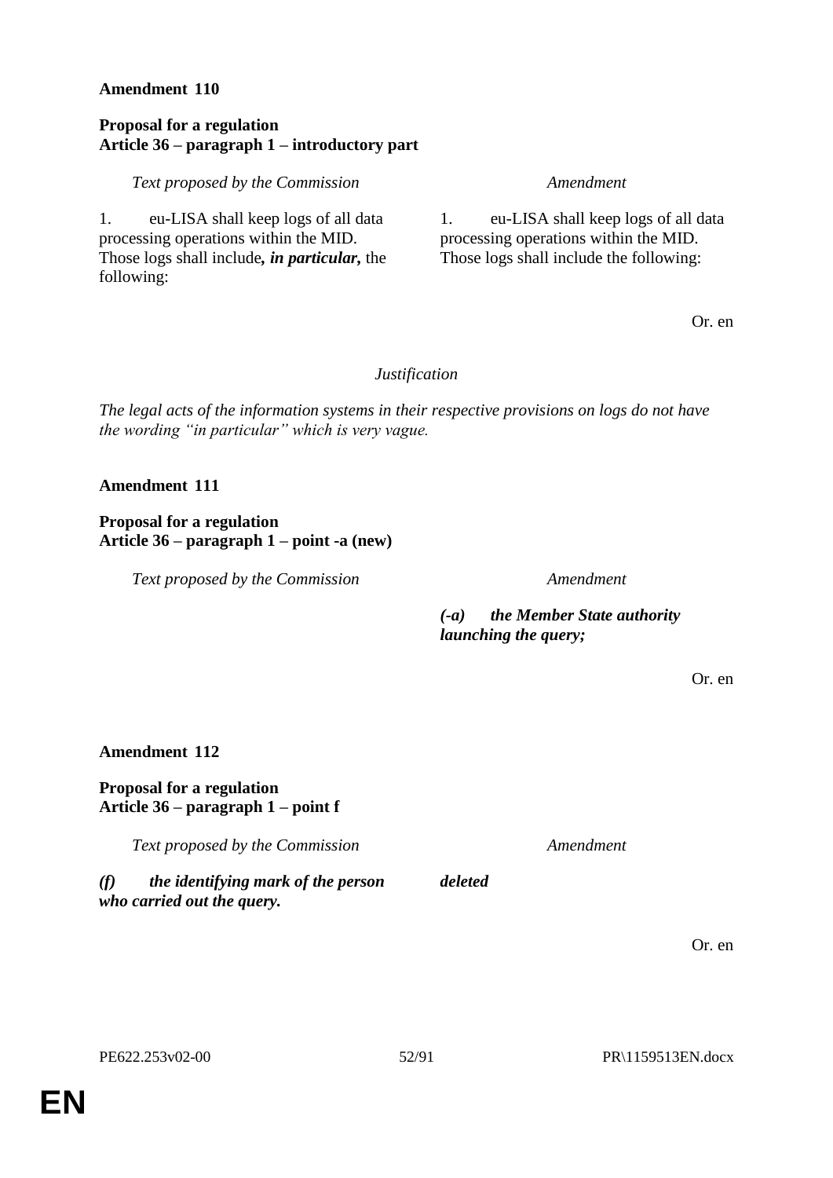**Amendment 110**

**Proposal for a regulation**
**Article 36 – paragraph 1 – introductory part**

| *Text proposed by the Commission* | *Amendment* |
|---|---|
| 1. eu-LISA shall keep logs of all data processing operations within the MID. Those logs shall include***, in particular,*** the following: | 1. eu-LISA shall keep logs of all data processing operations within the MID. Those logs shall include the following: |

Or. en

*Justification*

*The legal acts of the information systems in their respective provisions on logs do not have the wording "in particular" which is very vague.*

**Amendment 111**

**Proposal for a regulation**
**Article 36 – paragraph 1 – point -a (new)**

| *Text proposed by the Commission* | *Amendment* |
|---|---|
| | ***(-a) the Member State authority launching the query;*** |

Or. en

**Amendment 112**

**Proposal for a regulation**
**Article 36 – paragraph 1 – point f**

| *Text proposed by the Commission* | *Amendment* |
|---|---|
| ***(f) the identifying mark of the person who carried out the query.*** | ***deleted*** |

Or. en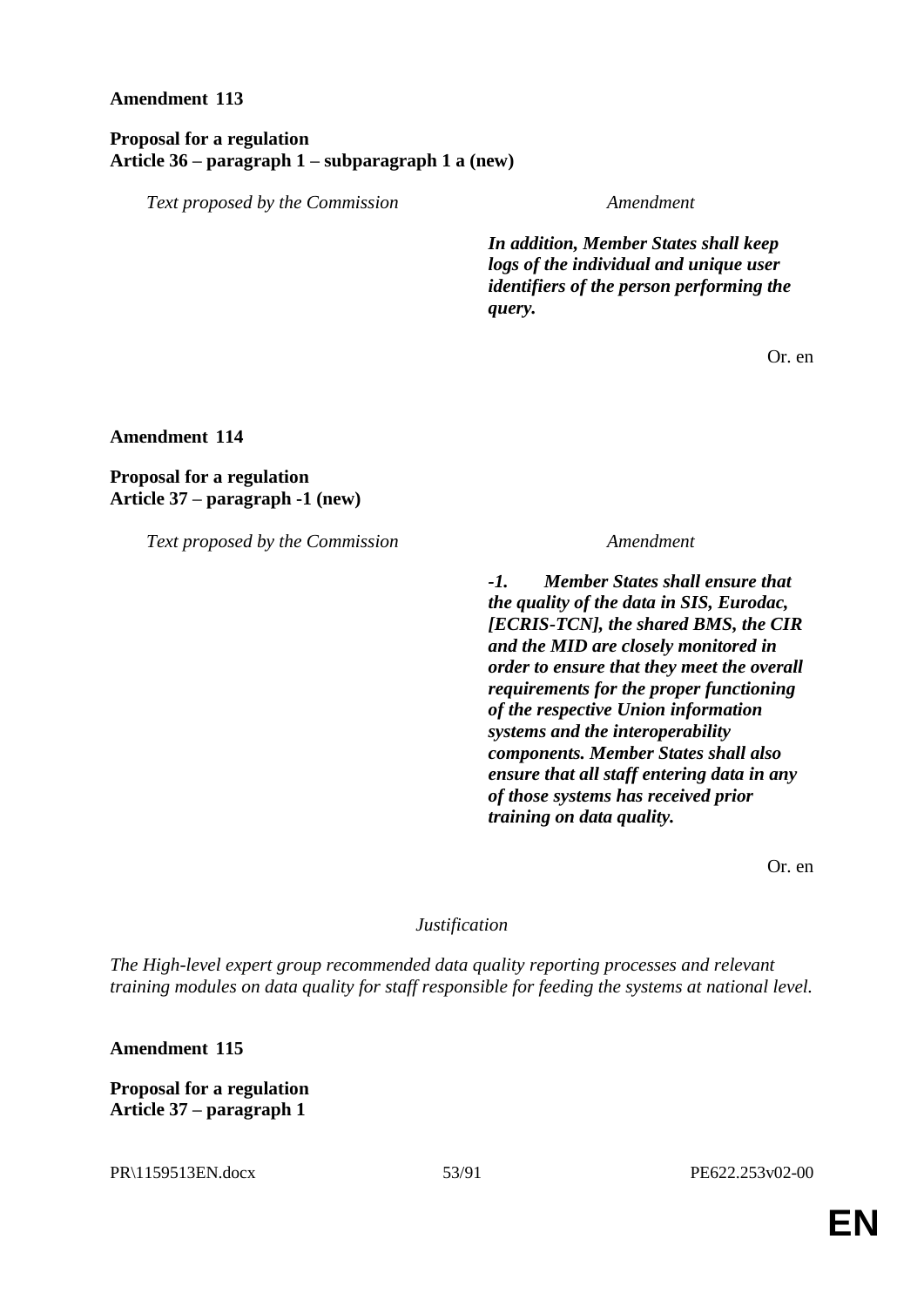**Amendment 113**

**Proposal for a regulation**
**Article 36 – paragraph 1 – subparagraph 1 a (new)**

| *Text proposed by the Commission* | *Amendment* |
|---|---|
| | ***In addition, Member States shall keep logs of the individual and unique user identifiers of the person performing the query.*** |

Or. en

**Amendment 114**

**Proposal for a regulation**
**Article 37 – paragraph -1 (new)**

| *Text proposed by the Commission* | *Amendment* |
|---|---|
| | ***-1. Member States shall ensure that the quality of the data in SIS, Eurodac, [ECRIS-TCN], the shared BMS, the CIR and the MID are closely monitored in order to ensure that they meet the overall requirements for the proper functioning of the respective Union information systems and the interoperability components. Member States shall also ensure that all staff entering data in any of those systems has received prior training on data quality.*** |

Or. en

*Justification*

*The High-level expert group recommended data quality reporting processes and relevant training modules on data quality for staff responsible for feeding the systems at national level.*

**Amendment 115**

**Proposal for a regulation**
**Article 37 – paragraph 1**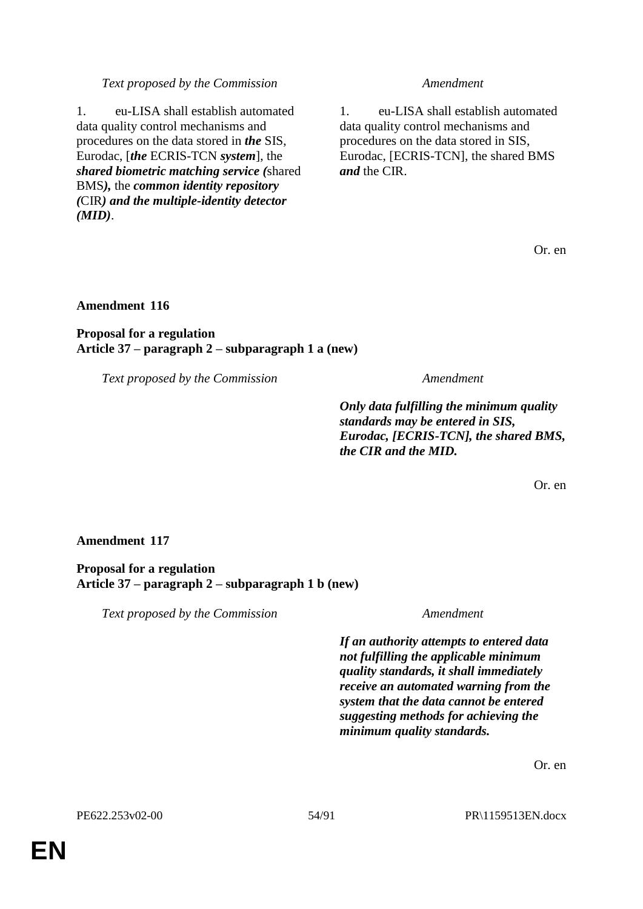| *Text proposed by the Commission* | *Amendment* |
|---|---|
| 1. eu-LISA shall establish automated data quality control mechanisms and procedures on the data stored in ***the*** SIS, Eurodac, [***the*** ECRIS-TCN ***system***], the ***shared biometric matching service (***shared BMS***),*** the ***common identity repository (***CIR***) and the multiple-identity detector (MID)***. | 1. eu-LISA shall establish automated data quality control mechanisms and procedures on the data stored in SIS, Eurodac, [ECRIS-TCN], the shared BMS ***and*** the CIR. |

Or. en

**Amendment 116**

**Proposal for a regulation**
**Article 37 – paragraph 2 – subparagraph 1 a (new)**

| *Text proposed by the Commission* | *Amendment* |
|---|---|
| | ***Only data fulfilling the minimum quality standards may be entered in SIS, Eurodac, [ECRIS-TCN], the shared BMS, the CIR and the MID.*** |

Or. en

**Amendment 117**

**Proposal for a regulation**
**Article 37 – paragraph 2 – subparagraph 1 b (new)**

| *Text proposed by the Commission* | *Amendment* |
|---|---|
| | ***If an authority attempts to entered data not fulfilling the applicable minimum quality standards, it shall immediately receive an automated warning from the system that the data cannot be entered suggesting methods for achieving the minimum quality standards.*** |

Or. en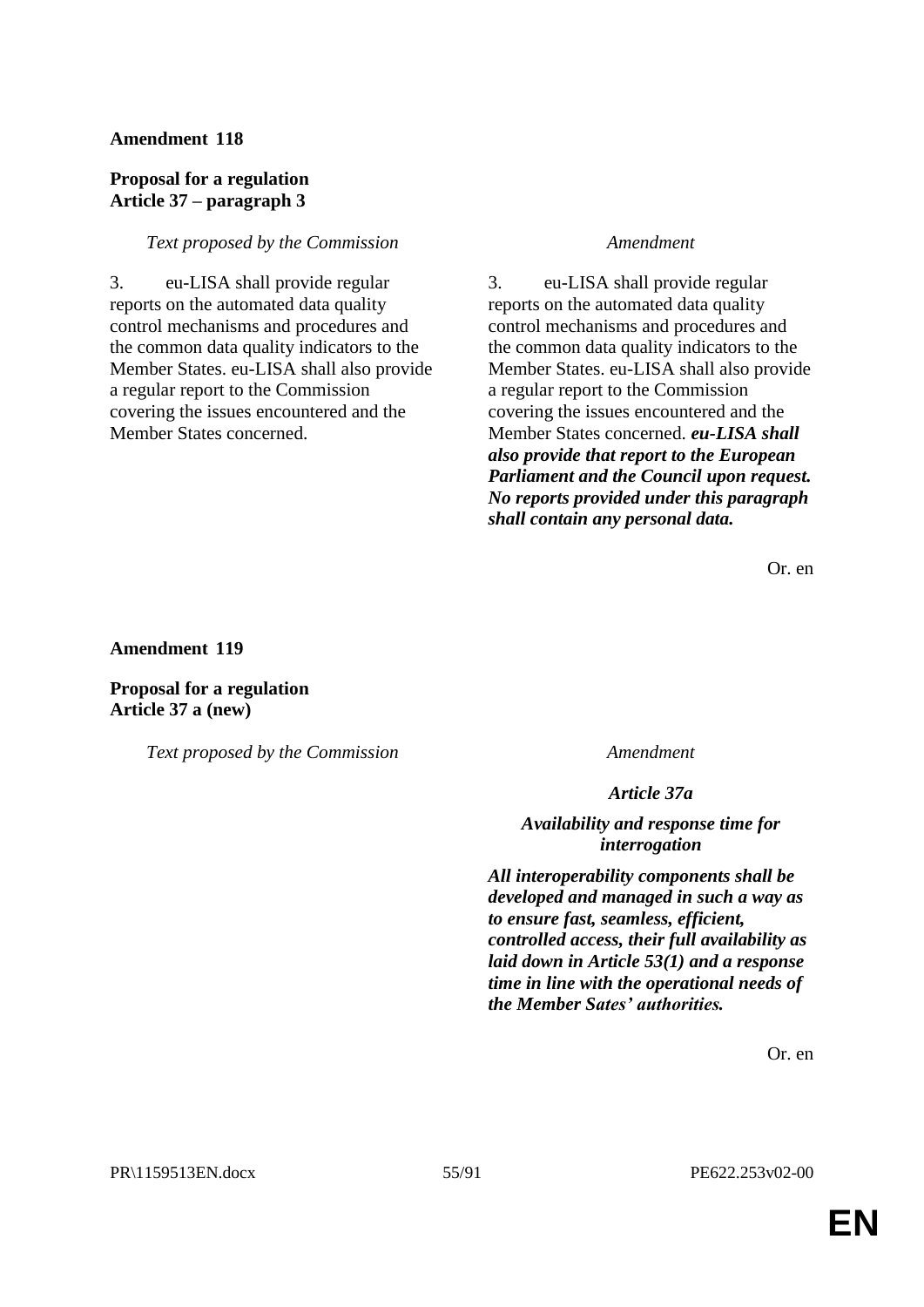**Amendment 118**

**Proposal for a regulation**
**Article 37 – paragraph 3**

| *Text proposed by the Commission* | *Amendment* |
| --- | --- |
| 3. eu-LISA shall provide regular reports on the automated data quality control mechanisms and procedures and the common data quality indicators to the Member States. eu-LISA shall also provide a regular report to the Commission covering the issues encountered and the Member States concerned. | 3. eu-LISA shall provide regular reports on the automated data quality control mechanisms and procedures and the common data quality indicators to the Member States. eu-LISA shall also provide a regular report to the Commission covering the issues encountered and the Member States concerned. ***eu-LISA shall also provide that report to the European Parliament and the Council upon request. No reports provided under this paragraph shall contain any personal data.*** |

Or. en

**Amendment 119**

**Proposal for a regulation**
**Article 37 a (new)**

| *Text proposed by the Commission* | *Amendment* |
| --- | --- |
| | ***Article 37a*** |
| | ***Availability and response time for interrogation*** |
| | ***All interoperability components shall be developed and managed in such a way as to ensure fast, seamless, efficient, controlled access, their full availability as laid down in Article 53(1) and a response time in line with the operational needs of the Member Sates' authorities.*** |

Or. en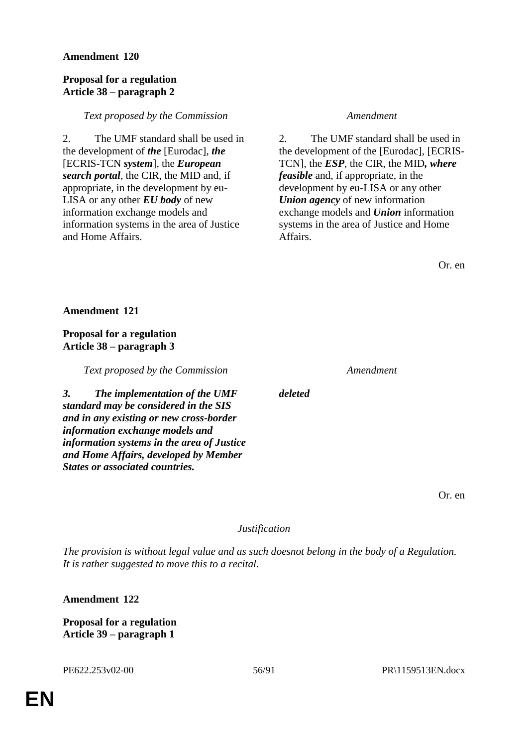**Amendment 120**

**Proposal for a regulation**
**Article 38 – paragraph 2**

| *Text proposed by the Commission* | *Amendment* |
|---|---|
| 2. The UMF standard shall be used in the development of ***the*** [Eurodac], ***the*** [ECRIS-TCN ***system***], the ***European search portal***, the CIR, the MID and, if appropriate, in the development by eu-LISA or any other ***EU body*** of new information exchange models and information systems in the area of Justice and Home Affairs. | 2. The UMF standard shall be used in the development of the [Eurodac], [ECRIS-TCN], the ***ESP***, the CIR, the MID***, where feasible*** and, if appropriate, in the development by eu-LISA or any other ***Union agency*** of new information exchange models and ***Union*** information systems in the area of Justice and Home Affairs. |

Or. en

**Amendment 121**

**Proposal for a regulation**
**Article 38 – paragraph 3**

| *Text proposed by the Commission* | *Amendment* |
|---|---|
| ***3. The implementation of the UMF standard may be considered in the SIS and in any existing or new cross-border information exchange models and information systems in the area of Justice and Home Affairs, developed by Member States or associated countries.*** | ***deleted*** |

Or. en

*Justification*

*The provision is without legal value and as such doesnot belong in the body of a Regulation. It is rather suggested to move this to a recital.*

**Amendment 122**

**Proposal for a regulation**
**Article 39 – paragraph 1**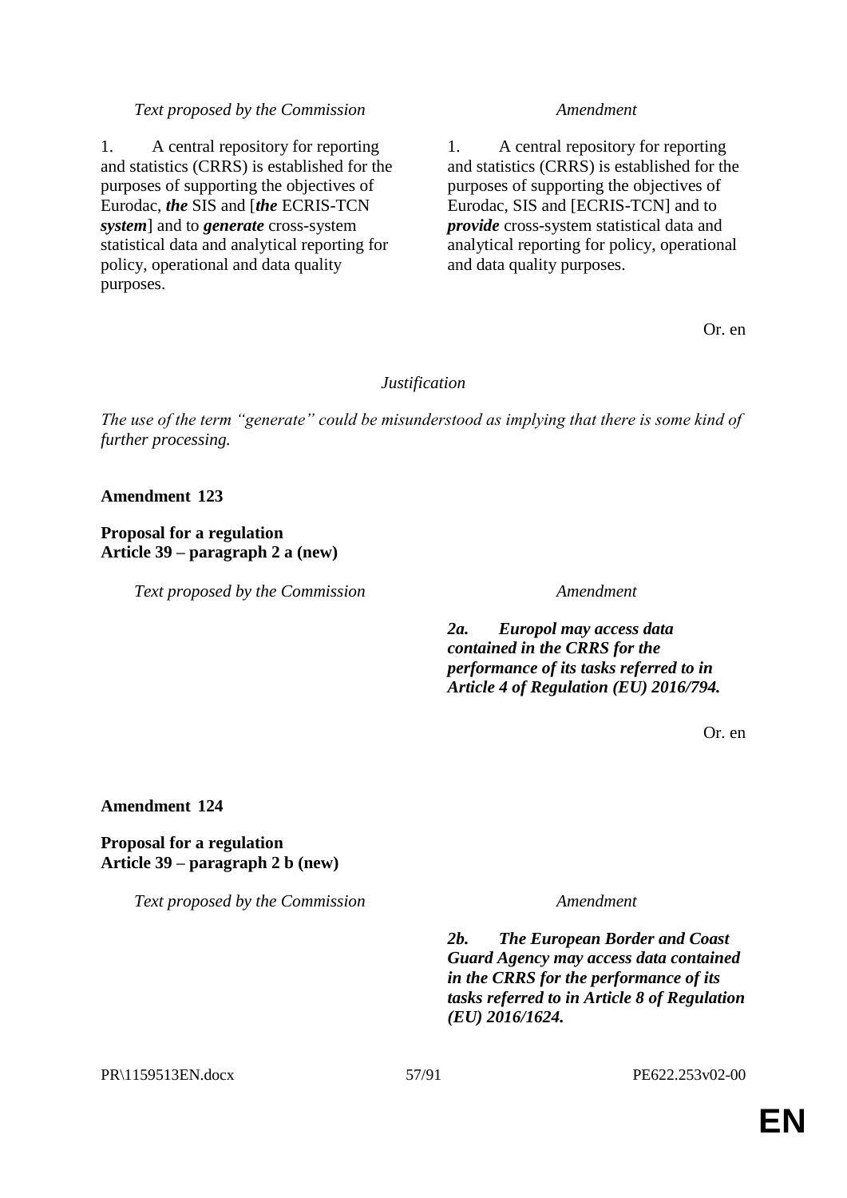| Text proposed by the Commission | Amendment |
|---|---|
| 1. A central repository for reporting and statistics (CRRS) is established for the purposes of supporting the objectives of Eurodac, ***the*** SIS and [***the*** ECRIS-TCN ***system***] and to ***generate*** cross-system statistical data and analytical reporting for policy, operational and data quality purposes. | 1. A central repository for reporting and statistics (CRRS) is established for the purposes of supporting the objectives of Eurodac, SIS and [ECRIS-TCN] and to ***provide*** cross-system statistical data and analytical reporting for policy, operational and data quality purposes. |

Or. en

*Justification*

*The use of the term "generate" could be misunderstood as implying that there is some kind of further processing.*

**Amendment 123**

**Proposal for a regulation**
**Article 39 – paragraph 2 a (new)**

| Text proposed by the Commission | Amendment |
|---|---|
| | ***2a. Europol may access data contained in the CRRS for the performance of its tasks referred to in Article 4 of Regulation (EU) 2016/794.*** |

Or. en

**Amendment 124**

**Proposal for a regulation**
**Article 39 – paragraph 2 b (new)**

| Text proposed by the Commission | Amendment |
|---|---|
| | ***2b. The European Border and Coast Guard Agency may access data contained in the CRRS for the performance of its tasks referred to in Article 8 of Regulation (EU) 2016/1624.*** |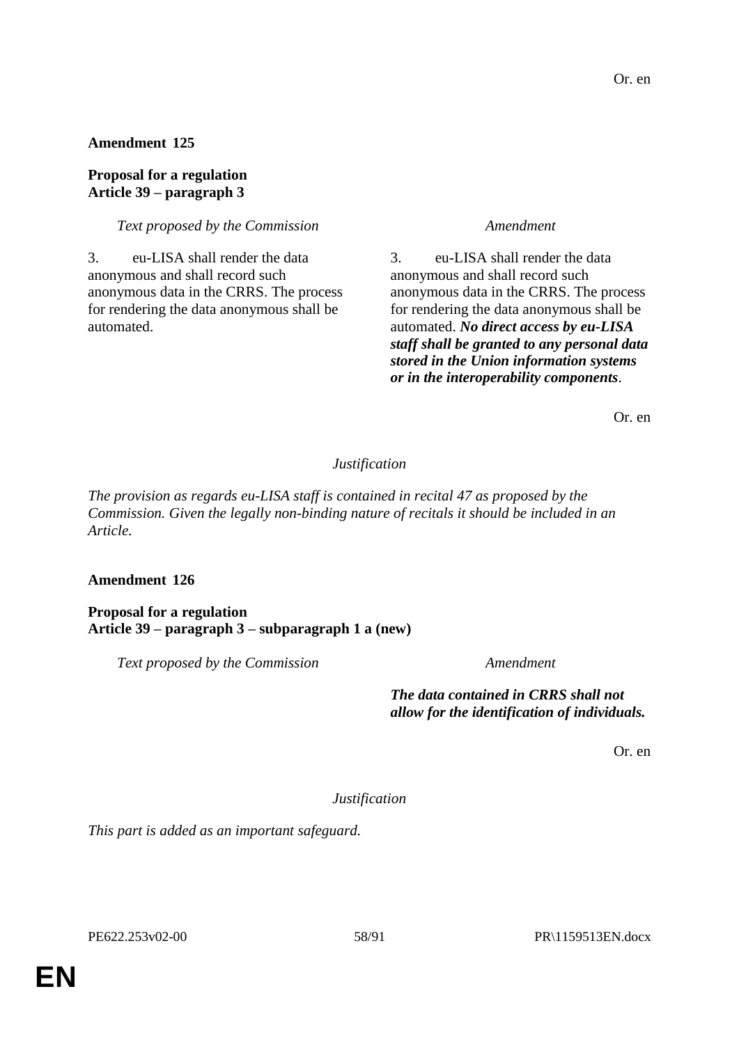Or. en

**Amendment 125**

**Proposal for a regulation**
**Article 39 – paragraph 3**

| *Text proposed by the Commission* | *Amendment* |
|---|---|
| 3. eu-LISA shall render the data anonymous and shall record such anonymous data in the CRRS. The process for rendering the data anonymous shall be automated. | 3. eu-LISA shall render the data anonymous and shall record such anonymous data in the CRRS. The process for rendering the data anonymous shall be automated. ***No direct access by eu-LISA staff shall be granted to any personal data stored in the Union information systems or in the interoperability components***. |

Or. en

*Justification*

*The provision as regards eu-LISA staff is contained in recital 47 as proposed by the Commission. Given the legally non-binding nature of recitals it should be included in an Article.*

**Amendment 126**

**Proposal for a regulation**
**Article 39 – paragraph 3 – subparagraph 1 a (new)**

| *Text proposed by the Commission* | *Amendment* |
|---|---|
| | ***The data contained in CRRS shall not allow for the identification of individuals.*** |

Or. en

*Justification*

*This part is added as an important safeguard.*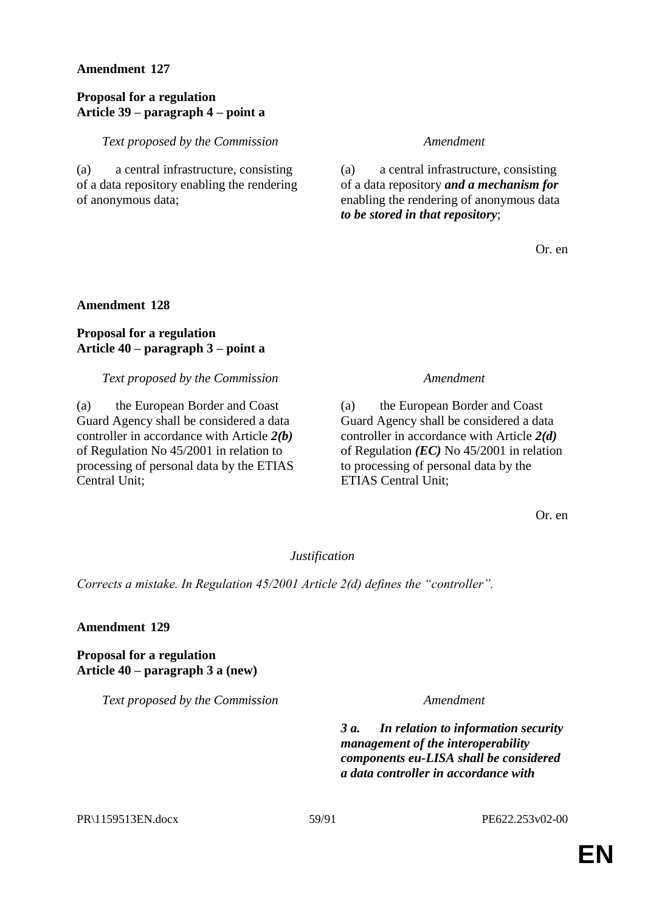**Amendment 127**

**Proposal for a regulation**
**Article 39 – paragraph 4 – point a**

| *Text proposed by the Commission* | *Amendment* |
|---|---|
| (a) a central infrastructure, consisting of a data repository enabling the rendering of anonymous data; | (a) a central infrastructure, consisting of a data repository ***and a mechanism for*** enabling the rendering of anonymous data ***to be stored in that repository***; |

Or. en

**Amendment 128**

**Proposal for a regulation**
**Article 40 – paragraph 3 – point a**

| *Text proposed by the Commission* | *Amendment* |
|---|---|
| (a) the European Border and Coast Guard Agency shall be considered a data controller in accordance with Article ***2(b)*** of Regulation No 45/2001 in relation to processing of personal data by the ETIAS Central Unit; | (a) the European Border and Coast Guard Agency shall be considered a data controller in accordance with Article ***2(d)*** of Regulation ***(EC)*** No 45/2001 in relation to processing of personal data by the ETIAS Central Unit; |

Or. en

*Justification*

*Corrects a mistake. In Regulation 45/2001 Article 2(d) defines the "controller".*

**Amendment 129**

**Proposal for a regulation**
**Article 40 – paragraph 3 a (new)**

| *Text proposed by the Commission* | *Amendment* |
|---|---|
| | ***3 a. In relation to information security management of the interoperability components eu-LISA shall be considered a data controller in accordance with*** |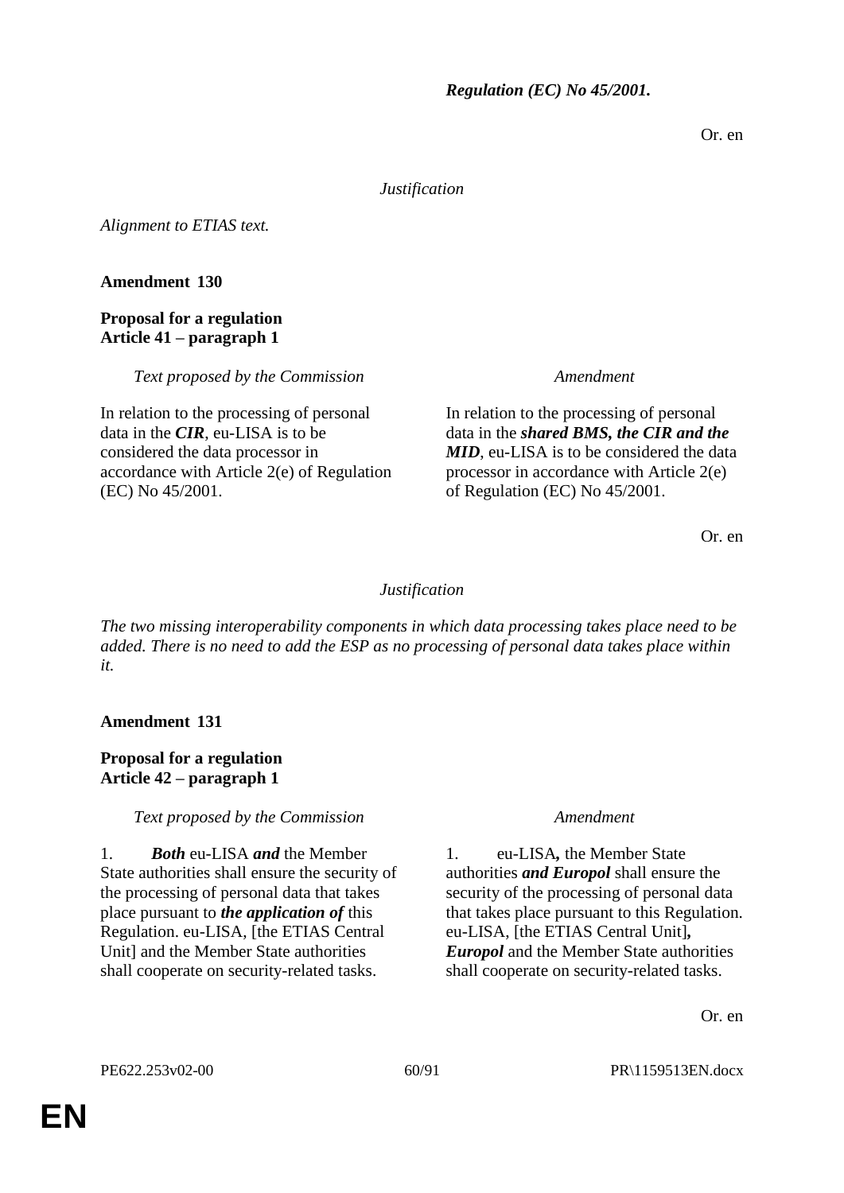| | ***Regulation (EC) No 45/2001.*** |
|---|---|

Or. en

*Justification*

*Alignment to ETIAS text.*

**Amendment 130**

**Proposal for a regulation**
**Article 41 – paragraph 1**

| *Text proposed by the Commission* | *Amendment* |
|---|---|
| In relation to the processing of personal data in the ***CIR***, eu-LISA is to be considered the data processor in accordance with Article 2(e) of Regulation (EC) No 45/2001. | In relation to the processing of personal data in the ***shared BMS, the CIR and the MID***, eu-LISA is to be considered the data processor in accordance with Article 2(e) of Regulation (EC) No 45/2001. |

Or. en

*Justification*

*The two missing interoperability components in which data processing takes place need to be added. There is no need to add the ESP as no processing of personal data takes place within it.*

**Amendment 131**

**Proposal for a regulation**
**Article 42 – paragraph 1**

| *Text proposed by the Commission* | *Amendment* |
|---|---|
| 1. ***Both*** eu-LISA ***and*** the Member State authorities shall ensure the security of the processing of personal data that takes place pursuant to ***the application of*** this Regulation. eu-LISA, [the ETIAS Central Unit] and the Member State authorities shall cooperate on security-related tasks. | 1. eu-LISA***,*** the Member State authorities ***and Europol*** shall ensure the security of the processing of personal data that takes place pursuant to this Regulation. eu-LISA, [the ETIAS Central Unit]***, Europol*** and the Member State authorities shall cooperate on security-related tasks. |

Or. en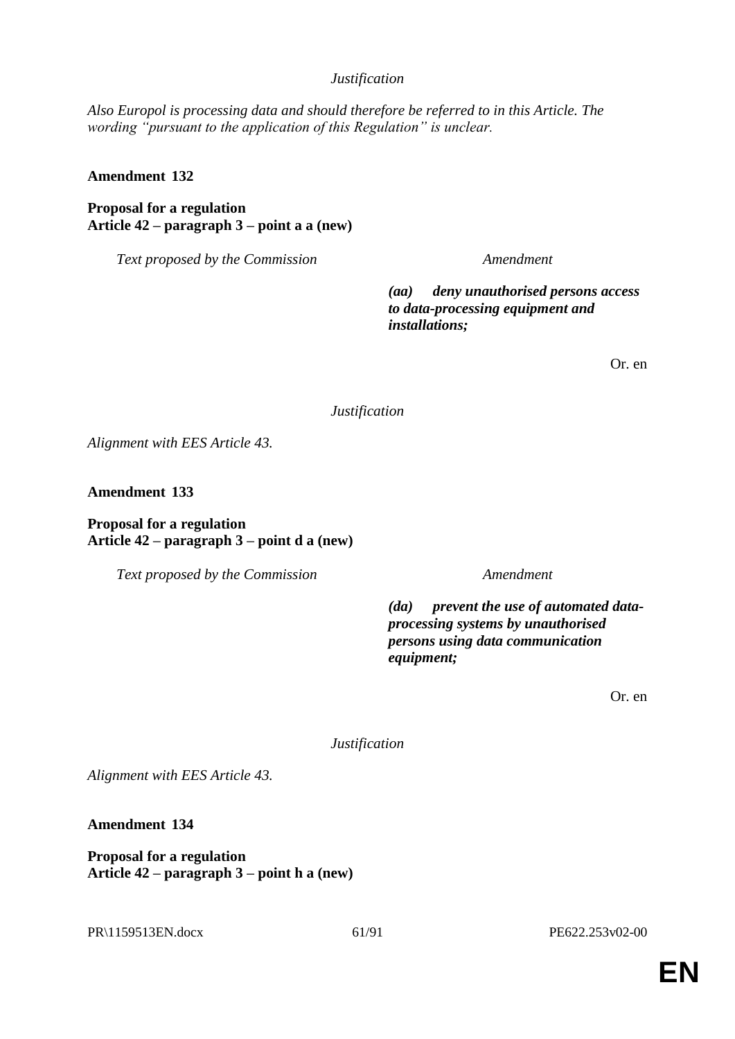*Justification*

*Also Europol is processing data and should therefore be referred to in this Article. The wording "pursuant to the application of this Regulation" is unclear.*

**Amendment 132**

**Proposal for a regulation**
**Article 42 – paragraph 3 – point a a (new)**

| *Text proposed by the Commission* | *Amendment* |
|---|---|
| | ***(aa) deny unauthorised persons access to data-processing equipment and installations;*** |

Or. en

*Justification*

*Alignment with EES Article 43.*

**Amendment 133**

**Proposal for a regulation**
**Article 42 – paragraph 3 – point d a (new)**

| *Text proposed by the Commission* | *Amendment* |
|---|---|
| | ***(da) prevent the use of automated data-processing systems by unauthorised persons using data communication equipment;*** |

Or. en

*Justification*

*Alignment with EES Article 43.*

**Amendment 134**

**Proposal for a regulation**
**Article 42 – paragraph 3 – point h a (new)**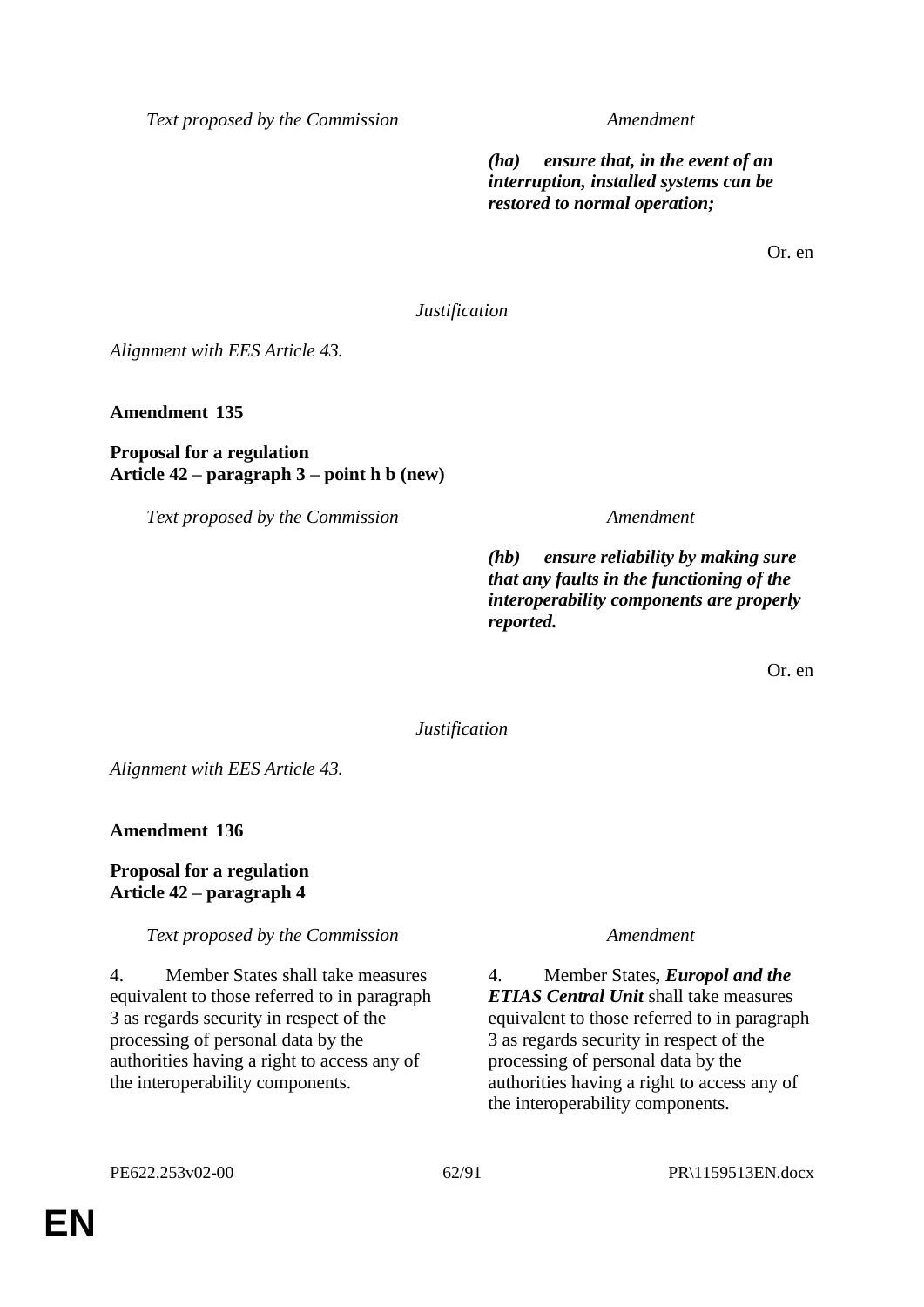| Text proposed by the Commission | Amendment |
|---|---|
| | ***(ha) ensure that, in the event of an interruption, installed systems can be restored to normal operation;*** |

Or. en

*Justification*

*Alignment with EES Article 43.*

**Amendment 135**

**Proposal for a regulation**
**Article 42 – paragraph 3 – point h b (new)**

| Text proposed by the Commission | Amendment |
|---|---|
| | ***(hb) ensure reliability by making sure that any faults in the functioning of the interoperability components are properly reported.*** |

Or. en

*Justification*

*Alignment with EES Article 43.*

**Amendment 136**

**Proposal for a regulation**
**Article 42 – paragraph 4**

| Text proposed by the Commission | Amendment |
|---|---|
| 4. Member States shall take measures equivalent to those referred to in paragraph 3 as regards security in respect of the processing of personal data by the authorities having a right to access any of the interoperability components. | 4. Member States***, Europol and the ETIAS Central Unit*** shall take measures equivalent to those referred to in paragraph 3 as regards security in respect of the processing of personal data by the authorities having a right to access any of the interoperability components. |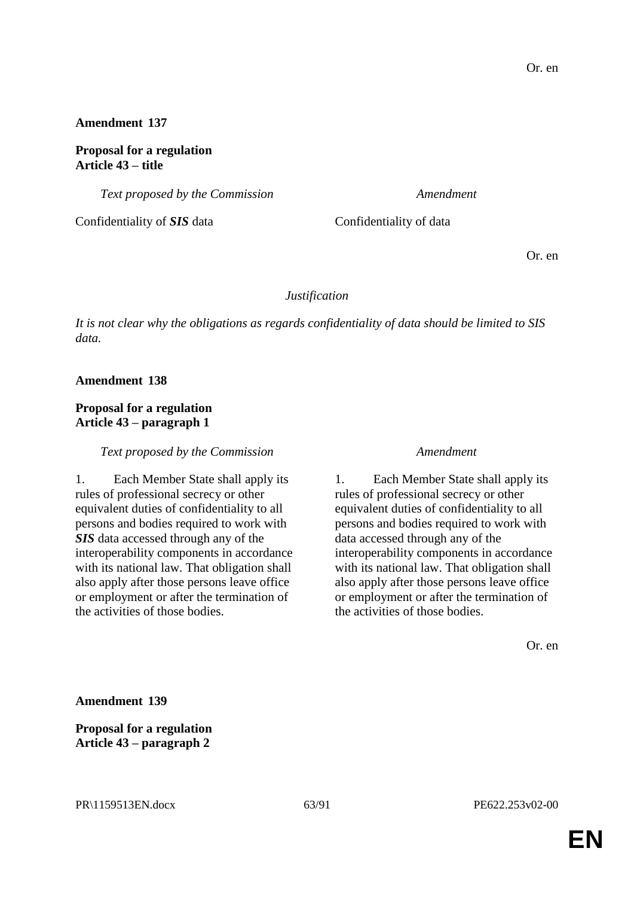Or. en

**Amendment 137**

**Proposal for a regulation**
**Article 43 – title**

| *Text proposed by the Commission* | *Amendment* |
|---|---|
| Confidentiality of ***SIS*** data | Confidentiality of data |

Or. en

*Justification*

*It is not clear why the obligations as regards confidentiality of data should be limited to SIS data.*

**Amendment 138**

**Proposal for a regulation**
**Article 43 – paragraph 1**

| *Text proposed by the Commission* | *Amendment* |
|---|---|
| 1. Each Member State shall apply its rules of professional secrecy or other equivalent duties of confidentiality to all persons and bodies required to work with ***SIS*** data accessed through any of the interoperability components in accordance with its national law. That obligation shall also apply after those persons leave office or employment or after the termination of the activities of those bodies. | 1. Each Member State shall apply its rules of professional secrecy or other equivalent duties of confidentiality to all persons and bodies required to work with data accessed through any of the interoperability components in accordance with its national law. That obligation shall also apply after those persons leave office or employment or after the termination of the activities of those bodies. |

Or. en

**Amendment 139**

**Proposal for a regulation**
**Article 43 – paragraph 2**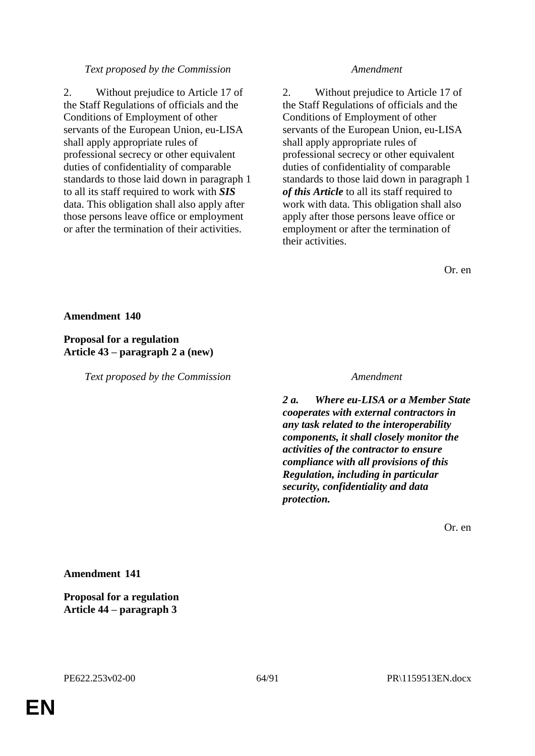| *Text proposed by the Commission* | *Amendment* |
|---|---|
| 2. Without prejudice to Article 17 of the Staff Regulations of officials and the Conditions of Employment of other servants of the European Union, eu-LISA shall apply appropriate rules of professional secrecy or other equivalent duties of confidentiality of comparable standards to those laid down in paragraph 1 to all its staff required to work with ***SIS*** data. This obligation shall also apply after those persons leave office or employment or after the termination of their activities. | 2. Without prejudice to Article 17 of the Staff Regulations of officials and the Conditions of Employment of other servants of the European Union, eu-LISA shall apply appropriate rules of professional secrecy or other equivalent duties of confidentiality of comparable standards to those laid down in paragraph 1 ***of this Article*** to all its staff required to work with data. This obligation shall also apply after those persons leave office or employment or after the termination of their activities. |

Or. en

**Amendment 140**

**Proposal for a regulation**
**Article 43 – paragraph 2 a (new)**

| *Text proposed by the Commission* | *Amendment* |
|---|---|
| | ***2 a. Where eu-LISA or a Member State cooperates with external contractors in any task related to the interoperability components, it shall closely monitor the activities of the contractor to ensure compliance with all provisions of this Regulation, including in particular security, confidentiality and data protection.*** |

Or. en

**Amendment 141**

**Proposal for a regulation**
**Article 44 – paragraph 3**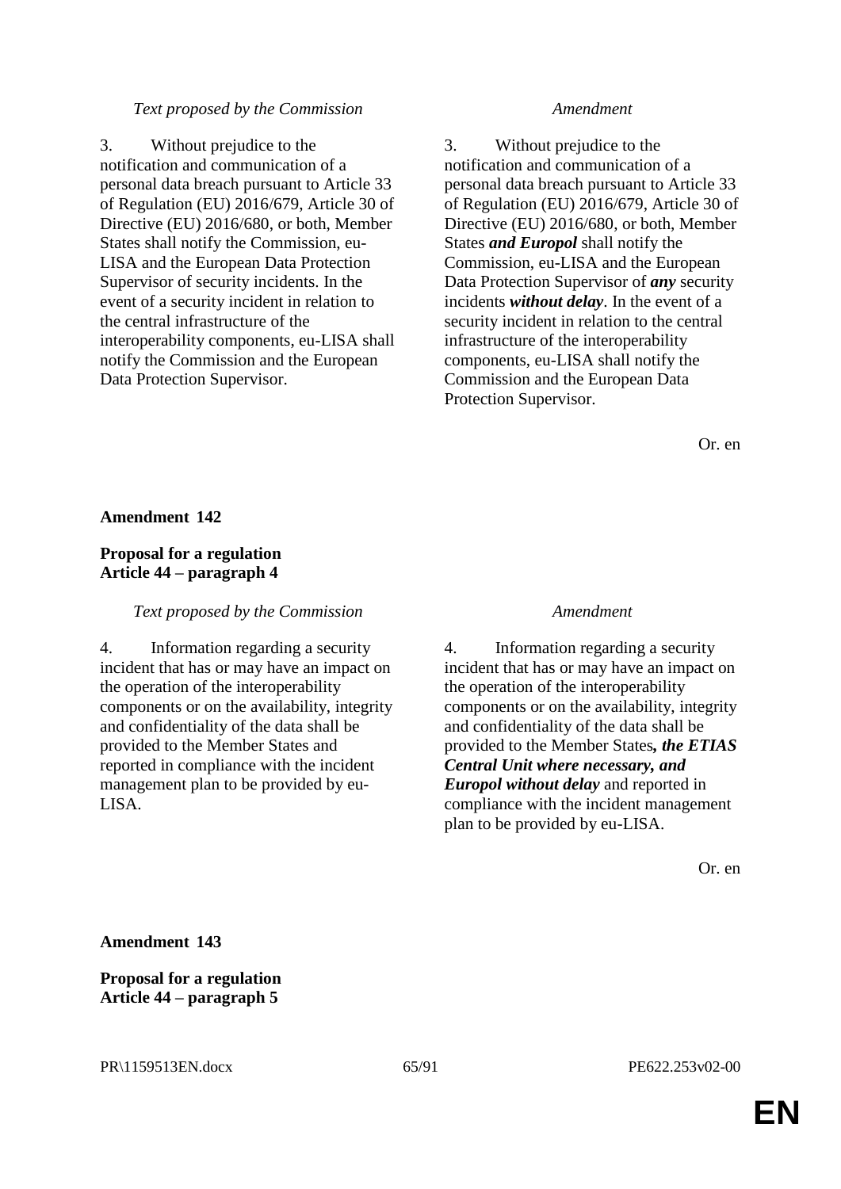| *Text proposed by the Commission* | *Amendment* |
| --- | --- |
| 3. Without prejudice to the notification and communication of a personal data breach pursuant to Article 33 of Regulation (EU) 2016/679, Article 30 of Directive (EU) 2016/680, or both, Member States shall notify the Commission, eu-LISA and the European Data Protection Supervisor of security incidents. In the event of a security incident in relation to the central infrastructure of the interoperability components, eu-LISA shall notify the Commission and the European Data Protection Supervisor. | 3. Without prejudice to the notification and communication of a personal data breach pursuant to Article 33 of Regulation (EU) 2016/679, Article 30 of Directive (EU) 2016/680, or both, Member States ***and Europol*** shall notify the Commission, eu-LISA and the European Data Protection Supervisor of ***any*** security incidents ***without delay***. In the event of a security incident in relation to the central infrastructure of the interoperability components, eu-LISA shall notify the Commission and the European Data Protection Supervisor. |

Or. en

**Amendment 142**

**Proposal for a regulation**
**Article 44 – paragraph 4**

| *Text proposed by the Commission* | *Amendment* |
| --- | --- |
| 4. Information regarding a security incident that has or may have an impact on the operation of the interoperability components or on the availability, integrity and confidentiality of the data shall be provided to the Member States and reported in compliance with the incident management plan to be provided by eu-LISA. | 4. Information regarding a security incident that has or may have an impact on the operation of the interoperability components or on the availability, integrity and confidentiality of the data shall be provided to the Member States***, the ETIAS Central Unit where necessary, and Europol without delay*** and reported in compliance with the incident management plan to be provided by eu-LISA. |

Or. en

**Amendment 143**

**Proposal for a regulation**
**Article 44 – paragraph 5**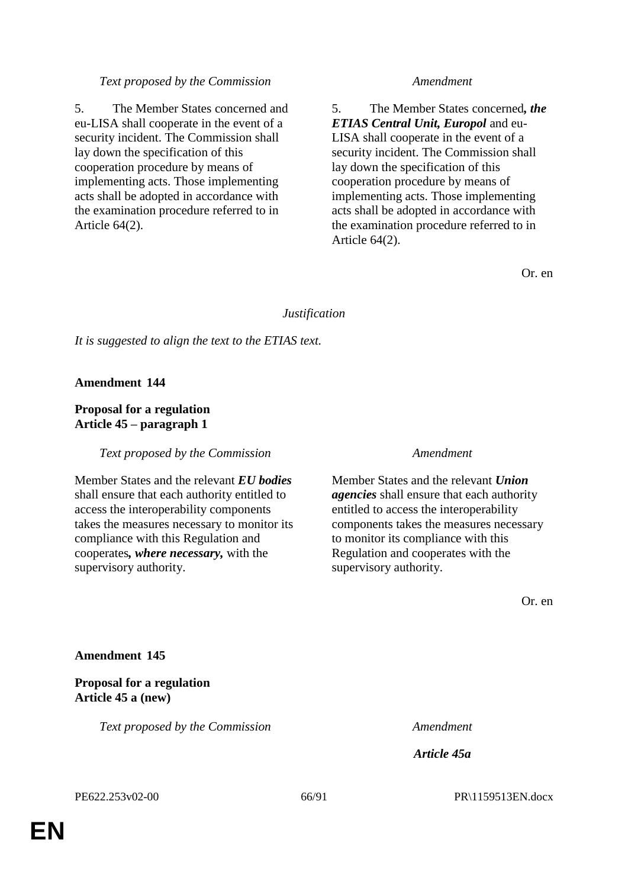| *Text proposed by the Commission* | *Amendment* |
|---|---|
| 5. The Member States concerned and eu-LISA shall cooperate in the event of a security incident. The Commission shall lay down the specification of this cooperation procedure by means of implementing acts. Those implementing acts shall be adopted in accordance with the examination procedure referred to in Article 64(2). | 5. The Member States concerned***, the ETIAS Central Unit, Europol*** and eu-LISA shall cooperate in the event of a security incident. The Commission shall lay down the specification of this cooperation procedure by means of implementing acts. Those implementing acts shall be adopted in accordance with the examination procedure referred to in Article 64(2). |

Or. en

*Justification*

*It is suggested to align the text to the ETIAS text.*

**Amendment 144**

**Proposal for a regulation**
**Article 45 – paragraph 1**

| *Text proposed by the Commission* | *Amendment* |
|---|---|
| Member States and the relevant ***EU bodies*** shall ensure that each authority entitled to access the interoperability components takes the measures necessary to monitor its compliance with this Regulation and cooperates***, where necessary,*** with the supervisory authority. | Member States and the relevant ***Union agencies*** shall ensure that each authority entitled to access the interoperability components takes the measures necessary to monitor its compliance with this Regulation and cooperates with the supervisory authority. |

Or. en

**Amendment 145**

**Proposal for a regulation**
**Article 45 a (new)**

| *Text proposed by the Commission* | *Amendment* |
|---|---|
| | ***Article 45a*** |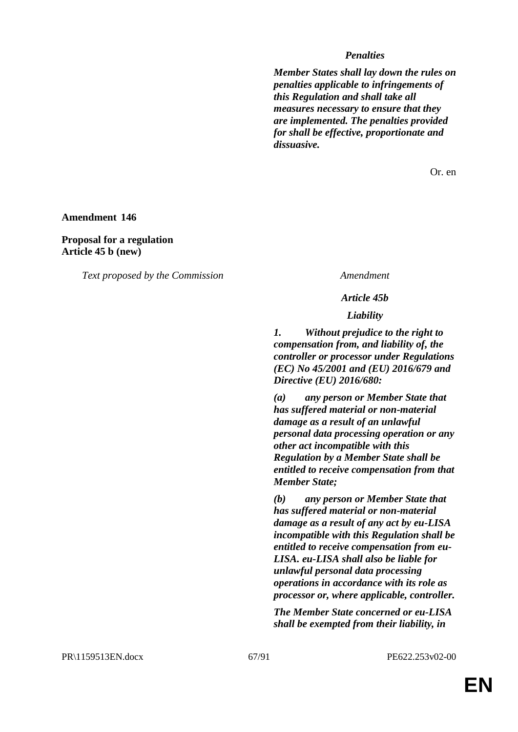***Penalties***

***Member States shall lay down the rules on penalties applicable to infringements of this Regulation and shall take all measures necessary to ensure that they are implemented. The penalties provided for shall be effective, proportionate and dissuasive.***

Or. en

**Amendment 146**

**Proposal for a regulation**
**Article 45 b (new)**

| *Text proposed by the Commission* | *Amendment* |
|---|---|
| | ***Article 45b*** |
| | ***Liability*** |
| | ***1. Without prejudice to the right to compensation from, and liability of, the controller or processor under Regulations (EC) No 45/2001 and (EU) 2016/679 and Directive (EU) 2016/680:*** |
| | ***(a) any person or Member State that has suffered material or non-material damage as a result of an unlawful personal data processing operation or any other act incompatible with this Regulation by a Member State shall be entitled to receive compensation from that Member State;*** |
| | ***(b) any person or Member State that has suffered material or non-material damage as a result of any act by eu-LISA incompatible with this Regulation shall be entitled to receive compensation from eu-LISA. eu-LISA shall also be liable for unlawful personal data processing operations in accordance with its role as processor or, where applicable, controller.*** |
| | ***The Member State concerned or eu-LISA shall be exempted from their liability, in*** |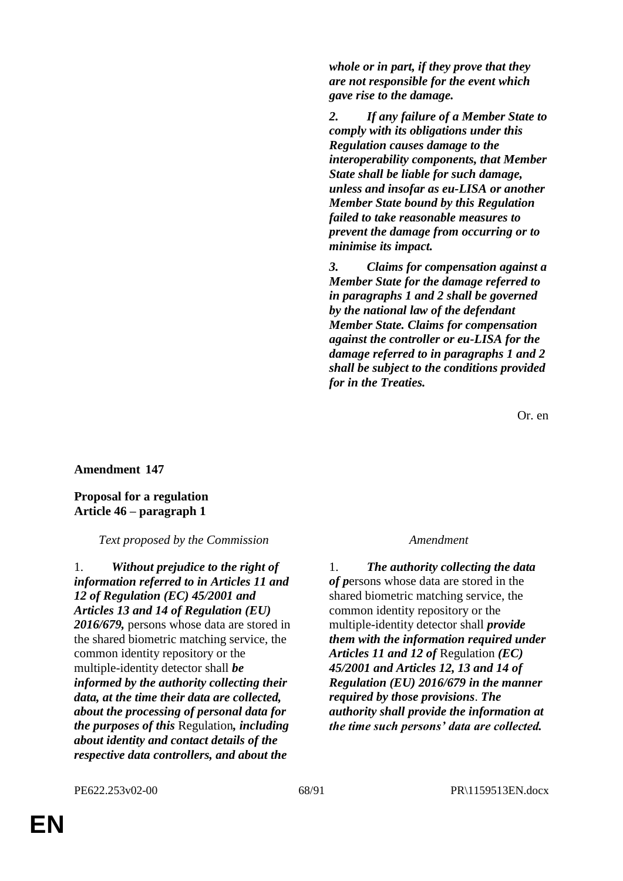***whole or in part, if they prove that they are not responsible for the event which gave rise to the damage.***

***2. If any failure of a Member State to comply with its obligations under this Regulation causes damage to the interoperability components, that Member State shall be liable for such damage, unless and insofar as eu-LISA or another Member State bound by this Regulation failed to take reasonable measures to prevent the damage from occurring or to minimise its impact.***

***3. Claims for compensation against a Member State for the damage referred to in paragraphs 1 and 2 shall be governed by the national law of the defendant Member State. Claims for compensation against the controller or eu-LISA for the damage referred to in paragraphs 1 and 2 shall be subject to the conditions provided for in the Treaties.***

Or. en

**Amendment 147**

**Proposal for a regulation**
**Article 46 – paragraph 1**

| *Text proposed by the Commission* | *Amendment* |
|---|---|
| 1. ***Without prejudice to the right of information referred to in Articles 11 and 12 of Regulation (EC) 45/2001 and Articles 13 and 14 of Regulation (EU) 2016/679,*** persons whose data are stored in the shared biometric matching service, the common identity repository or the multiple-identity detector shall ***be informed by the authority collecting their data, at the time their data are collected, about the processing of personal data for the purposes of this*** Regulation***, including about identity and contact details of the respective data controllers, and about the*** | 1. ***The authority collecting the data of p***ersons whose data are stored in the shared biometric matching service, the common identity repository or the multiple-identity detector shall ***provide them with the information required under Articles 11 and 12 of*** Regulation ***(EC) 45/2001 and Articles 12, 13 and 14 of Regulation (EU) 2016/679 in the manner required by those provisions***. ***The authority shall provide the information at the time such persons' data are collected.*** |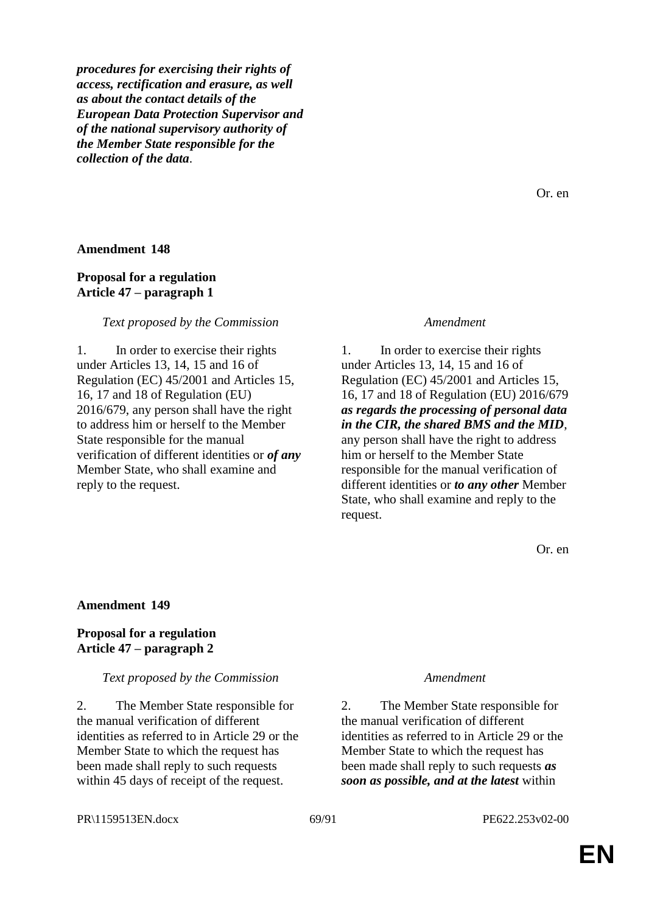***procedures for exercising their rights of access, rectification and erasure, as well as about the contact details of the European Data Protection Supervisor and of the national supervisory authority of the Member State responsible for the collection of the data*.**

Or. en

**Amendment 148**

**Proposal for a regulation**
**Article 47 – paragraph 1**

| *Text proposed by the Commission* | *Amendment* |
|---|---|
| 1. In order to exercise their rights under Articles 13, 14, 15 and 16 of Regulation (EC) 45/2001 and Articles 15, 16, 17 and 18 of Regulation (EU) 2016/679, any person shall have the right to address him or herself to the Member State responsible for the manual verification of different identities or ***of any*** Member State, who shall examine and reply to the request. | 1. In order to exercise their rights under Articles 13, 14, 15 and 16 of Regulation (EC) 45/2001 and Articles 15, 16, 17 and 18 of Regulation (EU) 2016/679 ***as regards the processing of personal data in the CIR, the shared BMS and the MID***, any person shall have the right to address him or herself to the Member State responsible for the manual verification of different identities or ***to any other*** Member State, who shall examine and reply to the request. |

Or. en

**Amendment 149**

**Proposal for a regulation**
**Article 47 – paragraph 2**

| *Text proposed by the Commission* | *Amendment* |
|---|---|
| 2. The Member State responsible for the manual verification of different identities as referred to in Article 29 or the Member State to which the request has been made shall reply to such requests within 45 days of receipt of the request. | 2. The Member State responsible for the manual verification of different identities as referred to in Article 29 or the Member State to which the request has been made shall reply to such requests ***as soon as possible, and at the latest*** within |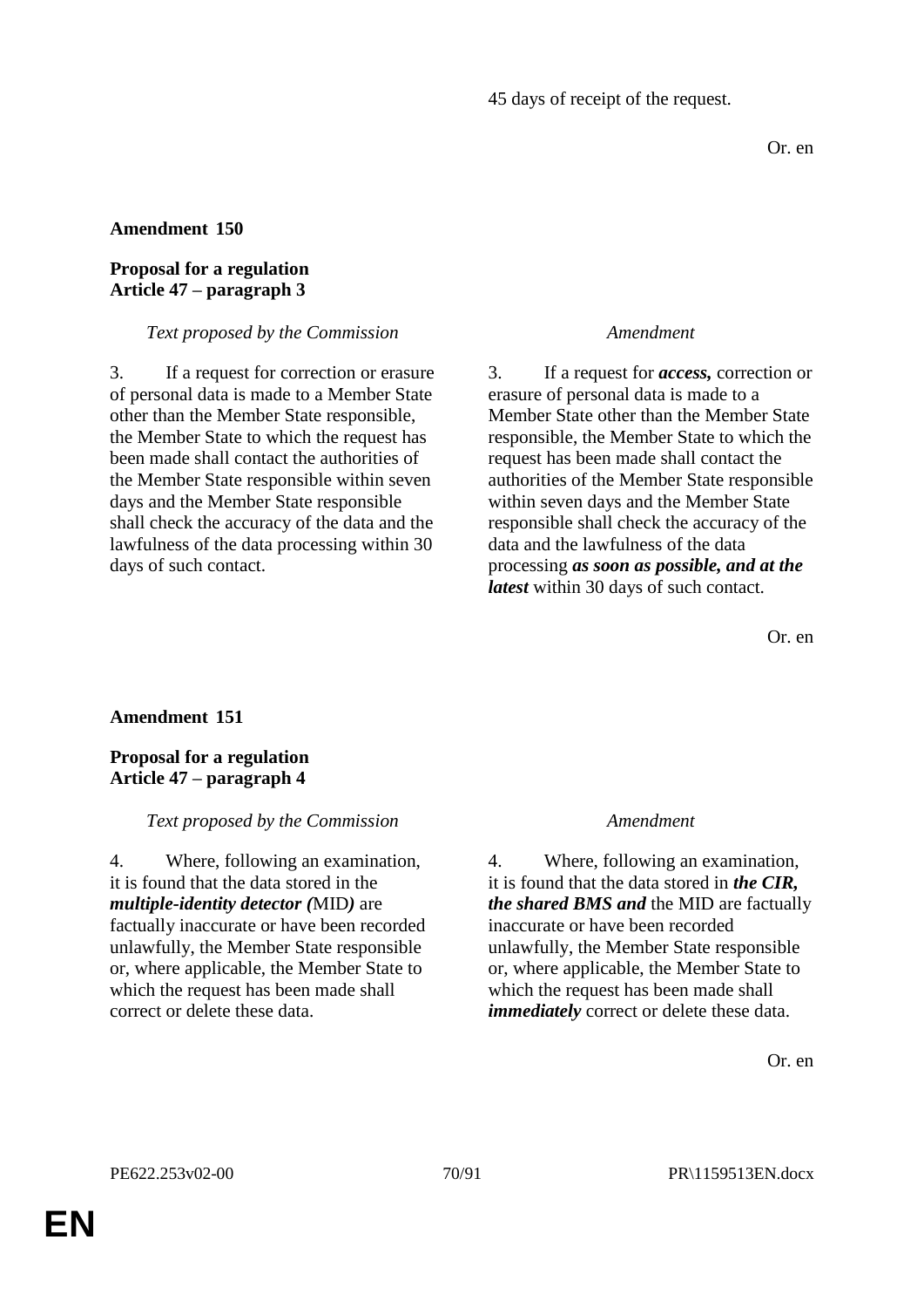45 days of receipt of the request.

Or. en

**Amendment 150**

**Proposal for a regulation**
**Article 47 – paragraph 3**

| *Text proposed by the Commission* | *Amendment* |
|---|---|
| 3. If a request for correction or erasure of personal data is made to a Member State other than the Member State responsible, the Member State to which the request has been made shall contact the authorities of the Member State responsible within seven days and the Member State responsible shall check the accuracy of the data and the lawfulness of the data processing within 30 days of such contact. | 3. If a request for ***access,*** correction or erasure of personal data is made to a Member State other than the Member State responsible, the Member State to which the request has been made shall contact the authorities of the Member State responsible within seven days and the Member State responsible shall check the accuracy of the data and the lawfulness of the data processing ***as soon as possible, and at the latest*** within 30 days of such contact. |

Or. en

**Amendment 151**

**Proposal for a regulation**
**Article 47 – paragraph 4**

| *Text proposed by the Commission* | *Amendment* |
|---|---|
| 4. Where, following an examination, it is found that the data stored in the ***multiple-identity detector (***MID***)*** are factually inaccurate or have been recorded unlawfully, the Member State responsible or, where applicable, the Member State to which the request has been made shall correct or delete these data. | 4. Where, following an examination, it is found that the data stored in ***the CIR, the shared BMS and*** the MID are factually inaccurate or have been recorded unlawfully, the Member State responsible or, where applicable, the Member State to which the request has been made shall ***immediately*** correct or delete these data. |

Or. en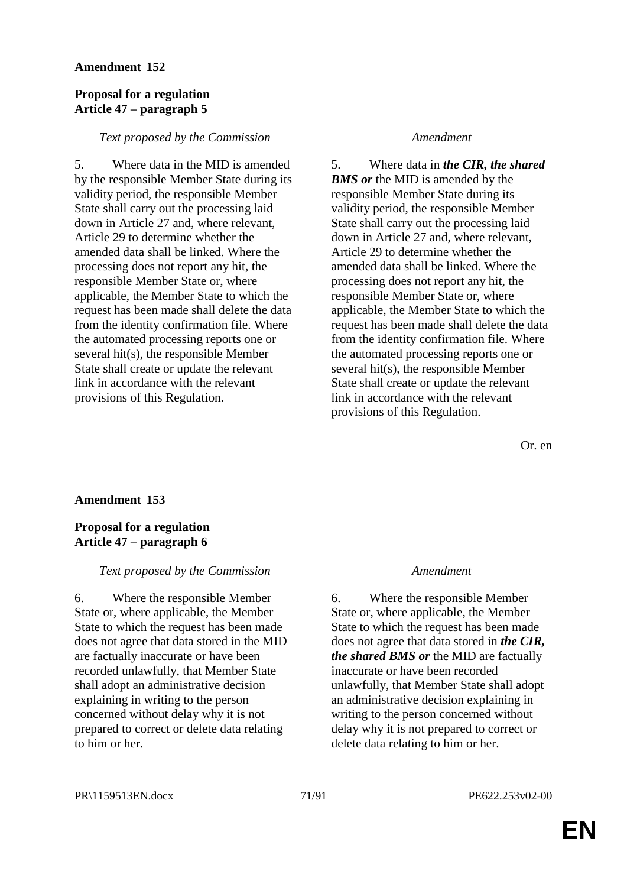**Amendment 152**

**Proposal for a regulation**
**Article 47 – paragraph 5**

| *Text proposed by the Commission* | *Amendment* |
| --- | --- |
| 5. Where data in the MID is amended by the responsible Member State during its validity period, the responsible Member State shall carry out the processing laid down in Article 27 and, where relevant, Article 29 to determine whether the amended data shall be linked. Where the processing does not report any hit, the responsible Member State or, where applicable, the Member State to which the request has been made shall delete the data from the identity confirmation file. Where the automated processing reports one or several hit(s), the responsible Member State shall create or update the relevant link in accordance with the relevant provisions of this Regulation. | 5. Where data in ***the CIR, the shared BMS or*** the MID is amended by the responsible Member State during its validity period, the responsible Member State shall carry out the processing laid down in Article 27 and, where relevant, Article 29 to determine whether the amended data shall be linked. Where the processing does not report any hit, the responsible Member State or, where applicable, the Member State to which the request has been made shall delete the data from the identity confirmation file. Where the automated processing reports one or several hit(s), the responsible Member State shall create or update the relevant link in accordance with the relevant provisions of this Regulation. |

Or. en

**Amendment 153**

**Proposal for a regulation**
**Article 47 – paragraph 6**

| *Text proposed by the Commission* | *Amendment* |
| --- | --- |
| 6. Where the responsible Member State or, where applicable, the Member State to which the request has been made does not agree that data stored in the MID are factually inaccurate or have been recorded unlawfully, that Member State shall adopt an administrative decision explaining in writing to the person concerned without delay why it is not prepared to correct or delete data relating to him or her. | 6. Where the responsible Member State or, where applicable, the Member State to which the request has been made does not agree that data stored in ***the CIR, the shared BMS or*** the MID are factually inaccurate or have been recorded unlawfully, that Member State shall adopt an administrative decision explaining in writing to the person concerned without delay why it is not prepared to correct or delete data relating to him or her. |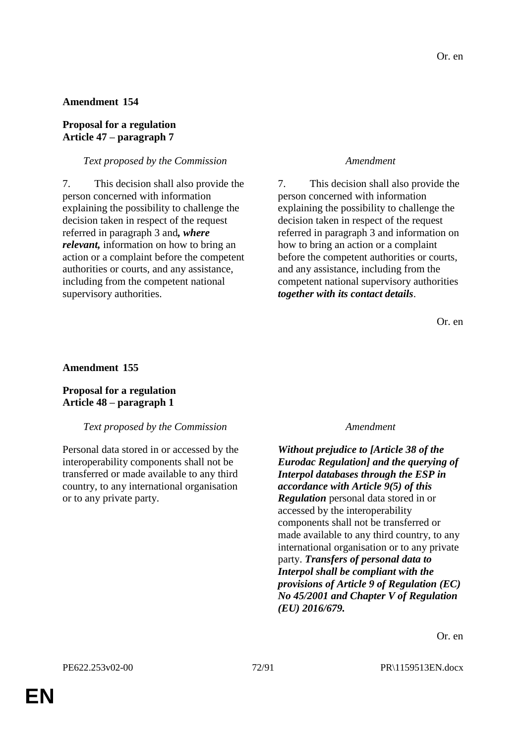Or. en

**Amendment 154**

**Proposal for a regulation**
**Article 47 – paragraph 7**

| *Text proposed by the Commission* | *Amendment* |
|---|---|
| 7. This decision shall also provide the person concerned with information explaining the possibility to challenge the decision taken in respect of the request referred in paragraph 3 and***, where relevant,*** information on how to bring an action or a complaint before the competent authorities or courts, and any assistance, including from the competent national supervisory authorities. | 7. This decision shall also provide the person concerned with information explaining the possibility to challenge the decision taken in respect of the request referred in paragraph 3 and information on how to bring an action or a complaint before the competent authorities or courts, and any assistance, including from the competent national supervisory authorities ***together with its contact details***. |

Or. en

**Amendment 155**

**Proposal for a regulation**
**Article 48 – paragraph 1**

| *Text proposed by the Commission* | *Amendment* |
|---|---|
| Personal data stored in or accessed by the interoperability components shall not be transferred or made available to any third country, to any international organisation or to any private party. | ***Without prejudice to [Article 38 of the Eurodac Regulation] and the querying of Interpol databases through the ESP in accordance with Article 9(5) of this Regulation*** personal data stored in or accessed by the interoperability components shall not be transferred or made available to any third country, to any international organisation or to any private party. ***Transfers of personal data to Interpol shall be compliant with the provisions of Article 9 of Regulation (EC) No 45/2001 and Chapter V of Regulation (EU) 2016/679.*** |

Or. en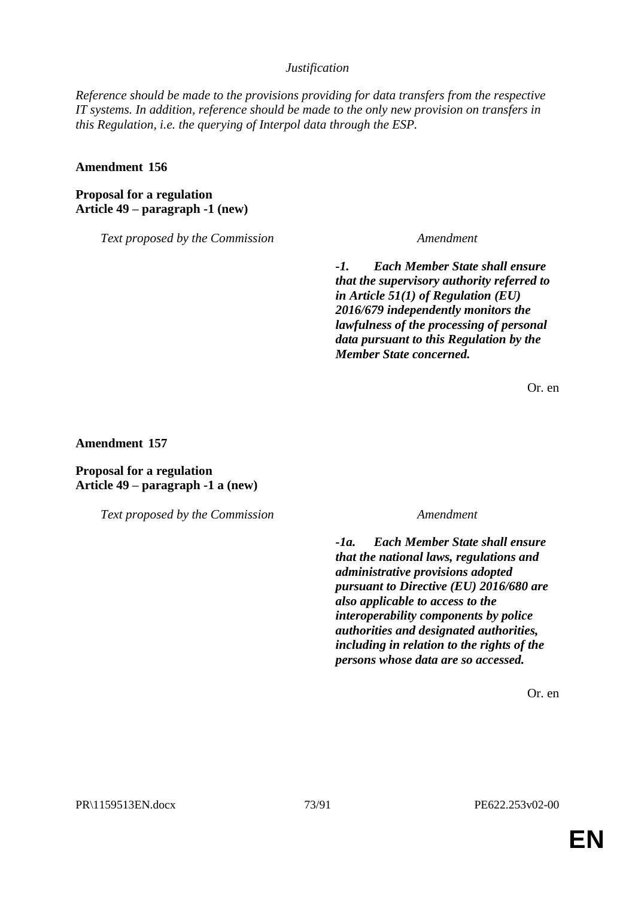*Justification*

*Reference should be made to the provisions providing for data transfers from the respective IT systems. In addition, reference should be made to the only new provision on transfers in this Regulation, i.e. the querying of Interpol data through the ESP.*

**Amendment 156**

**Proposal for a regulation**
**Article 49 – paragraph -1 (new)**

| *Text proposed by the Commission* | *Amendment* |
|---|---|
| | ***-1. Each Member State shall ensure that the supervisory authority referred to in Article 51(1) of Regulation (EU) 2016/679 independently monitors the lawfulness of the processing of personal data pursuant to this Regulation by the Member State concerned.*** |

Or. en

**Amendment 157**

**Proposal for a regulation**
**Article 49 – paragraph -1 a (new)**

| *Text proposed by the Commission* | *Amendment* |
|---|---|
| | ***-1a. Each Member State shall ensure that the national laws, regulations and administrative provisions adopted pursuant to Directive (EU) 2016/680 are also applicable to access to the interoperability components by police authorities and designated authorities, including in relation to the rights of the persons whose data are so accessed.*** |

Or. en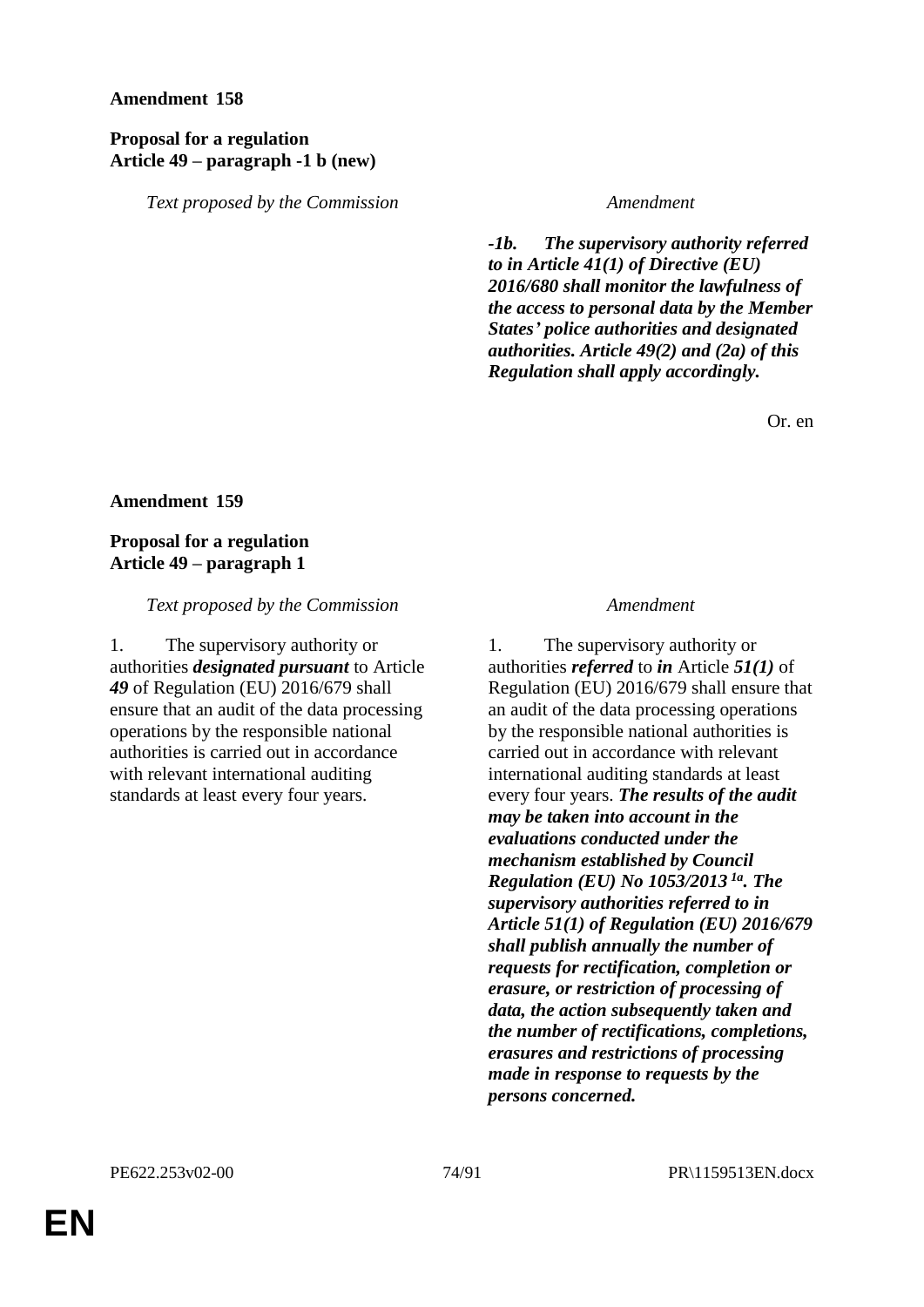**Amendment 158**

**Proposal for a regulation**
**Article 49 – paragraph -1 b (new)**

| *Text proposed by the Commission* | *Amendment* |
|---|---|
| | ***-1b. The supervisory authority referred to in Article 41(1) of Directive (EU) 2016/680 shall monitor the lawfulness of the access to personal data by the Member States' police authorities and designated authorities. Article 49(2) and (2a) of this Regulation shall apply accordingly.*** |

Or. en

**Amendment 159**

**Proposal for a regulation**
**Article 49 – paragraph 1**

| *Text proposed by the Commission* | *Amendment* |
|---|---|
| 1. The supervisory authority or authorities ***designated pursuant*** to Article ***49*** of Regulation (EU) 2016/679 shall ensure that an audit of the data processing operations by the responsible national authorities is carried out in accordance with relevant international auditing standards at least every four years. | 1. The supervisory authority or authorities ***referred*** to ***in*** Article ***51(1)*** of Regulation (EU) 2016/679 shall ensure that an audit of the data processing operations by the responsible national authorities is carried out in accordance with relevant international auditing standards at least every four years. ***The results of the audit may be taken into account in the evaluations conducted under the mechanism established by Council Regulation (EU) No 1053/2013 [1a]. The supervisory authorities referred to in Article 51(1) of Regulation (EU) 2016/679 shall publish annually the number of requests for rectification, completion or erasure, or restriction of processing of data, the action subsequently taken and the number of rectifications, completions, erasures and restrictions of processing made in response to requests by the persons concerned.*** |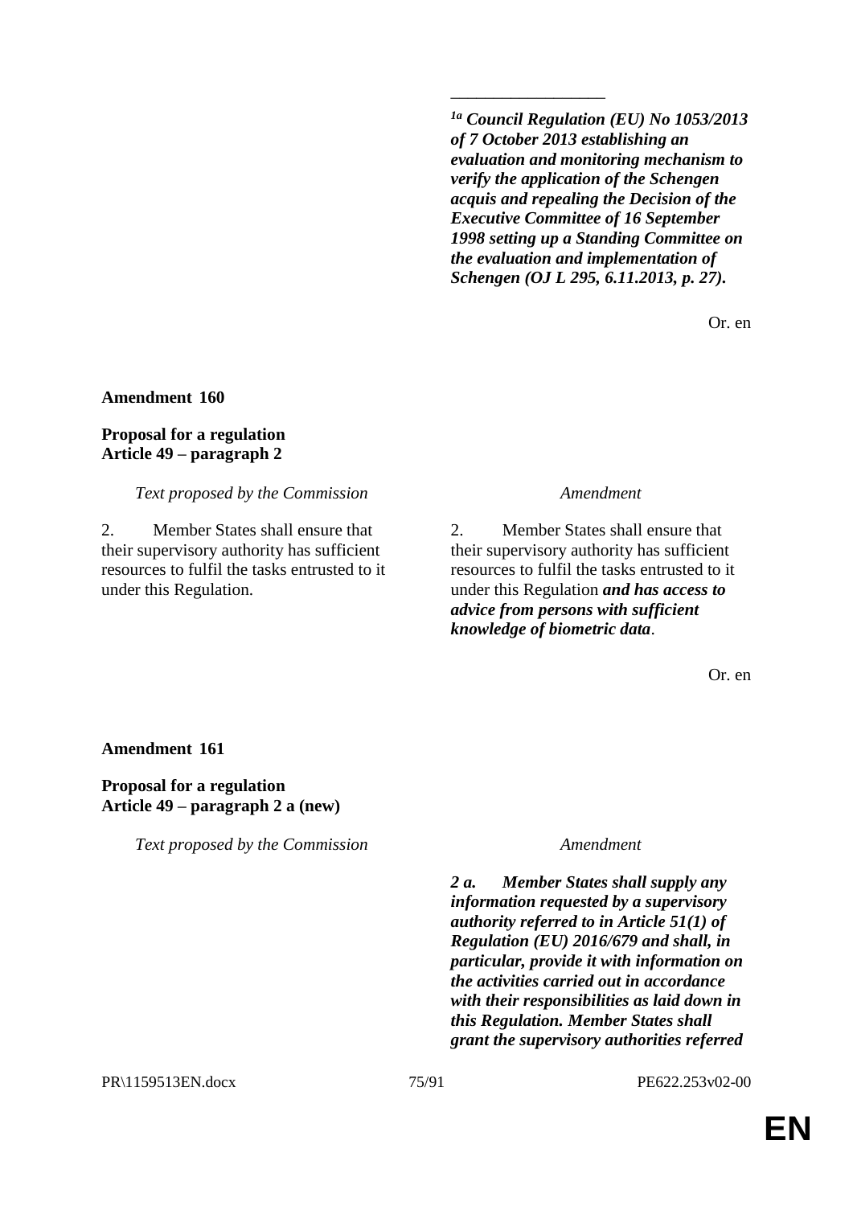__________________

*[1a] **Council Regulation (EU) No 1053/2013 of 7 October 2013 establishing an evaluation and monitoring mechanism to verify the application of the Schengen acquis and repealing the Decision of the Executive Committee of 16 September 1998 setting up a Standing Committee on the evaluation and implementation of Schengen (OJ L 295, 6.11.2013, p. 27).***

Or. en

**Amendment 160**

**Proposal for a regulation**
**Article 49 – paragraph 2**

| *Text proposed by the Commission* | *Amendment* |
| --- | --- |
| 2. Member States shall ensure that their supervisory authority has sufficient resources to fulfil the tasks entrusted to it under this Regulation. | 2. Member States shall ensure that their supervisory authority has sufficient resources to fulfil the tasks entrusted to it under this Regulation ***and has access to advice from persons with sufficient knowledge of biometric data***. |

Or. en

**Amendment 161**

**Proposal for a regulation**
**Article 49 – paragraph 2 a (new)**

| *Text proposed by the Commission* | *Amendment* |
| --- | --- |
| | ***2 a. Member States shall supply any information requested by a supervisory authority referred to in Article 51(1) of Regulation (EU) 2016/679 and shall, in particular, provide it with information on the activities carried out in accordance with their responsibilities as laid down in this Regulation. Member States shall grant the supervisory authorities referred*** |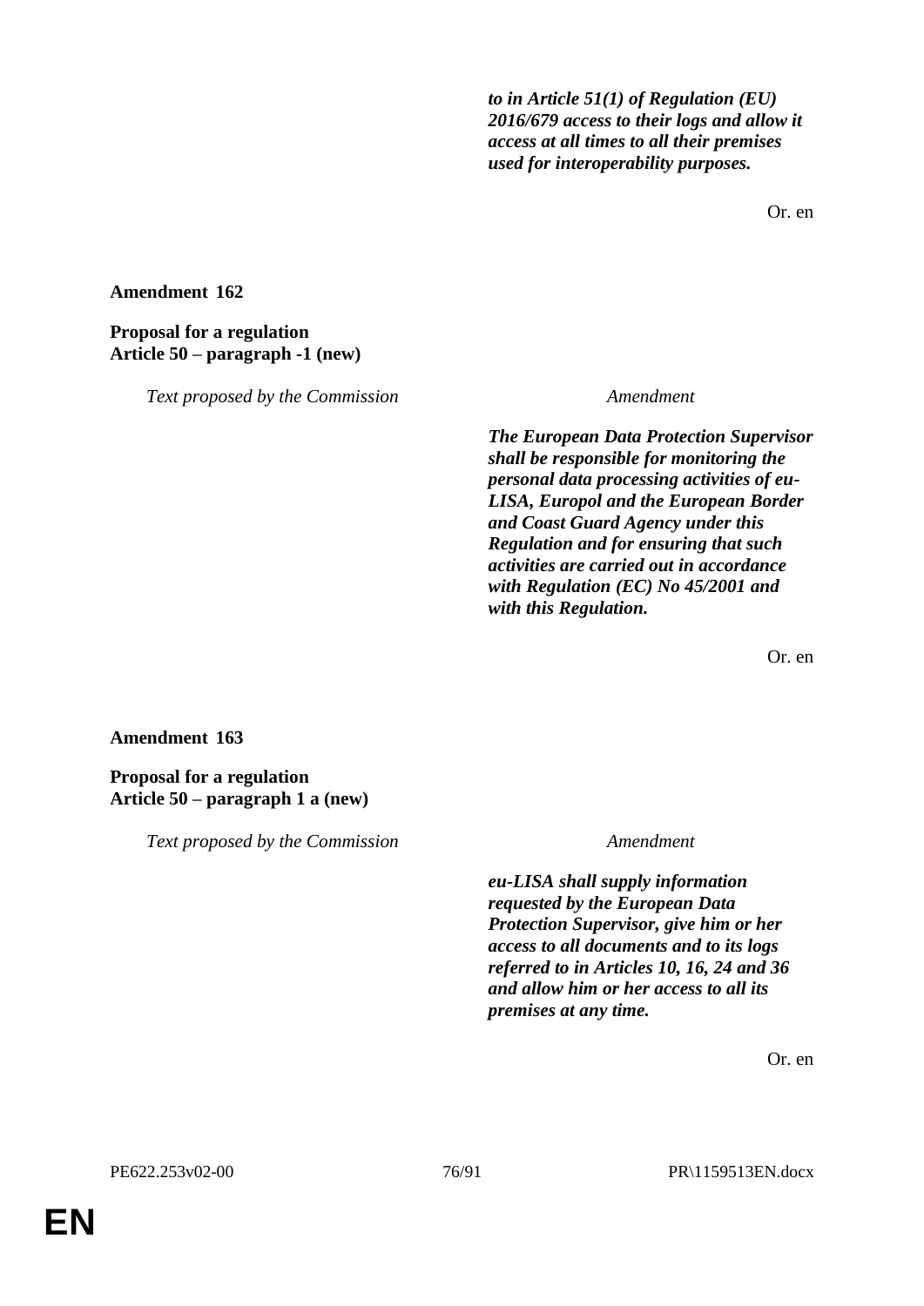| | |
|---|---|
| | ***to in Article 51(1) of Regulation (EU) 2016/679 access to their logs and allow it access at all times to all their premises used for interoperability purposes.*** |

Or. en

**Amendment 162**

**Proposal for a regulation**
**Article 50 – paragraph -1 (new)**

| *Text proposed by the Commission* | *Amendment* |
|---|---|
| | ***The European Data Protection Supervisor shall be responsible for monitoring the personal data processing activities of eu-LISA, Europol and the European Border and Coast Guard Agency under this Regulation and for ensuring that such activities are carried out in accordance with Regulation (EC) No 45/2001 and with this Regulation.*** |

Or. en

**Amendment 163**

**Proposal for a regulation**
**Article 50 – paragraph 1 a (new)**

| *Text proposed by the Commission* | *Amendment* |
|---|---|
| | ***eu-LISA shall supply information requested by the European Data Protection Supervisor, give him or her access to all documents and to its logs referred to in Articles 10, 16, 24 and 36 and allow him or her access to all its premises at any time.*** |

Or. en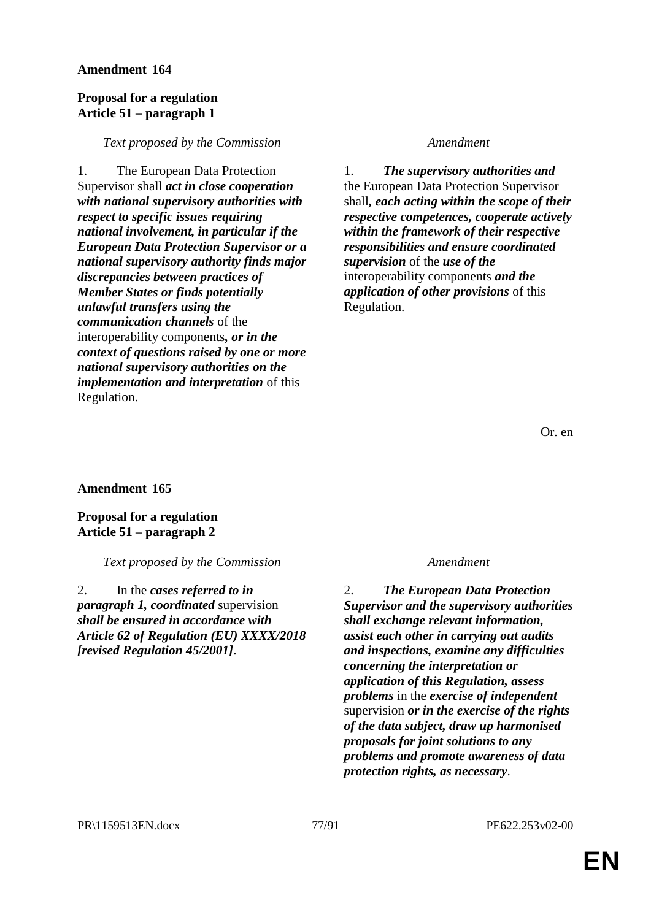**Amendment 164**

**Proposal for a regulation**
**Article 51 – paragraph 1**

| *Text proposed by the Commission* | *Amendment* |
|---|---|
| 1. The European Data Protection Supervisor shall ***act in close cooperation with national supervisory authorities with respect to specific issues requiring national involvement, in particular if the European Data Protection Supervisor or a national supervisory authority finds major discrepancies between practices of Member States or finds potentially unlawful transfers using the communication channels*** of the interoperability components***, or in the context of questions raised by one or more national supervisory authorities on the implementation and interpretation*** of this Regulation. | 1. ***The supervisory authorities and*** the European Data Protection Supervisor shall***, each acting within the scope of their respective competences, cooperate actively within the framework of their respective responsibilities and ensure coordinated supervision*** of the ***use of the*** interoperability components ***and the application of other provisions*** of this Regulation. |

Or. en

**Amendment 165**

**Proposal for a regulation**
**Article 51 – paragraph 2**

| *Text proposed by the Commission* | *Amendment* |
|---|---|
| 2. In the ***cases referred to in paragraph 1, coordinated*** supervision ***shall be ensured in accordance with Article 62 of Regulation (EU) XXXX/2018 [revised Regulation 45/2001]***. | 2. ***The European Data Protection Supervisor and the supervisory authorities shall exchange relevant information, assist each other in carrying out audits and inspections, examine any difficulties concerning the interpretation or application of this Regulation, assess problems*** in the ***exercise of independent*** supervision ***or in the exercise of the rights of the data subject, draw up harmonised proposals for joint solutions to any problems and promote awareness of data protection rights, as necessary***. |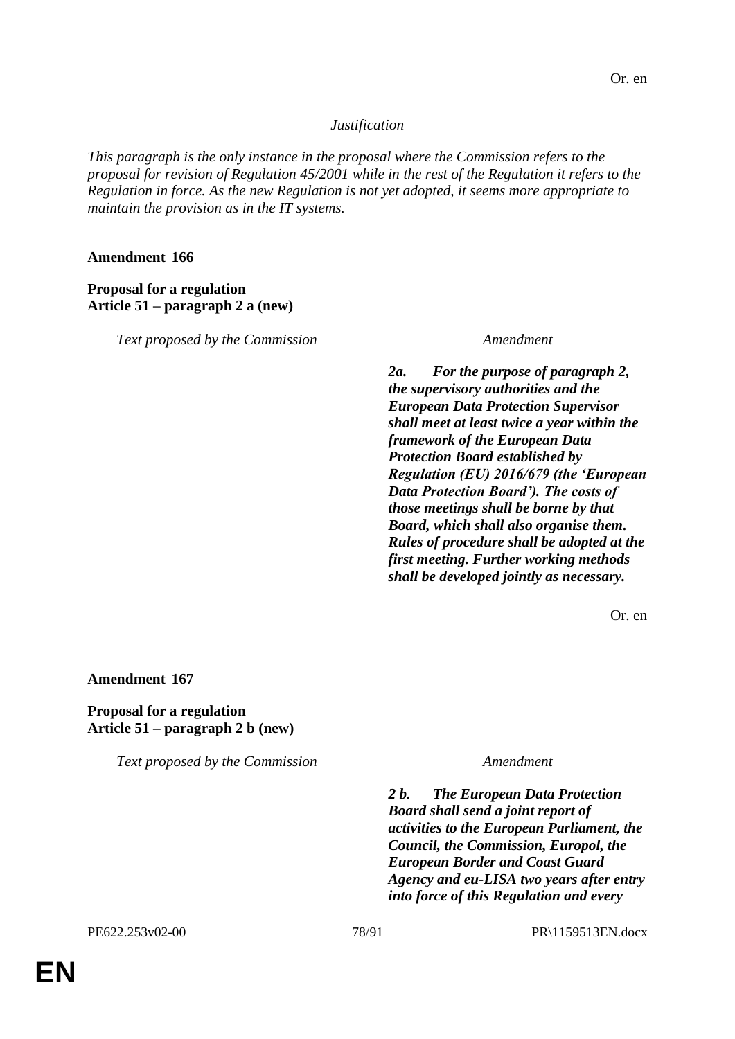Or. en

*Justification*

*This paragraph is the only instance in the proposal where the Commission refers to the proposal for revision of Regulation 45/2001 while in the rest of the Regulation it refers to the Regulation in force. As the new Regulation is not yet adopted, it seems more appropriate to maintain the provision as in the IT systems.*

**Amendment 166**

**Proposal for a regulation**
**Article 51 – paragraph 2 a (new)**

| *Text proposed by the Commission* | *Amendment* |
| --- | --- |
| | ***2a. For the purpose of paragraph 2, the supervisory authorities and the European Data Protection Supervisor shall meet at least twice a year within the framework of the European Data Protection Board established by Regulation (EU) 2016/679 (the 'European Data Protection Board'). The costs of those meetings shall be borne by that Board, which shall also organise them. Rules of procedure shall be adopted at the first meeting. Further working methods shall be developed jointly as necessary.*** |

Or. en

**Amendment 167**

**Proposal for a regulation**
**Article 51 – paragraph 2 b (new)**

| *Text proposed by the Commission* | *Amendment* |
| --- | --- |
| | ***2 b. The European Data Protection Board shall send a joint report of activities to the European Parliament, the Council, the Commission, Europol, the European Border and Coast Guard Agency and eu-LISA two years after entry into force of this Regulation and every*** |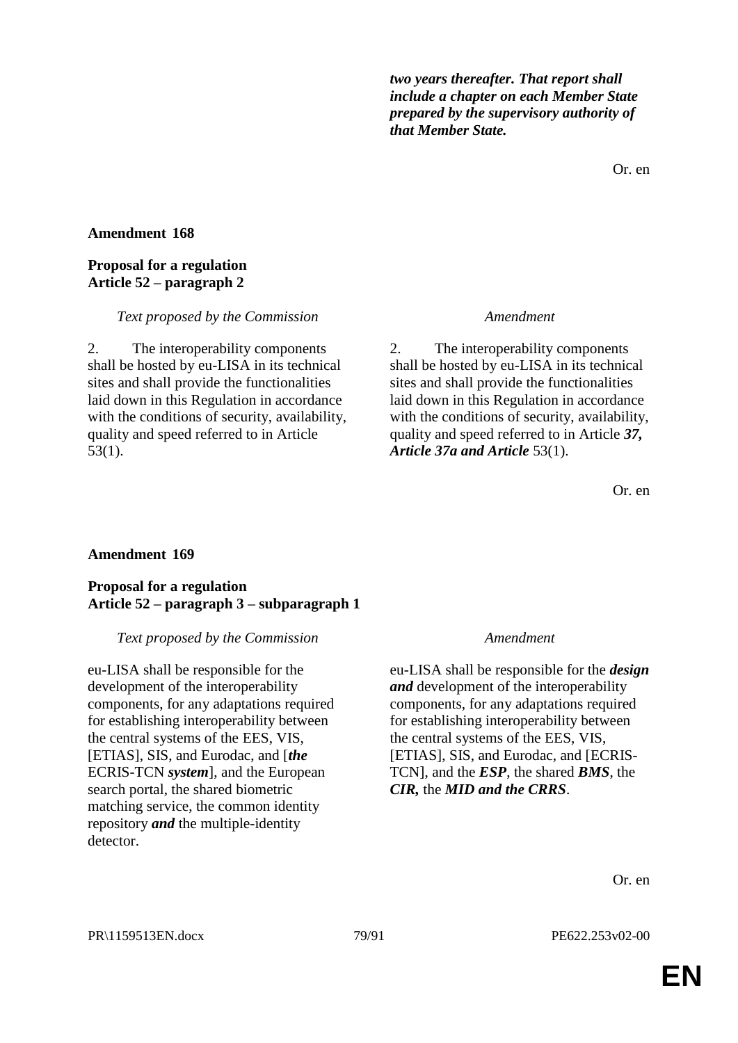| | |
|---|---|
| | ***two years thereafter. That report shall include a chapter on each Member State prepared by the supervisory authority of that Member State.*** |

Or. en

**Amendment 168**

**Proposal for a regulation**
**Article 52 – paragraph 2**

| *Text proposed by the Commission* | *Amendment* |
|---|---|
| 2. The interoperability components shall be hosted by eu-LISA in its technical sites and shall provide the functionalities laid down in this Regulation in accordance with the conditions of security, availability, quality and speed referred to in Article 53(1). | 2. The interoperability components shall be hosted by eu-LISA in its technical sites and shall provide the functionalities laid down in this Regulation in accordance with the conditions of security, availability, quality and speed referred to in Article ***37, Article 37a and Article*** 53(1). |

Or. en

**Amendment 169**

**Proposal for a regulation**
**Article 52 – paragraph 3 – subparagraph 1**

| *Text proposed by the Commission* | *Amendment* |
|---|---|
| eu-LISA shall be responsible for the development of the interoperability components, for any adaptations required for establishing interoperability between the central systems of the EES, VIS, [ETIAS], SIS, and Eurodac, and [***the*** ECRIS-TCN ***system***], and the European search portal, the shared biometric matching service, the common identity repository ***and*** the multiple-identity detector. | eu-LISA shall be responsible for the ***design and*** development of the interoperability components, for any adaptations required for establishing interoperability between the central systems of the EES, VIS, [ETIAS], SIS, and Eurodac, and [ECRIS-TCN], and the ***ESP***, the shared ***BMS***, the ***CIR,*** the ***MID and the CRRS***. |

Or. en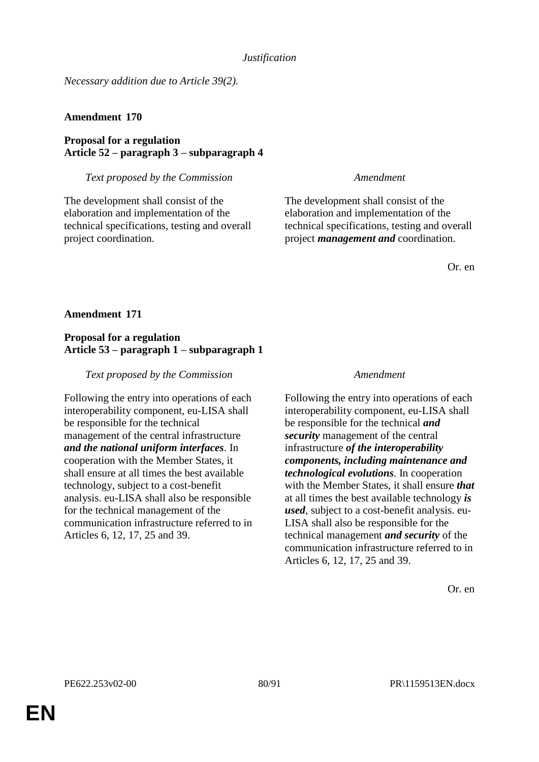*Justification*

*Necessary addition due to Article 39(2).*

**Amendment 170**

**Proposal for a regulation**
**Article 52 – paragraph 3 – subparagraph 4**

| *Text proposed by the Commission* | *Amendment* |
| --- | --- |
| The development shall consist of the elaboration and implementation of the technical specifications, testing and overall project coordination. | The development shall consist of the elaboration and implementation of the technical specifications, testing and overall project ***management and*** coordination. |

Or. en

**Amendment 171**

**Proposal for a regulation**
**Article 53 – paragraph 1 – subparagraph 1**

| *Text proposed by the Commission* | *Amendment* |
| --- | --- |
| Following the entry into operations of each interoperability component, eu-LISA shall be responsible for the technical management of the central infrastructure ***and the national uniform interfaces***. In cooperation with the Member States, it shall ensure at all times the best available technology, subject to a cost-benefit analysis. eu-LISA shall also be responsible for the technical management of the communication infrastructure referred to in Articles 6, 12, 17, 25 and 39. | Following the entry into operations of each interoperability component, eu-LISA shall be responsible for the technical ***and security*** management of the central infrastructure ***of the interoperability components, including maintenance and technological evolutions***. In cooperation with the Member States, it shall ensure ***that*** at all times the best available technology ***is used***, subject to a cost-benefit analysis. eu-LISA shall also be responsible for the technical management ***and security*** of the communication infrastructure referred to in Articles 6, 12, 17, 25 and 39. |

Or. en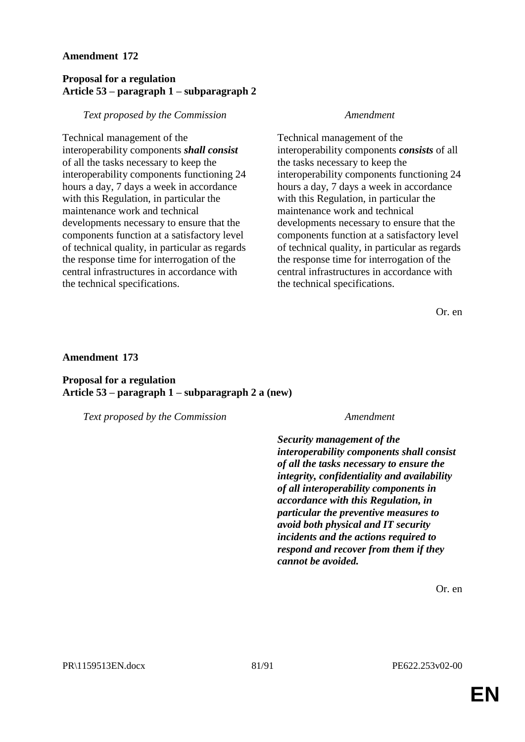**Amendment 172**

**Proposal for a regulation**
**Article 53 – paragraph 1 – subparagraph 2**

| *Text proposed by the Commission* | *Amendment* |
| --- | --- |
| Technical management of the interoperability components ***shall consist*** of all the tasks necessary to keep the interoperability components functioning 24 hours a day, 7 days a week in accordance with this Regulation, in particular the maintenance work and technical developments necessary to ensure that the components function at a satisfactory level of technical quality, in particular as regards the response time for interrogation of the central infrastructures in accordance with the technical specifications. | Technical management of the interoperability components ***consists*** of all the tasks necessary to keep the interoperability components functioning 24 hours a day, 7 days a week in accordance with this Regulation, in particular the maintenance work and technical developments necessary to ensure that the components function at a satisfactory level of technical quality, in particular as regards the response time for interrogation of the central infrastructures in accordance with the technical specifications. |

Or. en

**Amendment 173**

**Proposal for a regulation**
**Article 53 – paragraph 1 – subparagraph 2 a (new)**

| *Text proposed by the Commission* | *Amendment* |
| --- | --- |
| | ***Security management of the interoperability components shall consist of all the tasks necessary to ensure the integrity, confidentiality and availability of all interoperability components in accordance with this Regulation, in particular the preventive measures to avoid both physical and IT security incidents and the actions required to respond and recover from them if they cannot be avoided.*** |

Or. en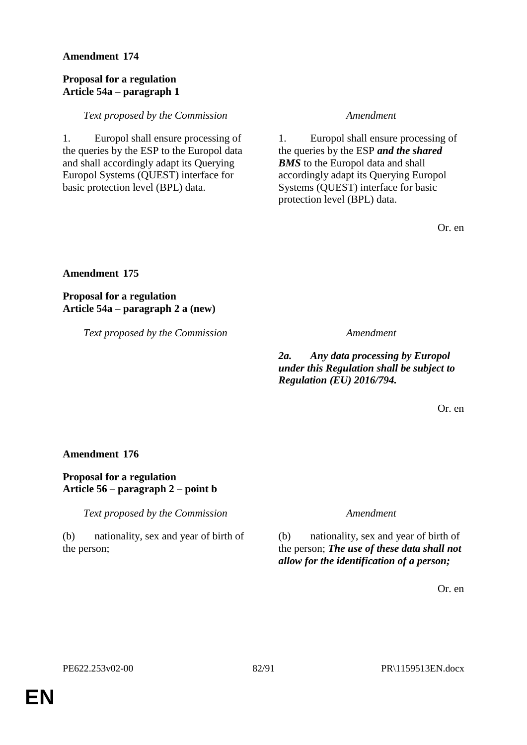**Amendment 174**

**Proposal for a regulation**
**Article 54a – paragraph 1**

| *Text proposed by the Commission* | *Amendment* |
|---|---|
| 1. Europol shall ensure processing of the queries by the ESP to the Europol data and shall accordingly adapt its Querying Europol Systems (QUEST) interface for basic protection level (BPL) data. | 1. Europol shall ensure processing of the queries by the ESP ***and the shared BMS*** to the Europol data and shall accordingly adapt its Querying Europol Systems (QUEST) interface for basic protection level (BPL) data. |

Or. en

**Amendment 175**

**Proposal for a regulation**
**Article 54a – paragraph 2 a (new)**

| *Text proposed by the Commission* | *Amendment* |
|---|---|
| | ***2a. Any data processing by Europol under this Regulation shall be subject to Regulation (EU) 2016/794.*** |

Or. en

**Amendment 176**

**Proposal for a regulation**
**Article 56 – paragraph 2 – point b**

| *Text proposed by the Commission* | *Amendment* |
|---|---|
| (b) nationality, sex and year of birth of the person; | (b) nationality, sex and year of birth of the person; ***The use of these data shall not allow for the identification of a person;*** |

Or. en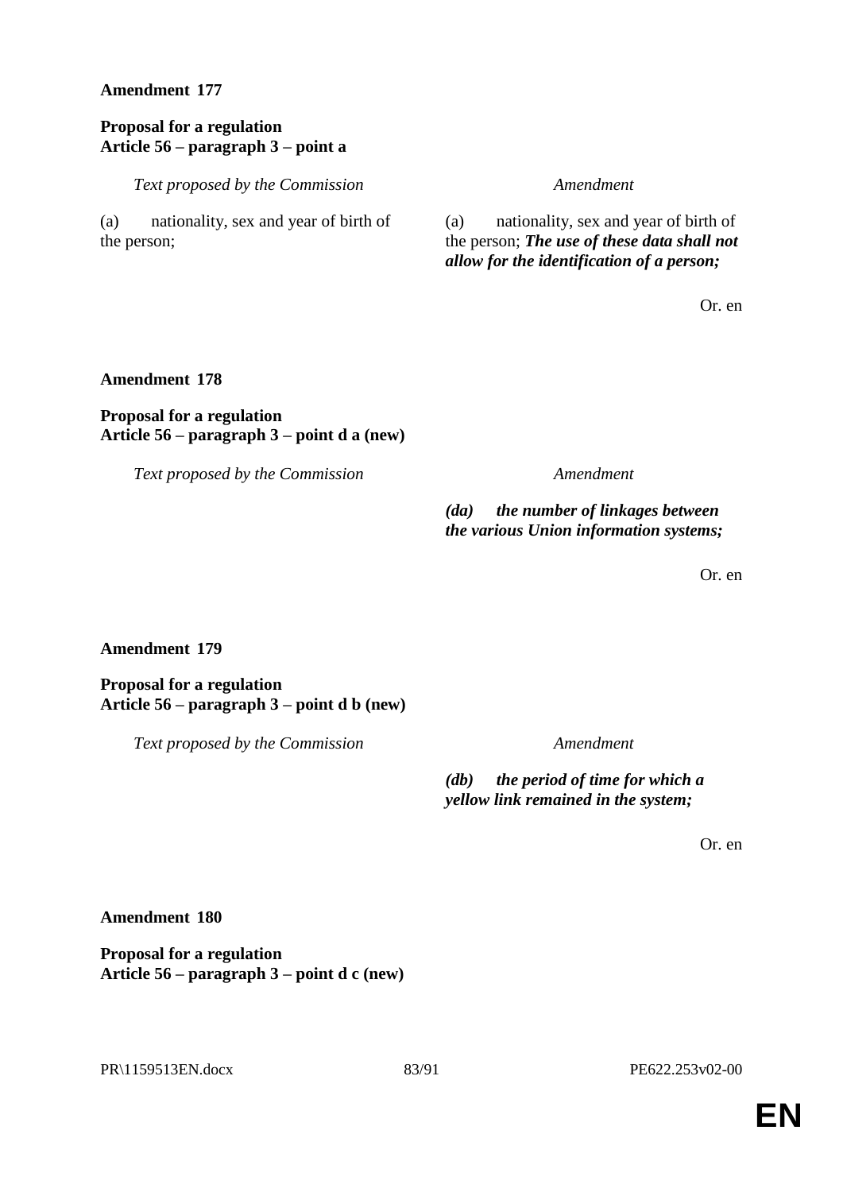**Amendment 177**

**Proposal for a regulation**
**Article 56 – paragraph 3 – point a**

| *Text proposed by the Commission* | *Amendment* |
|---|---|
| (a) nationality, sex and year of birth of the person; | (a) nationality, sex and year of birth of the person; ***The use of these data shall not allow for the identification of a person;*** |

Or. en

**Amendment 178**

**Proposal for a regulation**
**Article 56 – paragraph 3 – point d a (new)**

| *Text proposed by the Commission* | *Amendment* |
|---|---|
| | ***(da) the number of linkages between the various Union information systems;*** |

Or. en

**Amendment 179**

**Proposal for a regulation**
**Article 56 – paragraph 3 – point d b (new)**

| *Text proposed by the Commission* | *Amendment* |
|---|---|
| | ***(db) the period of time for which a yellow link remained in the system;*** |

Or. en

**Amendment 180**

**Proposal for a regulation**
**Article 56 – paragraph 3 – point d c (new)**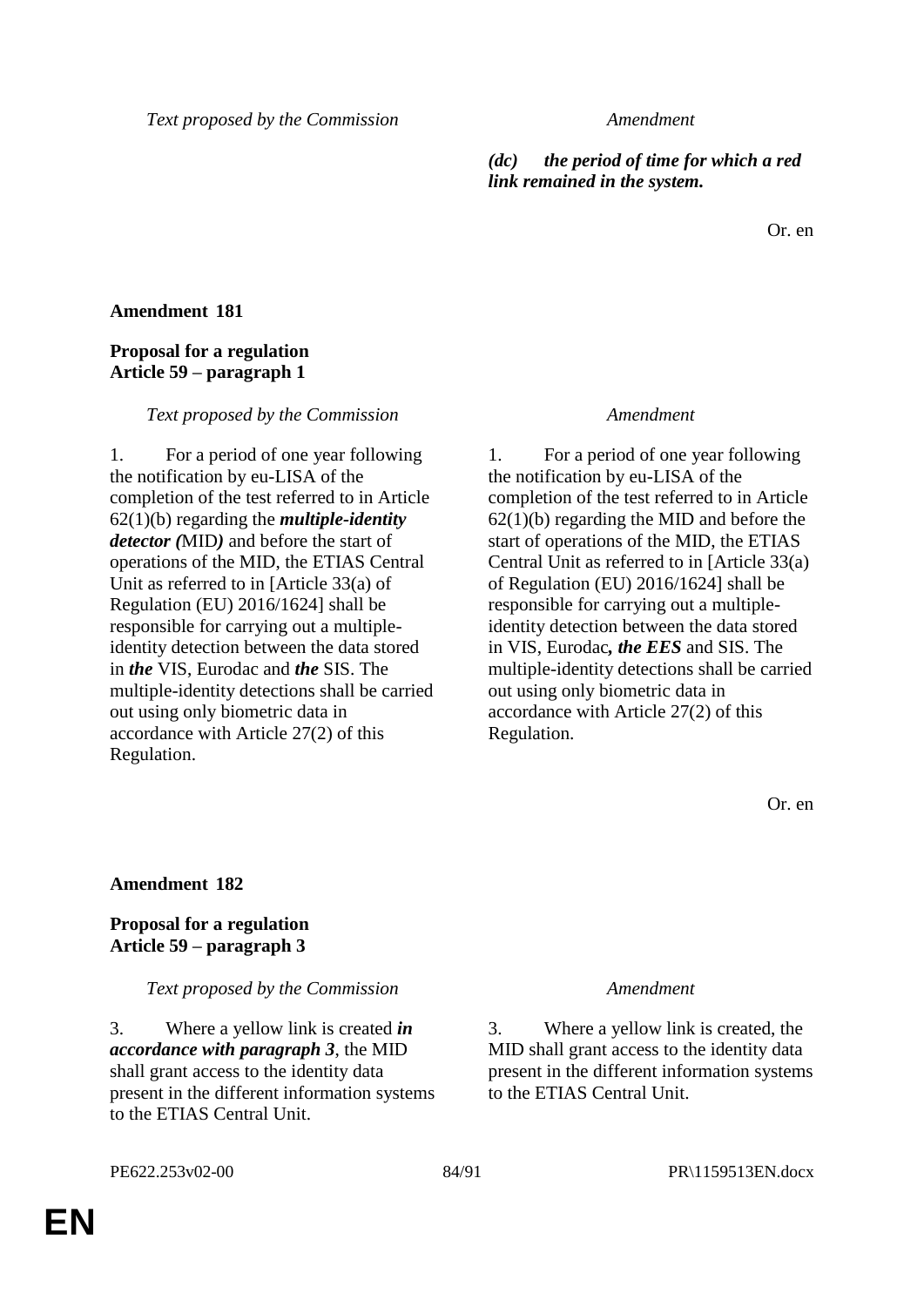| Text proposed by the Commission | Amendment |
|---|---|
| | ***(dc) the period of time for which a red link remained in the system.*** |

Or. en

**Amendment 181**

**Proposal for a regulation**
**Article 59 – paragraph 1**

| Text proposed by the Commission | Amendment |
|---|---|
| 1. For a period of one year following the notification by eu-LISA of the completion of the test referred to in Article 62(1)(b) regarding the ***multiple-identity detector (***MID***)*** and before the start of operations of the MID, the ETIAS Central Unit as referred to in [Article 33(a) of Regulation (EU) 2016/1624] shall be responsible for carrying out a multiple-identity detection between the data stored in ***the*** VIS, Eurodac and ***the*** SIS. The multiple-identity detections shall be carried out using only biometric data in accordance with Article 27(2) of this Regulation. | 1. For a period of one year following the notification by eu-LISA of the completion of the test referred to in Article 62(1)(b) regarding the MID and before the start of operations of the MID, the ETIAS Central Unit as referred to in [Article 33(a) of Regulation (EU) 2016/1624] shall be responsible for carrying out a multiple-identity detection between the data stored in VIS, Eurodac***, the EES*** and SIS. The multiple-identity detections shall be carried out using only biometric data in accordance with Article 27(2) of this Regulation. |

Or. en

**Amendment 182**

**Proposal for a regulation**
**Article 59 – paragraph 3**

| Text proposed by the Commission | Amendment |
|---|---|
| 3. Where a yellow link is created ***in accordance with paragraph 3***, the MID shall grant access to the identity data present in the different information systems to the ETIAS Central Unit. | 3. Where a yellow link is created, the MID shall grant access to the identity data present in the different information systems to the ETIAS Central Unit. |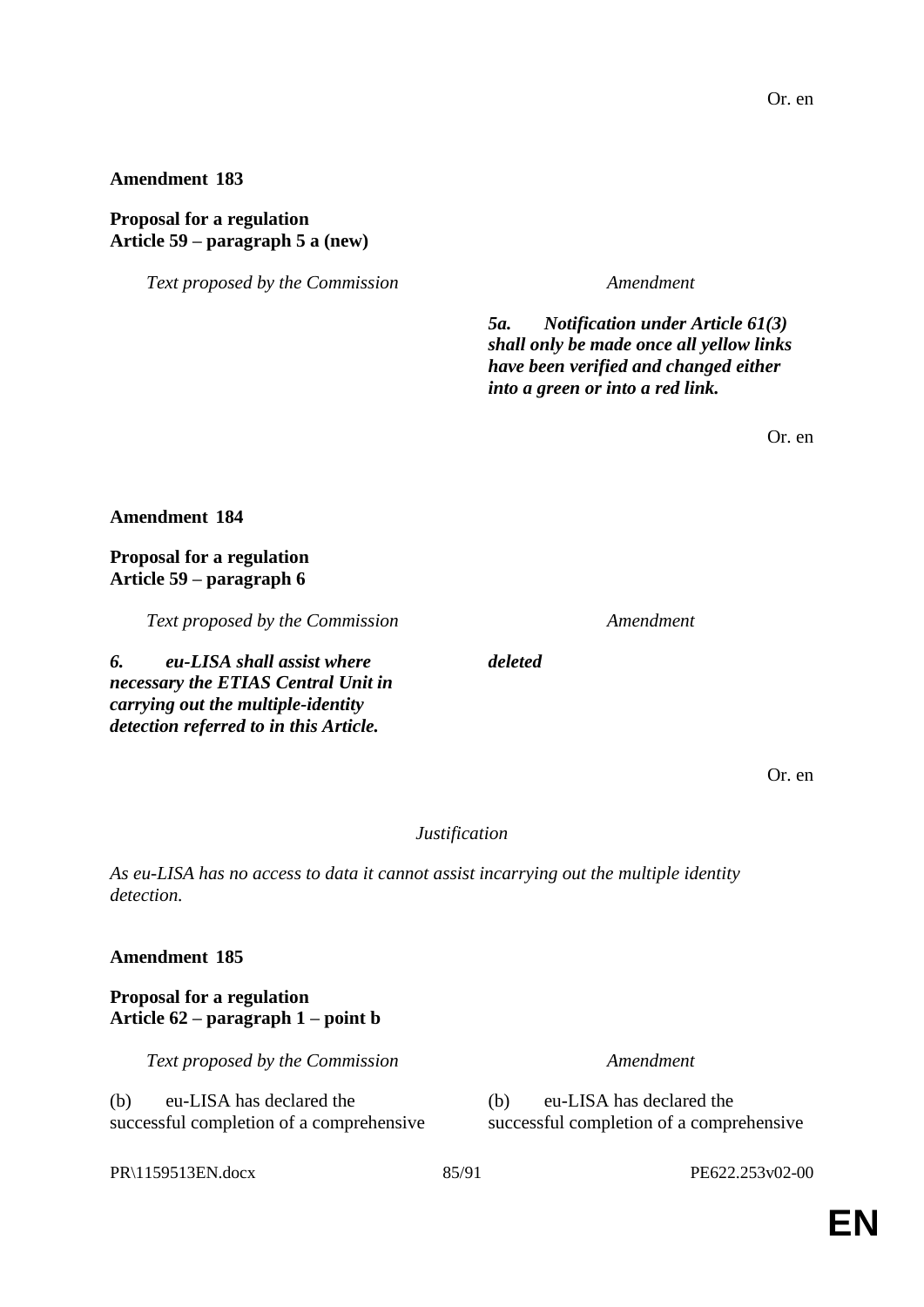Or. en

**Amendment 183**

**Proposal for a regulation**
**Article 59 – paragraph 5 a (new)**

| *Text proposed by the Commission* | *Amendment* |
|---|---|
| | ***5a. Notification under Article 61(3) shall only be made once all yellow links have been verified and changed either into a green or into a red link.*** |

Or. en

**Amendment 184**

**Proposal for a regulation**
**Article 59 – paragraph 6**

| *Text proposed by the Commission* | *Amendment* |
|---|---|
| ***6. eu-LISA shall assist where necessary the ETIAS Central Unit in carrying out the multiple-identity detection referred to in this Article.*** | ***deleted*** |

Or. en

*Justification*

*As eu-LISA has no access to data it cannot assist incarrying out the multiple identity detection.*

**Amendment 185**

**Proposal for a regulation**
**Article 62 – paragraph 1 – point b**

| *Text proposed by the Commission* | *Amendment* |
|---|---|
| (b) eu-LISA has declared the successful completion of a comprehensive | (b) eu-LISA has declared the successful completion of a comprehensive |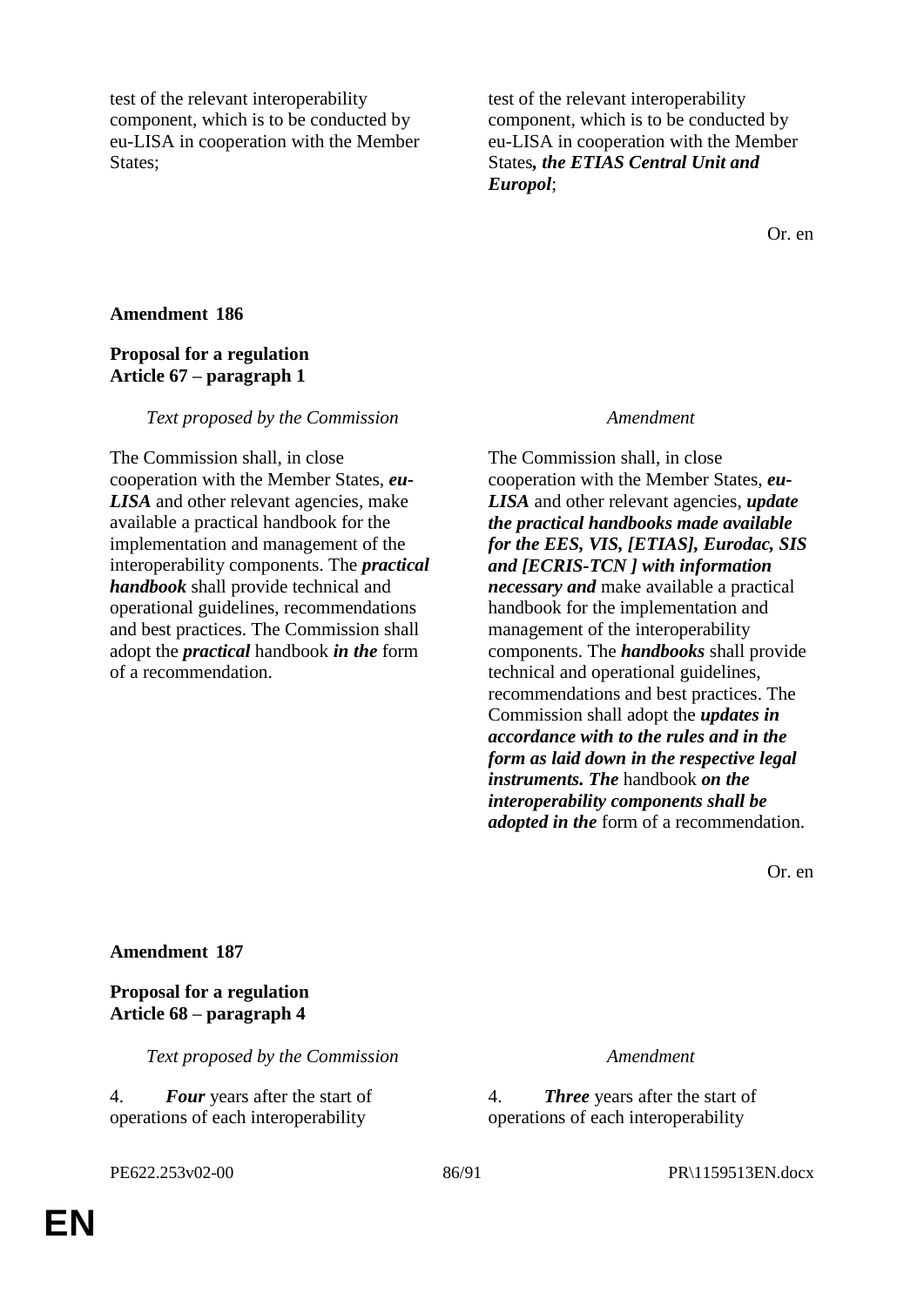| | |
|---|---|
| test of the relevant interoperability component, which is to be conducted by eu-LISA in cooperation with the Member States; | test of the relevant interoperability component, which is to be conducted by eu-LISA in cooperation with the Member States***, the ETIAS Central Unit and Europol***; |

Or. en

**Amendment 186**

**Proposal for a regulation**
**Article 67 – paragraph 1**

| *Text proposed by the Commission* | *Amendment* |
|---|---|
| The Commission shall, in close cooperation with the Member States, ***eu-LISA*** and other relevant agencies, make available a practical handbook for the implementation and management of the interoperability components. The ***practical handbook*** shall provide technical and operational guidelines, recommendations and best practices. The Commission shall adopt the ***practical*** handbook ***in the*** form of a recommendation. | The Commission shall, in close cooperation with the Member States, ***eu-LISA*** and other relevant agencies, ***update the practical handbooks made available for the EES, VIS, [ETIAS], Eurodac, SIS and [ECRIS-TCN ] with information necessary and*** make available a practical handbook for the implementation and management of the interoperability components. The ***handbooks*** shall provide technical and operational guidelines, recommendations and best practices. The Commission shall adopt the ***updates in accordance with to the rules and in the form as laid down in the respective legal instruments. The*** handbook ***on the interoperability components shall be adopted in the*** form of a recommendation. |

Or. en

**Amendment 187**

**Proposal for a regulation**
**Article 68 – paragraph 4**

| *Text proposed by the Commission* | *Amendment* |
|---|---|
| 4. ***Four*** years after the start of operations of each interoperability | 4. ***Three*** years after the start of operations of each interoperability |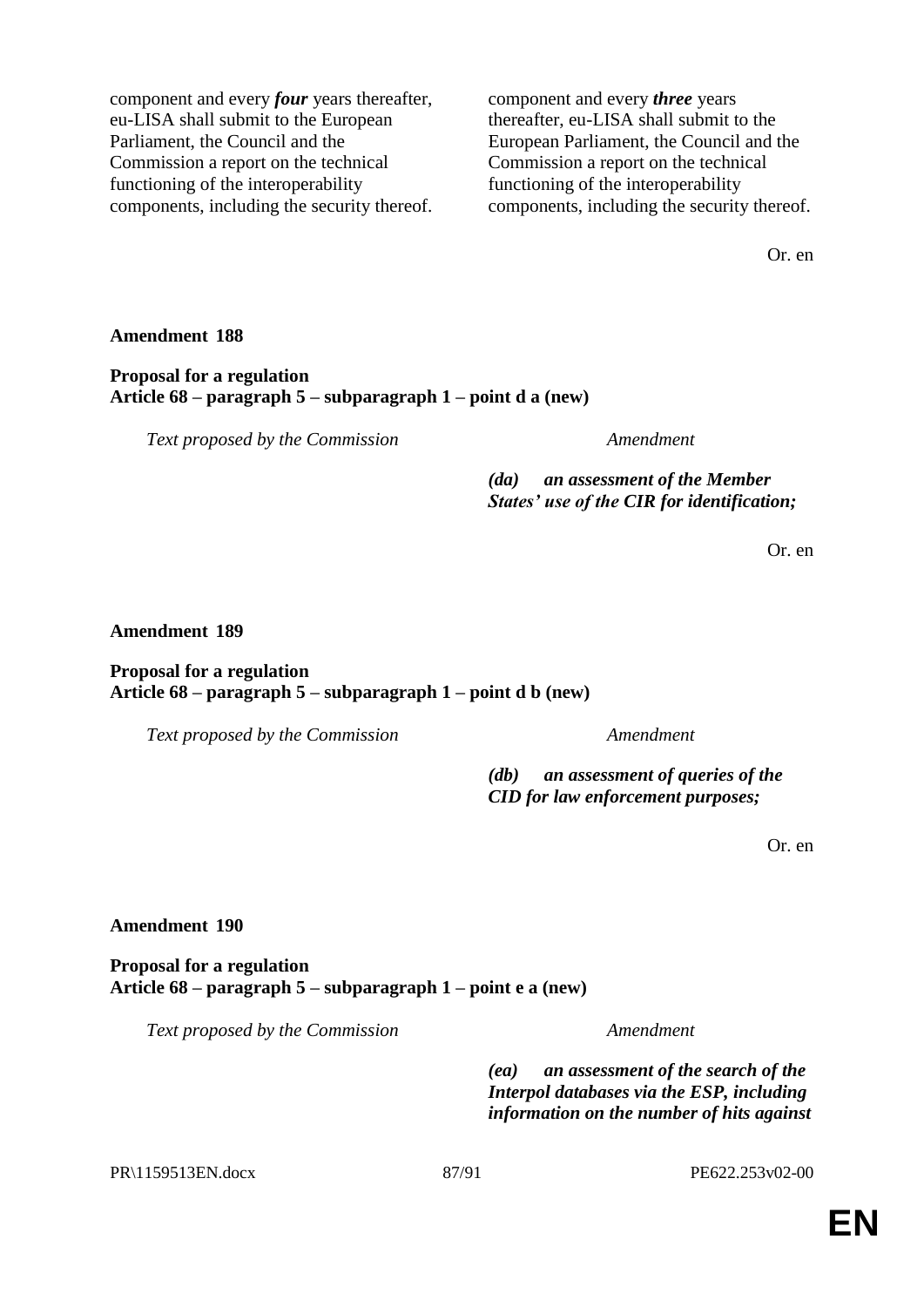| | |
|---|---|
| component and every ***four*** years thereafter, eu-LISA shall submit to the European Parliament, the Council and the Commission a report on the technical functioning of the interoperability components, including the security thereof. | component and every ***three*** years thereafter, eu-LISA shall submit to the European Parliament, the Council and the Commission a report on the technical functioning of the interoperability components, including the security thereof. |

Or. en

**Amendment 188**

**Proposal for a regulation**
**Article 68 – paragraph 5 – subparagraph 1 – point d a (new)**

| *Text proposed by the Commission* | *Amendment* |
|---|---|
| | ***(da) an assessment of the Member States' use of the CIR for identification;*** |

Or. en

**Amendment 189**

**Proposal for a regulation**
**Article 68 – paragraph 5 – subparagraph 1 – point d b (new)**

| *Text proposed by the Commission* | *Amendment* |
|---|---|
| | ***(db) an assessment of queries of the CID for law enforcement purposes;*** |

Or. en

**Amendment 190**

**Proposal for a regulation**
**Article 68 – paragraph 5 – subparagraph 1 – point e a (new)**

| *Text proposed by the Commission* | *Amendment* |
|---|---|
| | ***(ea) an assessment of the search of the Interpol databases via the ESP, including information on the number of hits against*** |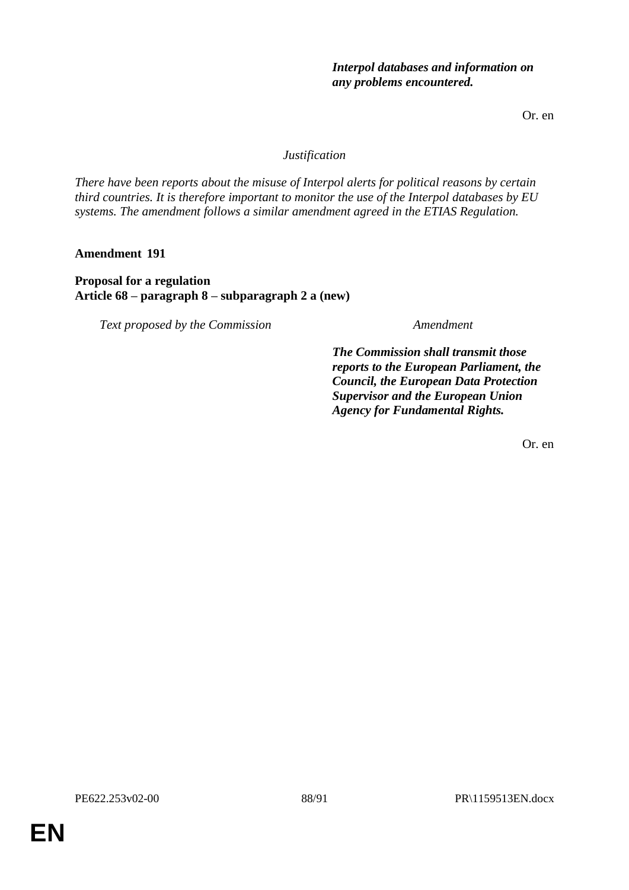| | |
|---|---|
| | ***Interpol databases and information on any problems encountered.*** |

Or. en

*Justification*

*There have been reports about the misuse of Interpol alerts for political reasons by certain third countries. It is therefore important to monitor the use of the Interpol databases by EU systems. The amendment follows a similar amendment agreed in the ETIAS Regulation.*

**Amendment 191**

**Proposal for a regulation**
**Article 68 – paragraph 8 – subparagraph 2 a (new)**

| *Text proposed by the Commission* | *Amendment* |
|---|---|
| | ***The Commission shall transmit those reports to the European Parliament, the Council, the European Data Protection Supervisor and the European Union Agency for Fundamental Rights.*** |

Or. en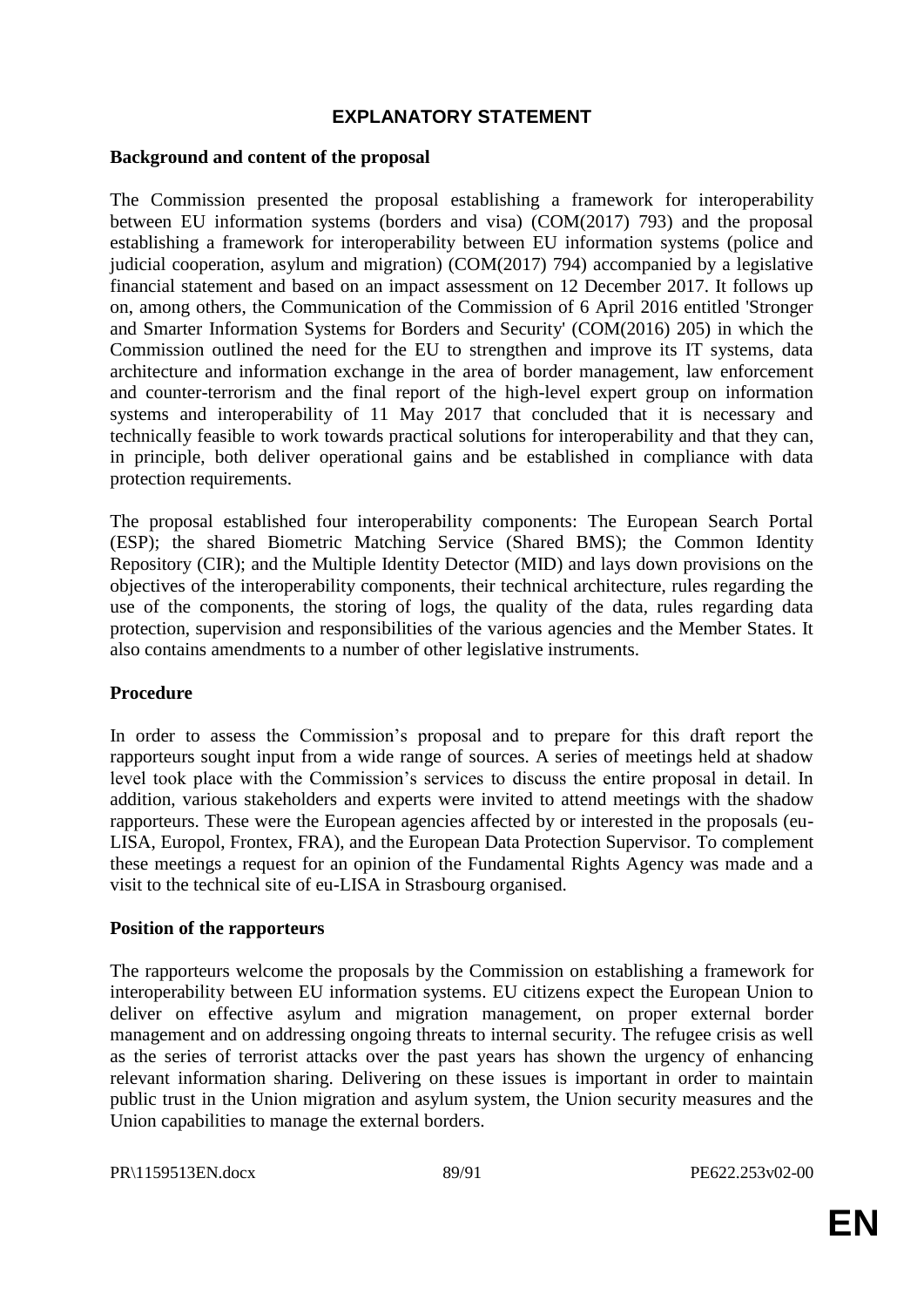# EXPLANATORY STATEMENT

**Background and content of the proposal**

The Commission presented the proposal establishing a framework for interoperability between EU information systems (borders and visa) (COM(2017) 793) and the proposal establishing a framework for interoperability between EU information systems (police and judicial cooperation, asylum and migration) (COM(2017) 794) accompanied by a legislative financial statement and based on an impact assessment on 12 December 2017. It follows up on, among others, the Communication of the Commission of 6 April 2016 entitled 'Stronger and Smarter Information Systems for Borders and Security' (COM(2016) 205) in which the Commission outlined the need for the EU to strengthen and improve its IT systems, data architecture and information exchange in the area of border management, law enforcement and counter-terrorism and the final report of the high-level expert group on information systems and interoperability of 11 May 2017 that concluded that it is necessary and technically feasible to work towards practical solutions for interoperability and that they can, in principle, both deliver operational gains and be established in compliance with data protection requirements.

The proposal established four interoperability components: The European Search Portal (ESP); the shared Biometric Matching Service (Shared BMS); the Common Identity Repository (CIR); and the Multiple Identity Detector (MID) and lays down provisions on the objectives of the interoperability components, their technical architecture, rules regarding the use of the components, the storing of logs, the quality of the data, rules regarding data protection, supervision and responsibilities of the various agencies and the Member States. It also contains amendments to a number of other legislative instruments.

**Procedure**

In order to assess the Commission's proposal and to prepare for this draft report the rapporteurs sought input from a wide range of sources. A series of meetings held at shadow level took place with the Commission's services to discuss the entire proposal in detail. In addition, various stakeholders and experts were invited to attend meetings with the shadow rapporteurs. These were the European agencies affected by or interested in the proposals (eu-LISA, Europol, Frontex, FRA), and the European Data Protection Supervisor. To complement these meetings a request for an opinion of the Fundamental Rights Agency was made and a visit to the technical site of eu-LISA in Strasbourg organised.

**Position of the rapporteurs**

The rapporteurs welcome the proposals by the Commission on establishing a framework for interoperability between EU information systems. EU citizens expect the European Union to deliver on effective asylum and migration management, on proper external border management and on addressing ongoing threats to internal security. The refugee crisis as well as the series of terrorist attacks over the past years has shown the urgency of enhancing relevant information sharing. Delivering on these issues is important in order to maintain public trust in the Union migration and asylum system, the Union security measures and the Union capabilities to manage the external borders.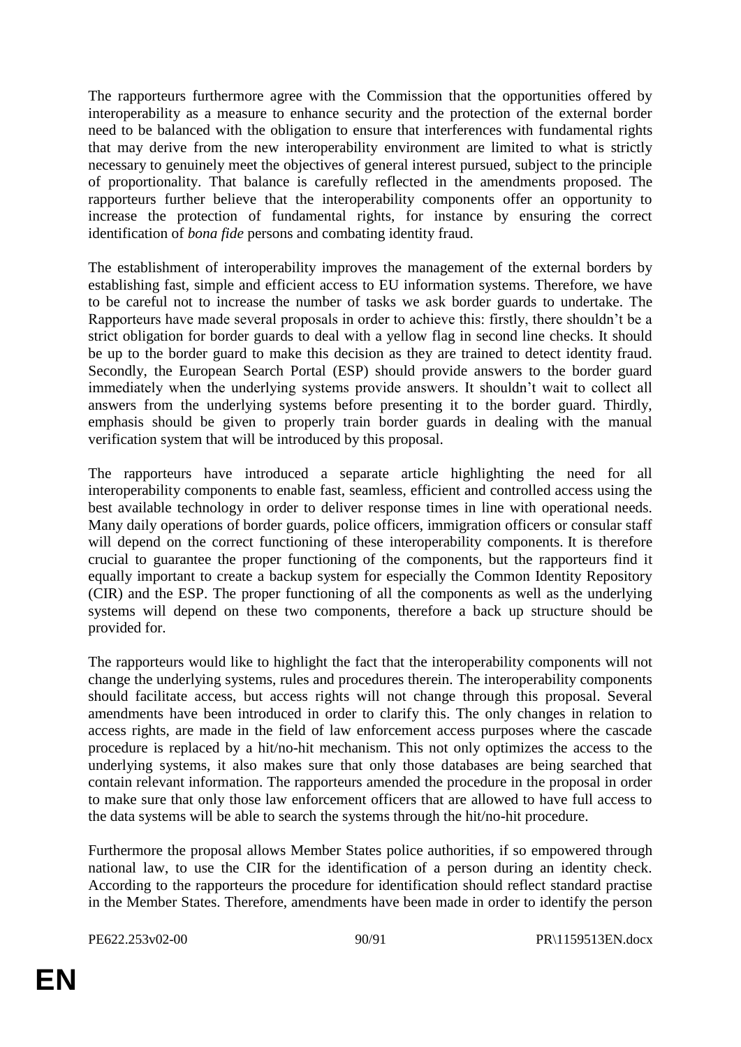The rapporteurs furthermore agree with the Commission that the opportunities offered by interoperability as a measure to enhance security and the protection of the external border need to be balanced with the obligation to ensure that interferences with fundamental rights that may derive from the new interoperability environment are limited to what is strictly necessary to genuinely meet the objectives of general interest pursued, subject to the principle of proportionality. That balance is carefully reflected in the amendments proposed. The rapporteurs further believe that the interoperability components offer an opportunity to increase the protection of fundamental rights, for instance by ensuring the correct identification of *bona fide* persons and combating identity fraud.

The establishment of interoperability improves the management of the external borders by establishing fast, simple and efficient access to EU information systems. Therefore, we have to be careful not to increase the number of tasks we ask border guards to undertake. The Rapporteurs have made several proposals in order to achieve this: firstly, there shouldn't be a strict obligation for border guards to deal with a yellow flag in second line checks. It should be up to the border guard to make this decision as they are trained to detect identity fraud. Secondly, the European Search Portal (ESP) should provide answers to the border guard immediately when the underlying systems provide answers. It shouldn't wait to collect all answers from the underlying systems before presenting it to the border guard. Thirdly, emphasis should be given to properly train border guards in dealing with the manual verification system that will be introduced by this proposal.

The rapporteurs have introduced a separate article highlighting the need for all interoperability components to enable fast, seamless, efficient and controlled access using the best available technology in order to deliver response times in line with operational needs. Many daily operations of border guards, police officers, immigration officers or consular staff will depend on the correct functioning of these interoperability components. It is therefore crucial to guarantee the proper functioning of the components, but the rapporteurs find it equally important to create a backup system for especially the Common Identity Repository (CIR) and the ESP. The proper functioning of all the components as well as the underlying systems will depend on these two components, therefore a back up structure should be provided for.

The rapporteurs would like to highlight the fact that the interoperability components will not change the underlying systems, rules and procedures therein. The interoperability components should facilitate access, but access rights will not change through this proposal. Several amendments have been introduced in order to clarify this. The only changes in relation to access rights, are made in the field of law enforcement access purposes where the cascade procedure is replaced by a hit/no-hit mechanism. This not only optimizes the access to the underlying systems, it also makes sure that only those databases are being searched that contain relevant information. The rapporteurs amended the procedure in the proposal in order to make sure that only those law enforcement officers that are allowed to have full access to the data systems will be able to search the systems through the hit/no-hit procedure.

Furthermore the proposal allows Member States police authorities, if so empowered through national law, to use the CIR for the identification of a person during an identity check. According to the rapporteurs the procedure for identification should reflect standard practise in the Member States. Therefore, amendments have been made in order to identify the person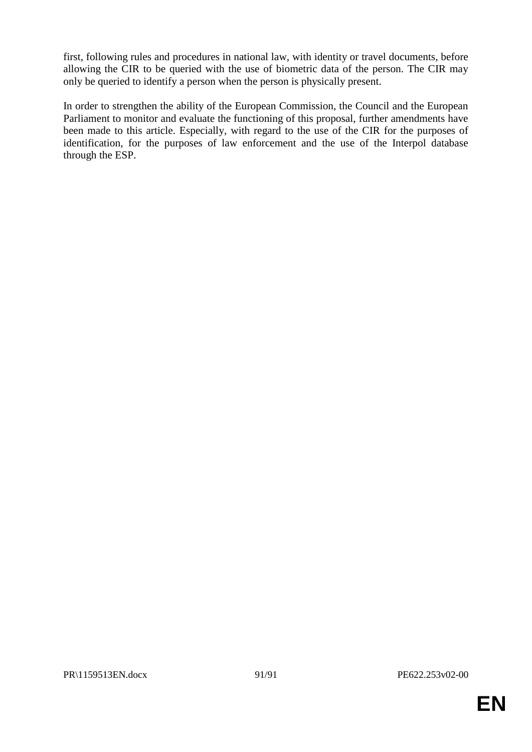first, following rules and procedures in national law, with identity or travel documents, before allowing the CIR to be queried with the use of biometric data of the person. The CIR may only be queried to identify a person when the person is physically present.

In order to strengthen the ability of the European Commission, the Council and the European Parliament to monitor and evaluate the functioning of this proposal, further amendments have been made to this article. Especially, with regard to the use of the CIR for the purposes of identification, for the purposes of law enforcement and the use of the Interpol database through the ESP.